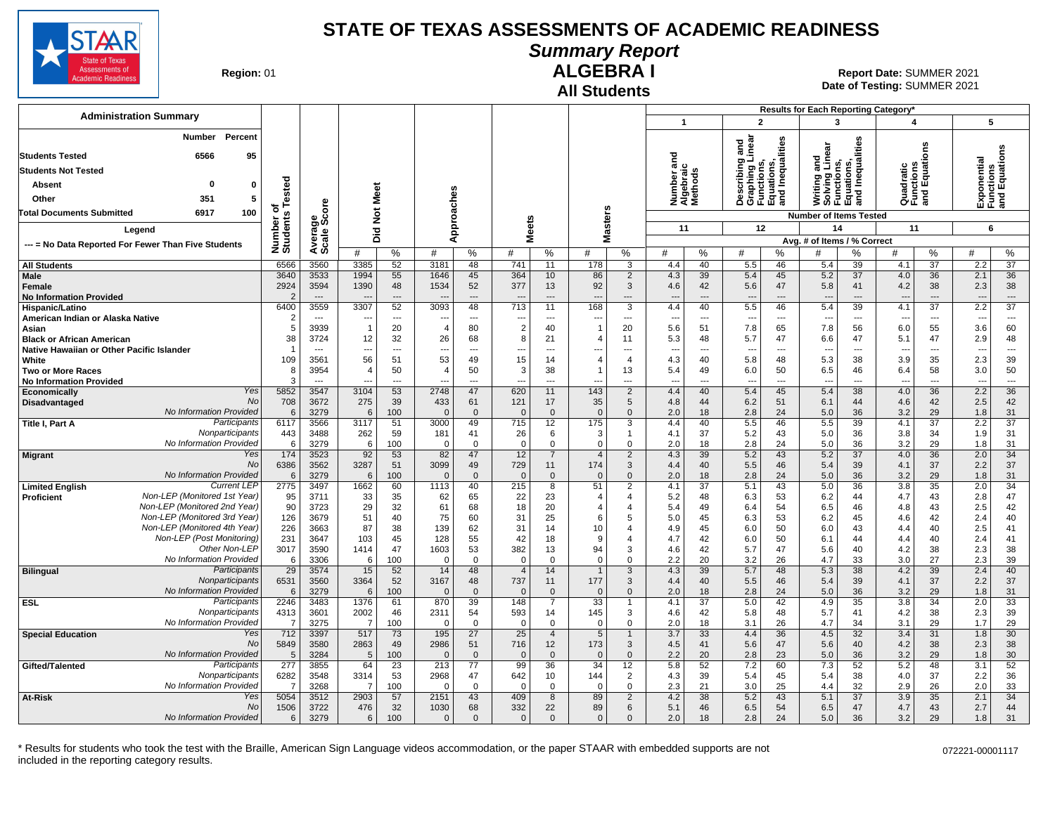# STATE OF TEXAS ASSESSMENTS OF ACADEMIC READINESS

## Summary Report

**Region:** 01

## ALGEBRA I

### All Students

**Report Date:** SUMMER 2021
**Date of Testing:** SUMMER 2021

### Administration Summary

| | Number | Percent |
|---|---|---|
| Students Tested | 6566 | 95 |
| Students Not Tested | | |
| Absent | 0 | 0 |
| Other | 351 | 5 |
| Total Documents Submitted | 6917 | 100 |

Legend: --- = No Data Reported For Fewer Than Five Students

Results for Each Reporting Category*: 1 = Number and Algebraic Methods (11 items); 2 = Describing and Graphing Linear Functions, Equations, and Inequalities (12 items); 3 = Writing and Solving Linear Functions, Equations, and Inequalities (14 items); 4 = Quadratic Functions and Equations (11 items); 5 = Exponential Functions and Equations (6 items). Avg. # of Items / % Correct.

| Group | | Number of Students Tested | Average Scale Score | Did Not Meet # | Did Not Meet % | Approaches # | Approaches % | Meets # | Meets % | Masters # | Masters % | Cat 1 # | Cat 1 % | Cat 2 # | Cat 2 % | Cat 3 # | Cat 3 % | Cat 4 # | Cat 4 % | Cat 5 # | Cat 5 % |
|---|---|---|---|---|---|---|---|---|---|---|---|---|---|---|---|---|---|---|---|---|---|
| All Students | | 6566 | 3560 | 3385 | 52 | 3181 | 48 | 741 | 11 | 178 | 3 | 4.4 | 40 | 5.5 | 46 | 5.4 | 39 | 4.1 | 37 | 2.2 | 37 |
| Male | | 3640 | 3533 | 1994 | 55 | 1646 | 45 | 364 | 10 | 86 | 2 | 4.3 | 39 | 5.4 | 45 | 5.2 | 37 | 4.0 | 36 | 2.1 | 36 |
| Female | | 2924 | 3594 | 1390 | 48 | 1534 | 52 | 377 | 13 | 92 | 3 | 4.6 | 42 | 5.6 | 47 | 5.8 | 41 | 4.2 | 38 | 2.3 | 38 |
| No Information Provided | | 2 | --- | --- | --- | --- | --- | --- | --- | --- | --- | --- | --- | --- | --- | --- | --- | --- | --- | --- | --- |
| Hispanic/Latino | | 6400 | 3559 | 3307 | 52 | 3093 | 48 | 713 | 11 | 168 | 3 | 4.4 | 40 | 5.5 | 46 | 5.4 | 39 | 4.1 | 37 | 2.2 | 37 |
| American Indian or Alaska Native | | 2 | --- | --- | --- | --- | --- | --- | --- | --- | --- | --- | --- | --- | --- | --- | --- | --- | --- | --- | --- |
| Asian | | 5 | 3939 | 1 | 20 | 4 | 80 | 2 | 40 | 1 | 20 | 5.6 | 51 | 7.8 | 65 | 7.8 | 56 | 6.0 | 55 | 3.6 | 60 |
| Black or African American | | 38 | 3724 | 12 | 32 | 26 | 68 | 8 | 21 | 4 | 11 | 5.3 | 48 | 5.7 | 47 | 6.6 | 47 | 5.1 | 47 | 2.9 | 48 |
| Native Hawaiian or Other Pacific Islander | | 1 | --- | --- | --- | --- | --- | --- | --- | --- | --- | --- | --- | --- | --- | --- | --- | --- | --- | --- | --- |
| White | | 109 | 3561 | 56 | 51 | 53 | 49 | 15 | 14 | 4 | 4 | 4.3 | 40 | 5.8 | 48 | 5.3 | 38 | 3.9 | 35 | 2.3 | 39 |
| Two or More Races | | 8 | 3954 | 4 | 50 | 4 | 50 | 3 | 38 | 1 | 13 | 5.4 | 49 | 6.0 | 50 | 6.5 | 46 | 6.4 | 58 | 3.0 | 50 |
| No Information Provided | | 3 | --- | --- | --- | --- | --- | --- | --- | --- | --- | --- | --- | --- | --- | --- | --- | --- | --- | --- | --- |
| Economically Disadvantaged | Yes | 5852 | 3547 | 3104 | 53 | 2748 | 47 | 620 | 11 | 143 | 2 | 4.4 | 40 | 5.4 | 45 | 5.4 | 38 | 4.0 | 36 | 2.2 | 36 |
| | No | 708 | 3672 | 275 | 39 | 433 | 61 | 121 | 17 | 35 | 5 | 4.8 | 44 | 6.2 | 51 | 6.1 | 44 | 4.6 | 42 | 2.5 | 42 |
| | No Information Provided | 6 | 3279 | 6 | 100 | 0 | 0 | 0 | 0 | 0 | 0 | 2.0 | 18 | 2.8 | 24 | 5.0 | 36 | 3.2 | 29 | 1.8 | 31 |
| Title I, Part A | Participants | 6117 | 3566 | 3117 | 51 | 3000 | 49 | 715 | 12 | 175 | 3 | 4.4 | 40 | 5.5 | 46 | 5.5 | 39 | 4.1 | 37 | 2.2 | 37 |
| | Nonparticipants | 443 | 3488 | 262 | 59 | 181 | 41 | 26 | 6 | 3 | 1 | 4.1 | 37 | 5.2 | 43 | 5.0 | 36 | 3.8 | 34 | 1.9 | 31 |
| | No Information Provided | 6 | 3279 | 6 | 100 | 0 | 0 | 0 | 0 | 0 | 0 | 2.0 | 18 | 2.8 | 24 | 5.0 | 36 | 3.2 | 29 | 1.8 | 31 |
| Migrant | Yes | 174 | 3523 | 92 | 53 | 82 | 47 | 12 | 7 | 4 | 2 | 4.3 | 39 | 5.2 | 43 | 5.2 | 37 | 4.0 | 36 | 2.0 | 34 |
| | No | 6386 | 3562 | 3287 | 51 | 3099 | 49 | 729 | 11 | 174 | 3 | 4.4 | 40 | 5.5 | 46 | 5.4 | 39 | 4.1 | 37 | 2.2 | 37 |
| | No Information Provided | 6 | 3279 | 6 | 100 | 0 | 0 | 0 | 0 | 0 | 0 | 2.0 | 18 | 2.8 | 24 | 5.0 | 36 | 3.2 | 29 | 1.8 | 31 |
| Limited English Proficient | Current LEP | 2775 | 3497 | 1662 | 60 | 1113 | 40 | 215 | 8 | 51 | 2 | 4.1 | 37 | 5.1 | 43 | 5.0 | 36 | 3.8 | 35 | 2.0 | 34 |
| | Non-LEP (Monitored 1st Year) | 95 | 3711 | 33 | 35 | 62 | 65 | 22 | 23 | 4 | 4 | 5.2 | 48 | 6.3 | 53 | 6.2 | 44 | 4.7 | 43 | 2.8 | 47 |
| | Non-LEP (Monitored 2nd Year) | 90 | 3723 | 29 | 32 | 61 | 68 | 18 | 20 | 4 | 4 | 5.4 | 49 | 6.4 | 54 | 6.5 | 46 | 4.8 | 43 | 2.5 | 42 |
| | Non-LEP (Monitored 3rd Year) | 126 | 3679 | 51 | 40 | 75 | 60 | 31 | 25 | 6 | 5 | 5.0 | 45 | 6.3 | 53 | 6.2 | 45 | 4.6 | 42 | 2.4 | 40 |
| | Non-LEP (Monitored 4th Year) | 226 | 3663 | 87 | 38 | 139 | 62 | 31 | 14 | 10 | 4 | 4.9 | 45 | 6.0 | 50 | 6.0 | 43 | 4.4 | 40 | 2.5 | 41 |
| | Non-LEP (Post Monitoring) | 231 | 3647 | 103 | 45 | 128 | 55 | 42 | 18 | 9 | 4 | 4.7 | 42 | 6.0 | 50 | 6.1 | 44 | 4.4 | 40 | 2.4 | 41 |
| | Other Non-LEP | 3017 | 3590 | 1414 | 47 | 1603 | 53 | 382 | 13 | 94 | 3 | 4.6 | 42 | 5.7 | 47 | 5.6 | 40 | 4.2 | 38 | 2.3 | 38 |
| | No Information Provided | 6 | 3306 | 6 | 100 | 0 | 0 | 0 | 0 | 0 | 0 | 2.2 | 20 | 3.2 | 26 | 4.7 | 33 | 3.0 | 27 | 2.3 | 39 |
| Bilingual | Participants | 29 | 3574 | 15 | 52 | 14 | 48 | 4 | 14 | 1 | 3 | 4.3 | 39 | 5.7 | 48 | 5.3 | 38 | 4.2 | 39 | 2.4 | 40 |
| | Nonparticipants | 6531 | 3560 | 3364 | 52 | 3167 | 48 | 737 | 11 | 177 | 3 | 4.4 | 40 | 5.5 | 46 | 5.4 | 39 | 4.1 | 37 | 2.2 | 37 |
| | No Information Provided | 6 | 3279 | 6 | 100 | 0 | 0 | 0 | 0 | 0 | 0 | 2.0 | 18 | 2.8 | 24 | 5.0 | 36 | 3.2 | 29 | 1.8 | 31 |
| ESL | Participants | 2246 | 3483 | 1376 | 61 | 870 | 39 | 148 | 7 | 33 | 1 | 4.1 | 37 | 5.0 | 42 | 4.9 | 35 | 3.8 | 34 | 2.0 | 33 |
| | Nonparticipants | 4313 | 3601 | 2002 | 46 | 2311 | 54 | 593 | 14 | 145 | 3 | 4.6 | 42 | 5.8 | 48 | 5.7 | 41 | 4.2 | 38 | 2.3 | 39 |
| | No Information Provided | 7 | 3275 | 7 | 100 | 0 | 0 | 0 | 0 | 0 | 0 | 2.0 | 18 | 3.1 | 26 | 4.7 | 34 | 3.1 | 29 | 1.7 | 29 |
| Special Education | Yes | 712 | 3397 | 517 | 73 | 195 | 27 | 25 | 4 | 5 | 1 | 3.7 | 33 | 4.4 | 36 | 4.5 | 32 | 3.4 | 31 | 1.8 | 30 |
| | No | 5849 | 3580 | 2863 | 49 | 2986 | 51 | 716 | 12 | 173 | 3 | 4.5 | 41 | 5.6 | 47 | 5.6 | 40 | 4.2 | 38 | 2.3 | 38 |
| | No Information Provided | 5 | 3284 | 5 | 100 | 0 | 0 | 0 | 0 | 0 | 0 | 2.2 | 20 | 2.8 | 23 | 5.0 | 36 | 3.2 | 29 | 1.8 | 30 |
| Gifted/Talented | Participants | 277 | 3855 | 64 | 23 | 213 | 77 | 99 | 36 | 34 | 12 | 5.8 | 52 | 7.2 | 60 | 7.3 | 52 | 5.2 | 48 | 3.1 | 52 |
| | Nonparticipants | 6282 | 3548 | 3314 | 53 | 2968 | 47 | 642 | 10 | 144 | 2 | 4.3 | 39 | 5.4 | 45 | 5.4 | 38 | 4.0 | 37 | 2.2 | 36 |
| | No Information Provided | 7 | 3268 | 7 | 100 | 0 | 0 | 0 | 0 | 0 | 0 | 2.3 | 21 | 3.0 | 25 | 4.4 | 32 | 2.9 | 26 | 2.0 | 33 |
| At-Risk | Yes | 5054 | 3512 | 2903 | 57 | 2151 | 43 | 409 | 8 | 89 | 2 | 4.2 | 38 | 5.2 | 43 | 5.1 | 37 | 3.9 | 35 | 2.1 | 34 |
| | No | 1506 | 3722 | 476 | 32 | 1030 | 68 | 332 | 22 | 89 | 6 | 5.1 | 46 | 6.5 | 54 | 6.5 | 47 | 4.7 | 43 | 2.7 | 44 |
| | No Information Provided | 6 | 3279 | 6 | 100 | 0 | 0 | 0 | 0 | 0 | 0 | 2.0 | 18 | 2.8 | 24 | 5.0 | 36 | 3.2 | 29 | 1.8 | 31 |

\* Results for students who took the test with the Braille, American Sign Language videos accommodation, or the paper STAAR with embedded supports are not included in the reporting category results.

072221-00001117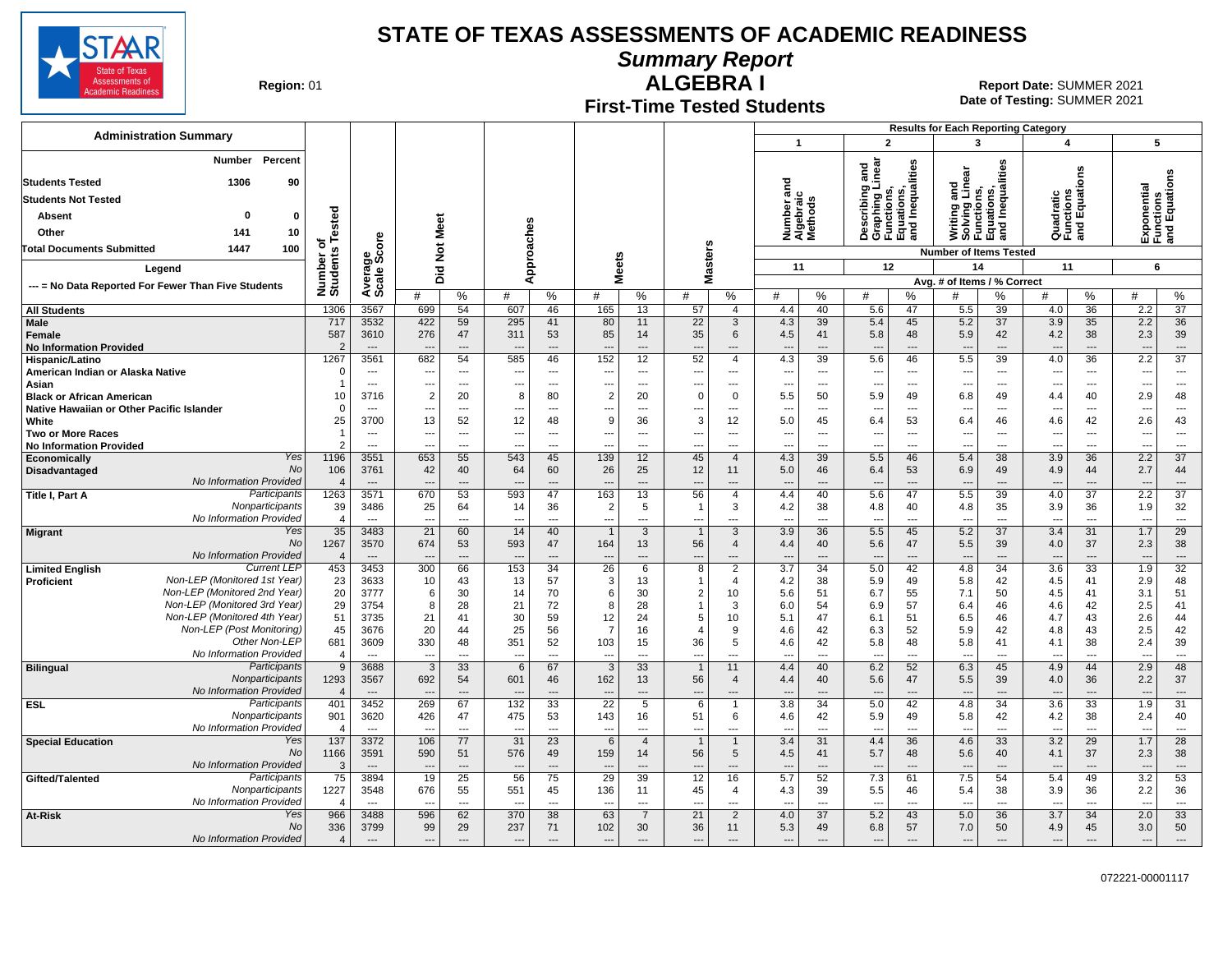# STATE OF TEXAS ASSESSMENTS OF ACADEMIC READINESS

## Summary Report

## ALGEBRA I

### First-Time Tested Students

**Region:** 01

**Report Date:** SUMMER 2021
**Date of Testing:** SUMMER 2021

**Administration Summary**

| | Number | Percent |
|---|---|---|
| Students Tested | 1306 | 90 |
| Students Not Tested | | |
| Absent | 0 | 0 |
| Other | 141 | 10 |
| Total Documents Submitted | 1447 | 100 |

Legend: --- = No Data Reported For Fewer Than Five Students

Results for Each Reporting Category: 1 = Number and Algebraic Methods (11 items); 2 = Describing and Graphing Linear Functions, Equations, and Inequalities (12 items); 3 = Writing and Solving Linear Functions, Equations, and Inequalities (14 items); 4 = Quadratic Functions and Equations (11 items); 5 = Exponential Functions and Equations (6 items). Values are Avg. # of Items / % Correct.

| Group | | Number of Students Tested | Average Scale Score | Did Not Meet # | Did Not Meet % | Approaches # | Approaches % | Meets # | Meets % | Masters # | Masters % | Cat 1 # | Cat 1 % | Cat 2 # | Cat 2 % | Cat 3 # | Cat 3 % | Cat 4 # | Cat 4 % | Cat 5 # | Cat 5 % |
|---|---|---|---|---|---|---|---|---|---|---|---|---|---|---|---|---|---|---|---|---|---|
| All Students | | 1306 | 3567 | 699 | 54 | 607 | 46 | 165 | 13 | 57 | 4 | 4.4 | 40 | 5.6 | 47 | 5.5 | 39 | 4.0 | 36 | 2.2 | 37 |
| Male | | 717 | 3532 | 422 | 59 | 295 | 41 | 80 | 11 | 22 | 3 | 4.3 | 39 | 5.4 | 45 | 5.2 | 37 | 3.9 | 35 | 2.2 | 36 |
| Female | | 587 | 3610 | 276 | 47 | 311 | 53 | 85 | 14 | 35 | 6 | 4.5 | 41 | 5.8 | 48 | 5.9 | 42 | 4.2 | 38 | 2.3 | 39 |
| No Information Provided | | 2 | --- | --- | --- | --- | --- | --- | --- | --- | --- | --- | --- | --- | --- | --- | --- | --- | --- | --- | --- |
| Hispanic/Latino | | 1267 | 3561 | 682 | 54 | 585 | 46 | 152 | 12 | 52 | 4 | 4.3 | 39 | 5.6 | 46 | 5.5 | 39 | 4.0 | 36 | 2.2 | 37 |
| American Indian or Alaska Native | | 0 | --- | --- | --- | --- | --- | --- | --- | --- | --- | --- | --- | --- | --- | --- | --- | --- | --- | --- | --- |
| Asian | | 1 | --- | --- | --- | --- | --- | --- | --- | --- | --- | --- | --- | --- | --- | --- | --- | --- | --- | --- | --- |
| Black or African American | | 10 | 3716 | 2 | 20 | 8 | 80 | 2 | 20 | 0 | 0 | 5.5 | 50 | 5.9 | 49 | 6.8 | 49 | 4.4 | 40 | 2.9 | 48 |
| Native Hawaiian or Other Pacific Islander | | 0 | --- | --- | --- | --- | --- | --- | --- | --- | --- | --- | --- | --- | --- | --- | --- | --- | --- | --- | --- |
| White | | 25 | 3700 | 13 | 52 | 12 | 48 | 9 | 36 | 3 | 12 | 5.0 | 45 | 6.4 | 53 | 6.4 | 46 | 4.6 | 42 | 2.6 | 43 |
| Two or More Races | | 1 | --- | --- | --- | --- | --- | --- | --- | --- | --- | --- | --- | --- | --- | --- | --- | --- | --- | --- | --- |
| No Information Provided | | 2 | --- | --- | --- | --- | --- | --- | --- | --- | --- | --- | --- | --- | --- | --- | --- | --- | --- | --- | --- |
| Economically Disadvantaged | Yes | 1196 | 3551 | 653 | 55 | 543 | 45 | 139 | 12 | 45 | 4 | 4.3 | 39 | 5.5 | 46 | 5.4 | 38 | 3.9 | 36 | 2.2 | 37 |
| | No | 106 | 3761 | 42 | 40 | 64 | 60 | 26 | 25 | 12 | 11 | 5.0 | 46 | 6.4 | 53 | 6.9 | 49 | 4.9 | 44 | 2.7 | 44 |
| | No Information Provided | 4 | --- | --- | --- | --- | --- | --- | --- | --- | --- | --- | --- | --- | --- | --- | --- | --- | --- | --- | --- |
| Title I, Part A | Participants | 1263 | 3571 | 670 | 53 | 593 | 47 | 163 | 13 | 56 | 4 | 4.4 | 40 | 5.6 | 47 | 5.5 | 39 | 4.0 | 37 | 2.2 | 37 |
| | Nonparticipants | 39 | 3486 | 25 | 64 | 14 | 36 | 2 | 5 | 1 | 3 | 4.2 | 38 | 4.8 | 40 | 4.8 | 35 | 3.9 | 36 | 1.9 | 32 |
| | No Information Provided | 4 | --- | --- | --- | --- | --- | --- | --- | --- | --- | --- | --- | --- | --- | --- | --- | --- | --- | --- | --- |
| Migrant | Yes | 35 | 3483 | 21 | 60 | 14 | 40 | 1 | 3 | 1 | 3 | 3.9 | 36 | 5.5 | 45 | 5.2 | 37 | 3.4 | 31 | 1.7 | 29 |
| | No | 1267 | 3570 | 674 | 53 | 593 | 47 | 164 | 13 | 56 | 4 | 4.4 | 40 | 5.6 | 47 | 5.5 | 39 | 4.0 | 37 | 2.3 | 38 |
| | No Information Provided | 4 | --- | --- | --- | --- | --- | --- | --- | --- | --- | --- | --- | --- | --- | --- | --- | --- | --- | --- | --- |
| Limited English Proficient | Current LEP | 453 | 3453 | 300 | 66 | 153 | 34 | 26 | 6 | 8 | 2 | 3.7 | 34 | 5.0 | 42 | 4.8 | 34 | 3.6 | 33 | 1.9 | 32 |
| | Non-LEP (Monitored 1st Year) | 23 | 3633 | 10 | 43 | 13 | 57 | 3 | 13 | 1 | 4 | 4.2 | 38 | 5.9 | 49 | 5.8 | 42 | 4.5 | 41 | 2.9 | 48 |
| | Non-LEP (Monitored 2nd Year) | 20 | 3777 | 6 | 30 | 14 | 70 | 6 | 30 | 2 | 10 | 5.6 | 51 | 6.7 | 55 | 7.1 | 50 | 4.5 | 41 | 3.1 | 51 |
| | Non-LEP (Monitored 3rd Year) | 29 | 3754 | 8 | 28 | 21 | 72 | 8 | 28 | 1 | 3 | 6.0 | 54 | 6.9 | 57 | 6.4 | 46 | 4.6 | 42 | 2.5 | 41 |
| | Non-LEP (Monitored 4th Year) | 51 | 3735 | 21 | 41 | 30 | 59 | 12 | 24 | 5 | 10 | 5.1 | 47 | 6.1 | 51 | 6.5 | 46 | 4.7 | 43 | 2.6 | 44 |
| | Non-LEP (Post Monitoring) | 45 | 3676 | 20 | 44 | 25 | 56 | 7 | 16 | 4 | 9 | 4.6 | 42 | 6.3 | 52 | 5.9 | 42 | 4.8 | 43 | 2.5 | 42 |
| | Other Non-LEP | 681 | 3609 | 330 | 48 | 351 | 52 | 103 | 15 | 36 | 5 | 4.6 | 42 | 5.8 | 48 | 5.8 | 41 | 4.1 | 38 | 2.4 | 39 |
| | No Information Provided | 4 | --- | --- | --- | --- | --- | --- | --- | --- | --- | --- | --- | --- | --- | --- | --- | --- | --- | --- | --- |
| Bilingual | Participants | 9 | 3688 | 3 | 33 | 6 | 67 | 3 | 33 | 1 | 11 | 4.4 | 40 | 6.2 | 52 | 6.3 | 45 | 4.9 | 44 | 2.9 | 48 |
| | Nonparticipants | 1293 | 3567 | 692 | 54 | 601 | 46 | 162 | 13 | 56 | 4 | 4.4 | 40 | 5.6 | 47 | 5.5 | 39 | 4.0 | 36 | 2.2 | 37 |
| | No Information Provided | 4 | --- | --- | --- | --- | --- | --- | --- | --- | --- | --- | --- | --- | --- | --- | --- | --- | --- | --- | --- |
| ESL | Participants | 401 | 3452 | 269 | 67 | 132 | 33 | 22 | 5 | 6 | 1 | 3.8 | 34 | 5.0 | 42 | 4.8 | 34 | 3.6 | 33 | 1.9 | 31 |
| | Nonparticipants | 901 | 3620 | 426 | 47 | 475 | 53 | 143 | 16 | 51 | 6 | 4.6 | 42 | 5.9 | 49 | 5.8 | 42 | 4.2 | 38 | 2.4 | 40 |
| | No Information Provided | 4 | --- | --- | --- | --- | --- | --- | --- | --- | --- | --- | --- | --- | --- | --- | --- | --- | --- | --- | --- |
| Special Education | Yes | 137 | 3372 | 106 | 77 | 31 | 23 | 6 | 4 | 1 | 1 | 3.4 | 31 | 4.4 | 36 | 4.6 | 33 | 3.2 | 29 | 1.7 | 28 |
| | No | 1166 | 3591 | 590 | 51 | 576 | 49 | 159 | 14 | 56 | 5 | 4.5 | 41 | 5.7 | 48 | 5.6 | 40 | 4.1 | 37 | 2.3 | 38 |
| | No Information Provided | 3 | --- | --- | --- | --- | --- | --- | --- | --- | --- | --- | --- | --- | --- | --- | --- | --- | --- | --- | --- |
| Gifted/Talented | Participants | 75 | 3894 | 19 | 25 | 56 | 75 | 29 | 39 | 12 | 16 | 5.7 | 52 | 7.3 | 61 | 7.5 | 54 | 5.4 | 49 | 3.2 | 53 |
| | Nonparticipants | 1227 | 3548 | 676 | 55 | 551 | 45 | 136 | 11 | 45 | 4 | 4.3 | 39 | 5.5 | 46 | 5.4 | 38 | 3.9 | 36 | 2.2 | 36 |
| | No Information Provided | 4 | --- | --- | --- | --- | --- | --- | --- | --- | --- | --- | --- | --- | --- | --- | --- | --- | --- | --- | --- |
| At-Risk | Yes | 966 | 3488 | 596 | 62 | 370 | 38 | 63 | 7 | 21 | 2 | 4.0 | 37 | 5.2 | 43 | 5.0 | 36 | 3.7 | 34 | 2.0 | 33 |
| | No | 336 | 3799 | 99 | 29 | 237 | 71 | 102 | 30 | 36 | 11 | 5.3 | 49 | 6.8 | 57 | 7.0 | 50 | 4.9 | 45 | 3.0 | 50 |
| | No Information Provided | 4 | --- | --- | --- | --- | --- | --- | --- | --- | --- | --- | --- | --- | --- | --- | --- | --- | --- | --- | --- |

072221-00001117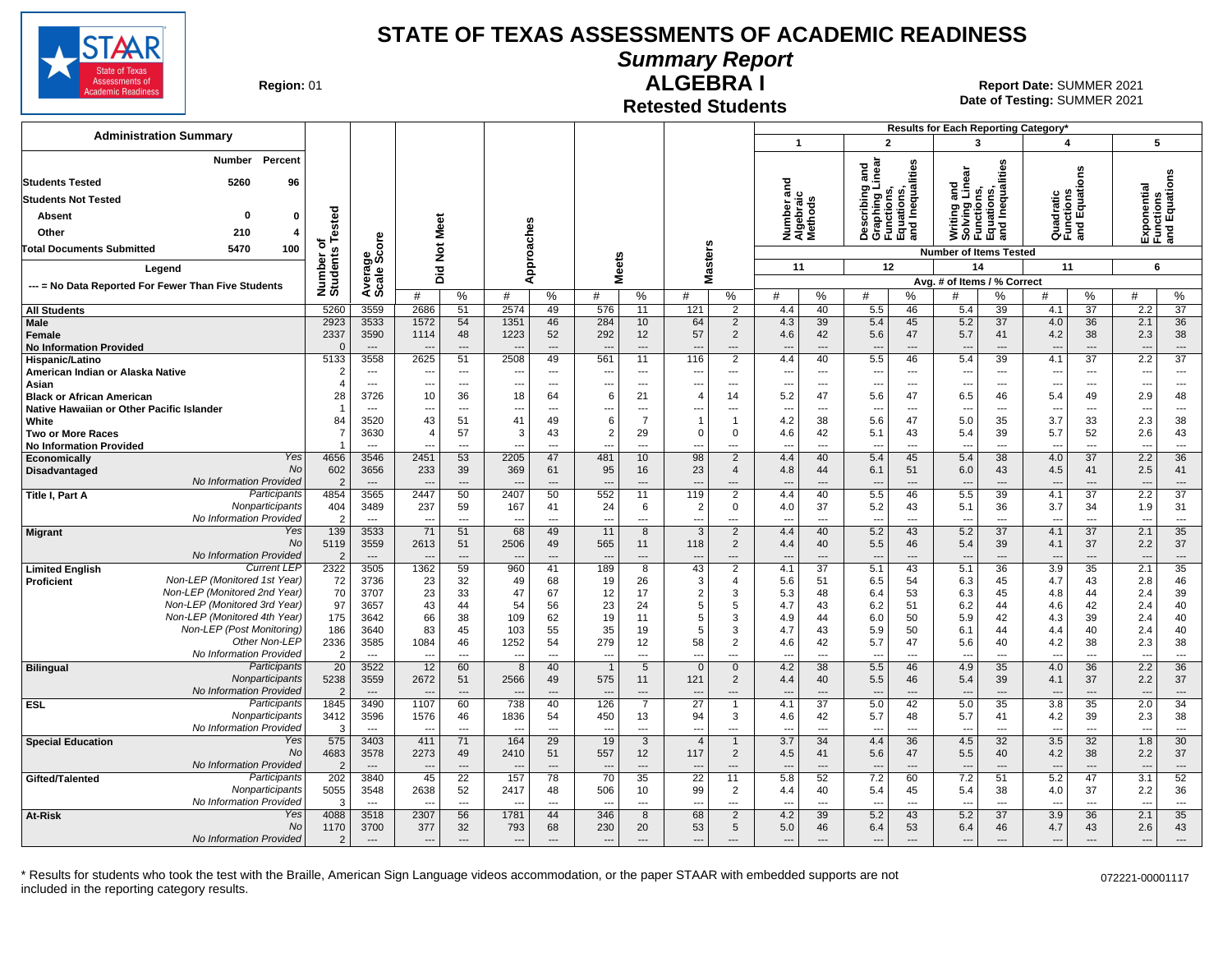# STATE OF TEXAS ASSESSMENTS OF ACADEMIC READINESS

## Summary Report

**Region:** 01

## ALGEBRA I

### Retested Students

**Report Date:** SUMMER 2021
**Date of Testing:** SUMMER 2021

**Administration Summary**

| | Number | Percent |
|---|---|---|
| Students Tested | 5260 | 96 |
| Students Not Tested | | |
| Absent | 0 | 0 |
| Other | 210 | 4 |
| Total Documents Submitted | 5470 | 100 |

Legend: --- = No Data Reported For Fewer Than Five Students

Results for Each Reporting Category*: 1 = Number and Algebraic Methods (11 items); 2 = Describing and Graphing Linear Functions, Equations, and Inequalities (12 items); 3 = Writing and Solving Linear Functions, Equations, and Inequalities (14 items); 4 = Quadratic Functions and Equations (11 items); 5 = Exponential Functions and Equations (6 items). Avg. # of Items / % Correct.

| Group | | Number of Students Tested | Average Scale Score | Did Not Meet # | Did Not Meet % | Approaches # | Approaches % | Meets # | Meets % | Masters # | Masters % | Cat 1 # | Cat 1 % | Cat 2 # | Cat 2 % | Cat 3 # | Cat 3 % | Cat 4 # | Cat 4 % | Cat 5 # | Cat 5 % |
|---|---|---|---|---|---|---|---|---|---|---|---|---|---|---|---|---|---|---|---|---|---|
| All Students | | 5260 | 3559 | 2686 | 51 | 2574 | 49 | 576 | 11 | 121 | 2 | 4.4 | 40 | 5.5 | 46 | 5.4 | 39 | 4.1 | 37 | 2.2 | 37 |
| Male | | 2923 | 3533 | 1572 | 54 | 1351 | 46 | 284 | 10 | 64 | 2 | 4.3 | 39 | 5.4 | 45 | 5.2 | 37 | 4.0 | 36 | 2.1 | 36 |
| Female | | 2337 | 3590 | 1114 | 48 | 1223 | 52 | 292 | 12 | 57 | 2 | 4.6 | 42 | 5.6 | 47 | 5.7 | 41 | 4.2 | 38 | 2.3 | 38 |
| No Information Provided | | 0 | --- | --- | --- | --- | --- | --- | --- | --- | --- | --- | --- | --- | --- | --- | --- | --- | --- | --- | --- |
| Hispanic/Latino | | 5133 | 3558 | 2625 | 51 | 2508 | 49 | 561 | 11 | 116 | 2 | 4.4 | 40 | 5.5 | 46 | 5.4 | 39 | 4.1 | 37 | 2.2 | 37 |
| American Indian or Alaska Native | | 2 | --- | --- | --- | --- | --- | --- | --- | --- | --- | --- | --- | --- | --- | --- | --- | --- | --- | --- | --- |
| Asian | | 4 | --- | --- | --- | --- | --- | --- | --- | --- | --- | --- | --- | --- | --- | --- | --- | --- | --- | --- | --- |
| Black or African American | | 28 | 3726 | 10 | 36 | 18 | 64 | 6 | 21 | 4 | 14 | 5.2 | 47 | 5.6 | 47 | 6.5 | 46 | 5.4 | 49 | 2.9 | 48 |
| Native Hawaiian or Other Pacific Islander | | 1 | --- | --- | --- | --- | --- | --- | --- | --- | --- | --- | --- | --- | --- | --- | --- | --- | --- | --- | --- |
| White | | 84 | 3520 | 43 | 51 | 41 | 49 | 6 | 7 | 1 | 1 | 4.2 | 38 | 5.6 | 47 | 5.0 | 35 | 3.7 | 33 | 2.3 | 38 |
| Two or More Races | | 7 | 3630 | 4 | 57 | 3 | 43 | 2 | 29 | 0 | 0 | 4.6 | 42 | 5.1 | 43 | 5.4 | 39 | 5.7 | 52 | 2.6 | 43 |
| No Information Provided | | 1 | --- | --- | --- | --- | --- | --- | --- | --- | --- | --- | --- | --- | --- | --- | --- | --- | --- | --- | --- |
| Economically Disadvantaged | Yes | 4656 | 3546 | 2451 | 53 | 2205 | 47 | 481 | 10 | 98 | 2 | 4.4 | 40 | 5.4 | 45 | 5.4 | 38 | 4.0 | 37 | 2.2 | 36 |
| | No | 602 | 3656 | 233 | 39 | 369 | 61 | 95 | 16 | 23 | 4 | 4.8 | 44 | 6.1 | 51 | 6.0 | 43 | 4.5 | 41 | 2.5 | 41 |
| | No Information Provided | 2 | --- | --- | --- | --- | --- | --- | --- | --- | --- | --- | --- | --- | --- | --- | --- | --- | --- | --- | --- |
| Title I, Part A | Participants | 4854 | 3565 | 2447 | 50 | 2407 | 50 | 552 | 11 | 119 | 2 | 4.4 | 40 | 5.5 | 46 | 5.5 | 39 | 4.1 | 37 | 2.2 | 37 |
| | Nonparticipants | 404 | 3489 | 237 | 59 | 167 | 41 | 24 | 6 | 2 | 0 | 4.0 | 37 | 5.2 | 43 | 5.1 | 36 | 3.7 | 34 | 1.9 | 31 |
| | No Information Provided | 2 | --- | --- | --- | --- | --- | --- | --- | --- | --- | --- | --- | --- | --- | --- | --- | --- | --- | --- | --- |
| Migrant | Yes | 139 | 3533 | 71 | 51 | 68 | 49 | 11 | 8 | 3 | 2 | 4.4 | 40 | 5.2 | 43 | 5.2 | 37 | 4.1 | 37 | 2.1 | 35 |
| | No | 5119 | 3559 | 2613 | 51 | 2506 | 49 | 565 | 11 | 118 | 2 | 4.4 | 40 | 5.5 | 46 | 5.4 | 39 | 4.1 | 37 | 2.2 | 37 |
| | No Information Provided | 2 | --- | --- | --- | --- | --- | --- | --- | --- | --- | --- | --- | --- | --- | --- | --- | --- | --- | --- | --- |
| Limited English Proficient | Current LEP | 2322 | 3505 | 1362 | 59 | 960 | 41 | 189 | 8 | 43 | 2 | 4.1 | 37 | 5.1 | 43 | 5.1 | 36 | 3.9 | 35 | 2.1 | 35 |
| | Non-LEP (Monitored 1st Year) | 72 | 3736 | 23 | 32 | 49 | 68 | 19 | 26 | 3 | 4 | 5.6 | 51 | 6.5 | 54 | 6.3 | 45 | 4.7 | 43 | 2.8 | 46 |
| | Non-LEP (Monitored 2nd Year) | 70 | 3707 | 23 | 33 | 47 | 67 | 12 | 17 | 2 | 3 | 5.3 | 48 | 6.4 | 53 | 6.3 | 45 | 4.8 | 44 | 2.4 | 39 |
| | Non-LEP (Monitored 3rd Year) | 97 | 3657 | 43 | 44 | 54 | 56 | 23 | 24 | 5 | 5 | 4.7 | 43 | 6.2 | 51 | 6.2 | 44 | 4.6 | 42 | 2.4 | 40 |
| | Non-LEP (Monitored 4th Year) | 175 | 3642 | 66 | 38 | 109 | 62 | 19 | 11 | 5 | 3 | 4.9 | 44 | 6.0 | 50 | 5.9 | 42 | 4.3 | 39 | 2.4 | 40 |
| | Non-LEP (Post Monitoring) | 186 | 3640 | 83 | 45 | 103 | 55 | 35 | 19 | 5 | 3 | 4.7 | 43 | 5.9 | 50 | 6.1 | 44 | 4.4 | 40 | 2.4 | 40 |
| | Other Non-LEP | 2336 | 3585 | 1084 | 46 | 1252 | 54 | 279 | 12 | 58 | 2 | 4.6 | 42 | 5.7 | 47 | 5.6 | 40 | 4.2 | 38 | 2.3 | 38 |
| | No Information Provided | 2 | --- | --- | --- | --- | --- | --- | --- | --- | --- | --- | --- | --- | --- | --- | --- | --- | --- | --- | --- |
| Bilingual | Participants | 20 | 3522 | 12 | 60 | 8 | 40 | 1 | 5 | 0 | 0 | 4.2 | 38 | 5.5 | 46 | 4.9 | 35 | 4.0 | 36 | 2.2 | 36 |
| | Nonparticipants | 5238 | 3559 | 2672 | 51 | 2566 | 49 | 575 | 11 | 121 | 2 | 4.4 | 40 | 5.5 | 46 | 5.4 | 39 | 4.1 | 37 | 2.2 | 37 |
| | No Information Provided | 2 | --- | --- | --- | --- | --- | --- | --- | --- | --- | --- | --- | --- | --- | --- | --- | --- | --- | --- | --- |
| ESL | Participants | 1845 | 3490 | 1107 | 60 | 738 | 40 | 126 | 7 | 27 | 1 | 4.1 | 37 | 5.0 | 42 | 5.0 | 35 | 3.8 | 35 | 2.0 | 34 |
| | Nonparticipants | 3412 | 3596 | 1576 | 46 | 1836 | 54 | 450 | 13 | 94 | 3 | 4.6 | 42 | 5.7 | 48 | 5.7 | 41 | 4.2 | 39 | 2.3 | 38 |
| | No Information Provided | 3 | --- | --- | --- | --- | --- | --- | --- | --- | --- | --- | --- | --- | --- | --- | --- | --- | --- | --- | --- |
| Special Education | Yes | 575 | 3403 | 411 | 71 | 164 | 29 | 19 | 3 | 4 | 1 | 3.7 | 34 | 4.4 | 36 | 4.5 | 32 | 3.5 | 32 | 1.8 | 30 |
| | No | 4683 | 3578 | 2273 | 49 | 2410 | 51 | 557 | 12 | 117 | 2 | 4.5 | 41 | 5.6 | 47 | 5.5 | 40 | 4.2 | 38 | 2.2 | 37 |
| | No Information Provided | 2 | --- | --- | --- | --- | --- | --- | --- | --- | --- | --- | --- | --- | --- | --- | --- | --- | --- | --- | --- |
| Gifted/Talented | Participants | 202 | 3840 | 45 | 22 | 157 | 78 | 70 | 35 | 22 | 11 | 5.8 | 52 | 7.2 | 60 | 7.2 | 51 | 5.2 | 47 | 3.1 | 52 |
| | Nonparticipants | 5055 | 3548 | 2638 | 52 | 2417 | 48 | 506 | 10 | 99 | 2 | 4.4 | 40 | 5.4 | 45 | 5.4 | 38 | 4.0 | 37 | 2.2 | 36 |
| | No Information Provided | 3 | --- | --- | --- | --- | --- | --- | --- | --- | --- | --- | --- | --- | --- | --- | --- | --- | --- | --- | --- |
| At-Risk | Yes | 4088 | 3518 | 2307 | 56 | 1781 | 44 | 346 | 8 | 68 | 2 | 4.2 | 39 | 5.2 | 43 | 5.2 | 37 | 3.9 | 36 | 2.1 | 35 |
| | No | 1170 | 3700 | 377 | 32 | 793 | 68 | 230 | 20 | 53 | 5 | 5.0 | 46 | 6.4 | 53 | 6.4 | 46 | 4.7 | 43 | 2.6 | 43 |
| | No Information Provided | 2 | --- | --- | --- | --- | --- | --- | --- | --- | --- | --- | --- | --- | --- | --- | --- | --- | --- | --- | --- |

\* Results for students who took the test with the Braille, American Sign Language videos accommodation, or the paper STAAR with embedded supports are not included in the reporting category results.

072221-00001117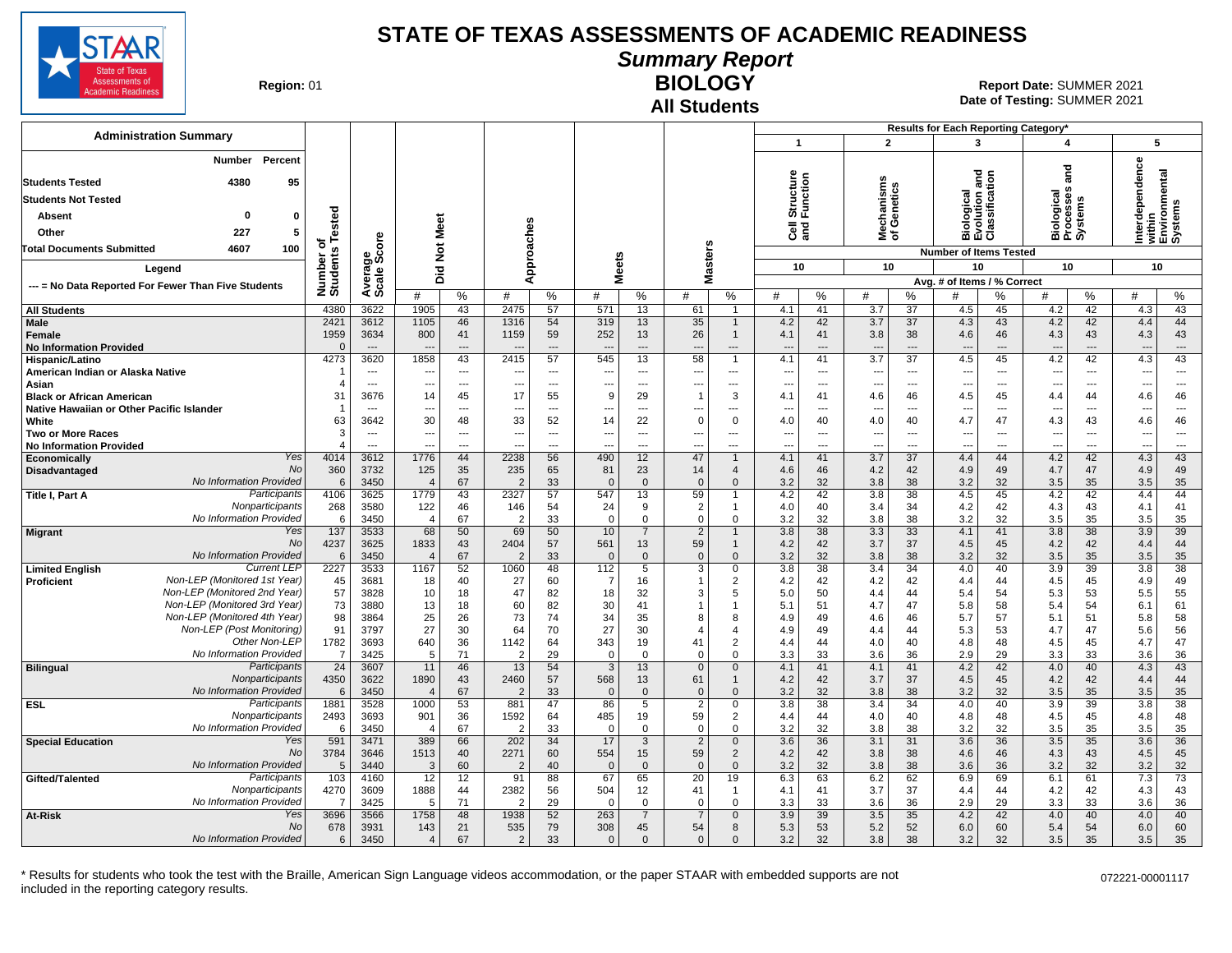# STATE OF TEXAS ASSESSMENTS OF ACADEMIC READINESS

## Summary Report

## BIOLOGY

## All Students

**Region:** 01

**Report Date:** SUMMER 2021
**Date of Testing:** SUMMER 2021

### Administration Summary

| | Number | Percent |
|---|---|---|
| Students Tested | 4380 | 95 |
| Students Not Tested | | |
| Absent | 0 | 0 |
| Other | 227 | 5 |
| Total Documents Submitted | 4607 | 100 |

Legend: --- = No Data Reported For Fewer Than Five Students

Results for Each Reporting Category*: 1 = Cell Structure and Function (10 items); 2 = Mechanisms of Genetics (10 items); 3 = Biological Evolution and Classification (10 items); 4 = Biological Processes and Systems (10 items); 5 = Interdependence within Environmental Systems (10 items). Avg. # of Items / % Correct.

| Group | | Number of Students Tested | Average Scale Score | Did Not Meet # | Did Not Meet % | Approaches # | Approaches % | Meets # | Meets % | Masters # | Masters % | Cat 1 # | Cat 1 % | Cat 2 # | Cat 2 % | Cat 3 # | Cat 3 % | Cat 4 # | Cat 4 % | Cat 5 # | Cat 5 % |
|---|---|---|---|---|---|---|---|---|---|---|---|---|---|---|---|---|---|---|---|---|---|
| All Students | | 4380 | 3622 | 1905 | 43 | 2475 | 57 | 571 | 13 | 61 | 1 | 4.1 | 41 | 3.7 | 37 | 4.5 | 45 | 4.2 | 42 | 4.3 | 43 |
| Male | | 2421 | 3612 | 1105 | 46 | 1316 | 54 | 319 | 13 | 35 | 1 | 4.2 | 42 | 3.7 | 37 | 4.3 | 43 | 4.2 | 42 | 4.4 | 44 |
| Female | | 1959 | 3634 | 800 | 41 | 1159 | 59 | 252 | 13 | 26 | 1 | 4.1 | 41 | 3.8 | 38 | 4.6 | 46 | 4.3 | 43 | 4.3 | 43 |
| No Information Provided | | 0 | --- | --- | --- | --- | --- | --- | --- | --- | --- | --- | --- | --- | --- | --- | --- | --- | --- | --- | --- |
| Hispanic/Latino | | 4273 | 3620 | 1858 | 43 | 2415 | 57 | 545 | 13 | 58 | 1 | 4.1 | 41 | 3.7 | 37 | 4.5 | 45 | 4.2 | 42 | 4.3 | 43 |
| American Indian or Alaska Native | | 1 | --- | --- | --- | --- | --- | --- | --- | --- | --- | --- | --- | --- | --- | --- | --- | --- | --- | --- | --- |
| Asian | | 4 | --- | --- | --- | --- | --- | --- | --- | --- | --- | --- | --- | --- | --- | --- | --- | --- | --- | --- | --- |
| Black or African American | | 31 | 3676 | 14 | 45 | 17 | 55 | 9 | 29 | 1 | 3 | 4.1 | 41 | 4.6 | 46 | 4.5 | 45 | 4.4 | 44 | 4.6 | 46 |
| Native Hawaiian or Other Pacific Islander | | 1 | --- | --- | --- | --- | --- | --- | --- | --- | --- | --- | --- | --- | --- | --- | --- | --- | --- | --- | --- |
| White | | 63 | 3642 | 30 | 48 | 33 | 52 | 14 | 22 | 0 | 0 | 4.0 | 40 | 4.0 | 40 | 4.7 | 47 | 4.3 | 43 | 4.6 | 46 |
| Two or More Races | | 3 | --- | --- | --- | --- | --- | --- | --- | --- | --- | --- | --- | --- | --- | --- | --- | --- | --- | --- | --- |
| No Information Provided | | 4 | --- | --- | --- | --- | --- | --- | --- | --- | --- | --- | --- | --- | --- | --- | --- | --- | --- | --- | --- |
| Economically Disadvantaged | Yes | 4014 | 3612 | 1776 | 44 | 2238 | 56 | 490 | 12 | 47 | 1 | 4.1 | 41 | 3.7 | 37 | 4.4 | 44 | 4.2 | 42 | 4.3 | 43 |
| | No | 360 | 3732 | 125 | 35 | 235 | 65 | 81 | 23 | 14 | 4 | 4.6 | 46 | 4.2 | 42 | 4.9 | 49 | 4.7 | 47 | 4.9 | 49 |
| | No Information Provided | 6 | 3450 | 4 | 67 | 2 | 33 | 0 | 0 | 0 | 0 | 3.2 | 32 | 3.8 | 38 | 3.2 | 32 | 3.5 | 35 | 3.5 | 35 |
| Title I, Part A | Participants | 4106 | 3625 | 1779 | 43 | 2327 | 57 | 547 | 13 | 59 | 1 | 4.2 | 42 | 3.8 | 38 | 4.5 | 45 | 4.2 | 42 | 4.4 | 44 |
| | Nonparticipants | 268 | 3580 | 122 | 46 | 146 | 54 | 24 | 9 | 2 | 1 | 4.0 | 40 | 3.4 | 34 | 4.2 | 42 | 4.3 | 43 | 4.1 | 41 |
| | No Information Provided | 6 | 3450 | 4 | 67 | 2 | 33 | 0 | 0 | 0 | 0 | 3.2 | 32 | 3.8 | 38 | 3.2 | 32 | 3.5 | 35 | 3.5 | 35 |
| Migrant | Yes | 137 | 3533 | 68 | 50 | 69 | 50 | 10 | 7 | 2 | 1 | 3.8 | 38 | 3.3 | 33 | 4.1 | 41 | 3.8 | 38 | 3.9 | 39 |
| | No | 4237 | 3625 | 1833 | 43 | 2404 | 57 | 561 | 13 | 59 | 1 | 4.2 | 42 | 3.7 | 37 | 4.5 | 45 | 4.2 | 42 | 4.4 | 44 |
| | No Information Provided | 6 | 3450 | 4 | 67 | 2 | 33 | 0 | 0 | 0 | 0 | 3.2 | 32 | 3.8 | 38 | 3.2 | 32 | 3.5 | 35 | 3.5 | 35 |
| Limited English Proficient | Current LEP | 2227 | 3533 | 1167 | 52 | 1060 | 48 | 112 | 5 | 3 | 0 | 3.8 | 38 | 3.4 | 34 | 4.0 | 40 | 3.9 | 39 | 3.8 | 38 |
| | Non-LEP (Monitored 1st Year) | 45 | 3681 | 18 | 40 | 27 | 60 | 7 | 16 | 1 | 2 | 4.2 | 42 | 4.2 | 42 | 4.4 | 44 | 4.5 | 45 | 4.9 | 49 |
| | Non-LEP (Monitored 2nd Year) | 57 | 3828 | 10 | 18 | 47 | 82 | 18 | 32 | 3 | 5 | 5.0 | 50 | 4.4 | 44 | 5.4 | 54 | 5.3 | 53 | 5.5 | 55 |
| | Non-LEP (Monitored 3rd Year) | 73 | 3880 | 13 | 18 | 60 | 82 | 30 | 41 | 1 | 1 | 5.1 | 51 | 4.7 | 47 | 5.8 | 58 | 5.4 | 54 | 6.1 | 61 |
| | Non-LEP (Monitored 4th Year) | 98 | 3864 | 25 | 26 | 73 | 74 | 34 | 35 | 8 | 8 | 4.9 | 49 | 4.6 | 46 | 5.7 | 57 | 5.1 | 51 | 5.8 | 58 |
| | Non-LEP (Post Monitoring) | 91 | 3797 | 27 | 30 | 64 | 70 | 27 | 30 | 4 | 4 | 4.9 | 49 | 4.4 | 44 | 5.3 | 53 | 4.7 | 47 | 5.6 | 56 |
| | Other Non-LEP | 1782 | 3693 | 640 | 36 | 1142 | 64 | 343 | 19 | 41 | 2 | 4.4 | 44 | 4.0 | 40 | 4.8 | 48 | 4.5 | 45 | 4.7 | 47 |
| | No Information Provided | 7 | 3425 | 5 | 71 | 2 | 29 | 0 | 0 | 0 | 0 | 3.3 | 33 | 3.6 | 36 | 2.9 | 29 | 3.3 | 33 | 3.6 | 36 |
| Bilingual | Participants | 24 | 3607 | 11 | 46 | 13 | 54 | 3 | 13 | 0 | 0 | 4.1 | 41 | 4.1 | 41 | 4.2 | 42 | 4.0 | 40 | 4.3 | 43 |
| | Nonparticipants | 4350 | 3622 | 1890 | 43 | 2460 | 57 | 568 | 13 | 61 | 1 | 4.2 | 42 | 3.7 | 37 | 4.5 | 45 | 4.2 | 42 | 4.4 | 44 |
| | No Information Provided | 6 | 3450 | 4 | 67 | 2 | 33 | 0 | 0 | 0 | 0 | 3.2 | 32 | 3.8 | 38 | 3.2 | 32 | 3.5 | 35 | 3.5 | 35 |
| ESL | Participants | 1881 | 3528 | 1000 | 53 | 881 | 47 | 86 | 5 | 2 | 0 | 3.8 | 38 | 3.4 | 34 | 4.0 | 40 | 3.9 | 39 | 3.8 | 38 |
| | Nonparticipants | 2493 | 3693 | 901 | 36 | 1592 | 64 | 485 | 19 | 59 | 2 | 4.4 | 44 | 4.0 | 40 | 4.8 | 48 | 4.5 | 45 | 4.8 | 48 |
| | No Information Provided | 6 | 3450 | 4 | 67 | 2 | 33 | 0 | 0 | 0 | 0 | 3.2 | 32 | 3.8 | 38 | 3.2 | 32 | 3.5 | 35 | 3.5 | 35 |
| Special Education | Yes | 591 | 3471 | 389 | 66 | 202 | 34 | 17 | 3 | 2 | 0 | 3.6 | 36 | 3.1 | 31 | 3.6 | 36 | 3.5 | 35 | 3.6 | 36 |
| | No | 3784 | 3646 | 1513 | 40 | 2271 | 60 | 554 | 15 | 59 | 2 | 4.2 | 42 | 3.8 | 38 | 4.6 | 46 | 4.3 | 43 | 4.5 | 45 |
| | No Information Provided | 5 | 3440 | 3 | 60 | 2 | 40 | 0 | 0 | 0 | 0 | 3.2 | 32 | 3.8 | 38 | 3.6 | 36 | 3.2 | 32 | 3.2 | 32 |
| Gifted/Talented | Participants | 103 | 4160 | 12 | 12 | 91 | 88 | 67 | 65 | 20 | 19 | 6.3 | 63 | 6.2 | 62 | 6.9 | 69 | 6.1 | 61 | 7.3 | 73 |
| | Nonparticipants | 4270 | 3609 | 1888 | 44 | 2382 | 56 | 504 | 12 | 41 | 1 | 4.1 | 41 | 3.7 | 37 | 4.4 | 44 | 4.2 | 42 | 4.3 | 43 |
| | No Information Provided | 7 | 3425 | 5 | 71 | 2 | 29 | 0 | 0 | 0 | 0 | 3.3 | 33 | 3.6 | 36 | 2.9 | 29 | 3.3 | 33 | 3.6 | 36 |
| At-Risk | Yes | 3696 | 3566 | 1758 | 48 | 1938 | 52 | 263 | 7 | 7 | 0 | 3.9 | 39 | 3.5 | 35 | 4.2 | 42 | 4.0 | 40 | 4.0 | 40 |
| | No | 678 | 3931 | 143 | 21 | 535 | 79 | 308 | 45 | 54 | 8 | 5.3 | 53 | 5.2 | 52 | 6.0 | 60 | 5.4 | 54 | 6.0 | 60 |
| | No Information Provided | 6 | 3450 | 4 | 67 | 2 | 33 | 0 | 0 | 0 | 0 | 3.2 | 32 | 3.8 | 38 | 3.2 | 32 | 3.5 | 35 | 3.5 | 35 |

\* Results for students who took the test with the Braille, American Sign Language videos accommodation, or the paper STAAR with embedded supports are not included in the reporting category results.

072221-00001117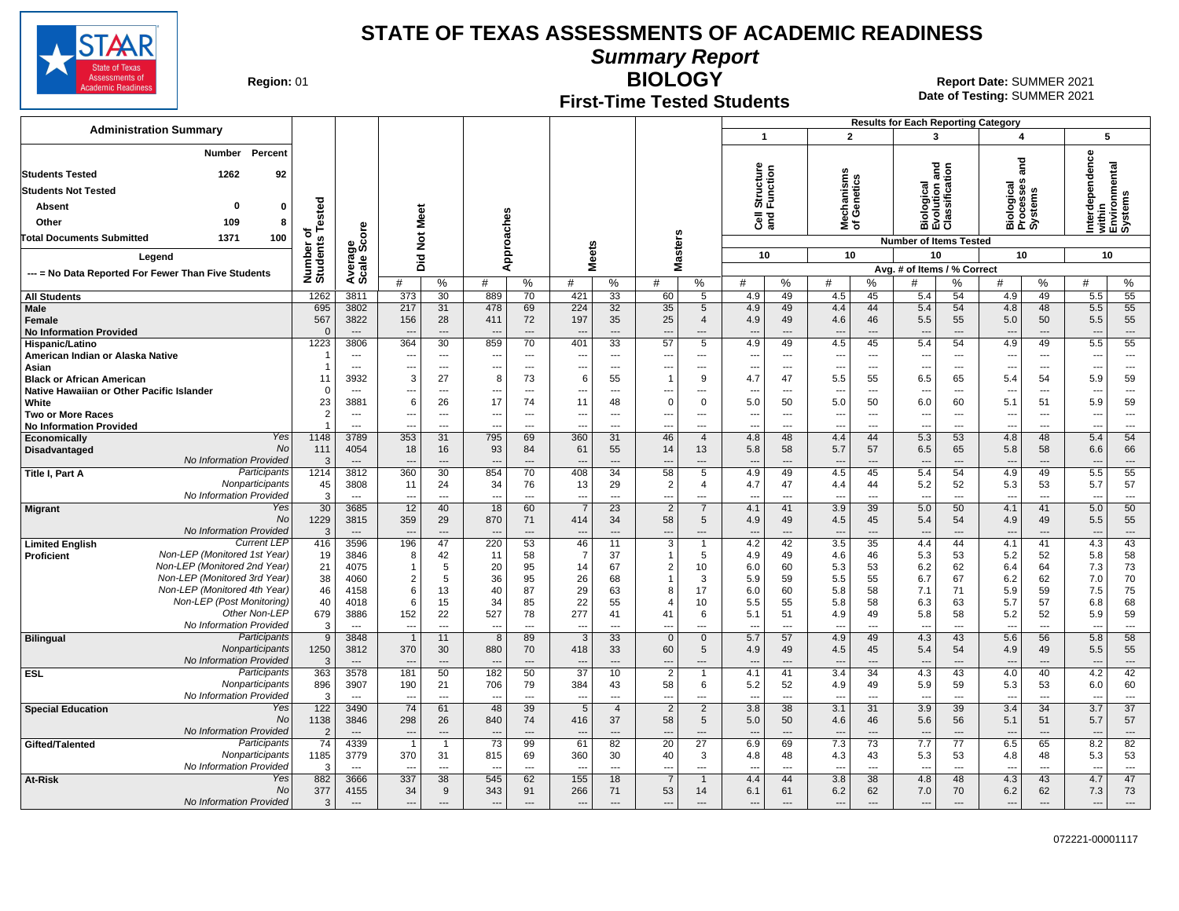# STATE OF TEXAS ASSESSMENTS OF ACADEMIC READINESS

## Summary Report

## BIOLOGY

### First-Time Tested Students

**Region:** 01

**Report Date:** SUMMER 2021
**Date of Testing:** SUMMER 2021

**Administration Summary**

| | Number | Percent |
|---|---|---|
| Students Tested | 1262 | 92 |
| Students Not Tested | | |
| Absent | 0 | 0 |
| Other | 109 | 8 |
| Total Documents Submitted | 1371 | 100 |

Legend: --- = No Data Reported For Fewer Than Five Students

Results for Each Reporting Category: 1 = Cell Structure and Function; 2 = Mechanisms of Genetics; 3 = Biological Evolution and Classification; 4 = Biological Processes and Systems; 5 = Interdependence within Environmental Systems. Number of Items Tested: 10, 10, 10, 10, 10. Avg. # of Items / % Correct.

| Group | | Number of Students Tested | Average Scale Score | Did Not Meet # | Did Not Meet % | Approaches # | Approaches % | Meets # | Meets % | Masters # | Masters % | 1 # | 1 % | 2 # | 2 % | 3 # | 3 % | 4 # | 4 % | 5 # | 5 % |
|---|---|---|---|---|---|---|---|---|---|---|---|---|---|---|---|---|---|---|---|---|---|
| All Students | | 1262 | 3811 | 373 | 30 | 889 | 70 | 421 | 33 | 60 | 5 | 4.9 | 49 | 4.5 | 45 | 5.4 | 54 | 4.9 | 49 | 5.5 | 55 |
| Male | | 695 | 3802 | 217 | 31 | 478 | 69 | 224 | 32 | 35 | 5 | 4.9 | 49 | 4.4 | 44 | 5.4 | 54 | 4.8 | 48 | 5.5 | 55 |
| Female | | 567 | 3822 | 156 | 28 | 411 | 72 | 197 | 35 | 25 | 4 | 4.9 | 49 | 4.6 | 46 | 5.5 | 55 | 5.0 | 50 | 5.5 | 55 |
| No Information Provided | | 0 | --- | --- | --- | --- | --- | --- | --- | --- | --- | --- | --- | --- | --- | --- | --- | --- | --- | --- | --- |
| Hispanic/Latino | | 1223 | 3806 | 364 | 30 | 859 | 70 | 401 | 33 | 57 | 5 | 4.9 | 49 | 4.5 | 45 | 5.4 | 54 | 4.9 | 49 | 5.5 | 55 |
| American Indian or Alaska Native | | 1 | --- | --- | --- | --- | --- | --- | --- | --- | --- | --- | --- | --- | --- | --- | --- | --- | --- | --- | --- |
| Asian | | 1 | --- | --- | --- | --- | --- | --- | --- | --- | --- | --- | --- | --- | --- | --- | --- | --- | --- | --- | --- |
| Black or African American | | 11 | 3932 | 3 | 27 | 8 | 73 | 6 | 55 | 1 | 9 | 4.7 | 47 | 5.5 | 55 | 6.5 | 65 | 5.4 | 54 | 5.9 | 59 |
| Native Hawaiian or Other Pacific Islander | | 0 | --- | --- | --- | --- | --- | --- | --- | --- | --- | --- | --- | --- | --- | --- | --- | --- | --- | --- | --- |
| White | | 23 | 3881 | 6 | 26 | 17 | 74 | 11 | 48 | 0 | 0 | 5.0 | 50 | 5.0 | 50 | 6.0 | 60 | 5.1 | 51 | 5.9 | 59 |
| Two or More Races | | 2 | --- | --- | --- | --- | --- | --- | --- | --- | --- | --- | --- | --- | --- | --- | --- | --- | --- | --- | --- |
| No Information Provided | | 1 | --- | --- | --- | --- | --- | --- | --- | --- | --- | --- | --- | --- | --- | --- | --- | --- | --- | --- | --- |
| Economically Disadvantaged | Yes | 1148 | 3789 | 353 | 31 | 795 | 69 | 360 | 31 | 46 | 4 | 4.8 | 48 | 4.4 | 44 | 5.3 | 53 | 4.8 | 48 | 5.4 | 54 |
| | No | 111 | 4054 | 18 | 16 | 93 | 84 | 61 | 55 | 14 | 13 | 5.8 | 58 | 5.7 | 57 | 6.5 | 65 | 5.8 | 58 | 6.6 | 66 |
| | No Information Provided | 3 | --- | --- | --- | --- | --- | --- | --- | --- | --- | --- | --- | --- | --- | --- | --- | --- | --- | --- | --- |
| Title I, Part A | Participants | 1214 | 3812 | 360 | 30 | 854 | 70 | 408 | 34 | 58 | 5 | 4.9 | 49 | 4.5 | 45 | 5.4 | 54 | 4.9 | 49 | 5.5 | 55 |
| | Nonparticipants | 45 | 3808 | 11 | 24 | 34 | 76 | 13 | 29 | 2 | 4 | 4.7 | 47 | 4.4 | 44 | 5.2 | 52 | 5.3 | 53 | 5.7 | 57 |
| | No Information Provided | 3 | --- | --- | --- | --- | --- | --- | --- | --- | --- | --- | --- | --- | --- | --- | --- | --- | --- | --- | --- |
| Migrant | Yes | 30 | 3685 | 12 | 40 | 18 | 60 | 7 | 23 | 2 | 7 | 4.1 | 41 | 3.9 | 39 | 5.0 | 50 | 4.1 | 41 | 5.0 | 50 |
| | No | 1229 | 3815 | 359 | 29 | 870 | 71 | 414 | 34 | 58 | 5 | 4.9 | 49 | 4.5 | 45 | 5.4 | 54 | 4.9 | 49 | 5.5 | 55 |
| | No Information Provided | 3 | --- | --- | --- | --- | --- | --- | --- | --- | --- | --- | --- | --- | --- | --- | --- | --- | --- | --- | --- |
| Limited English Proficient | Current LEP | 416 | 3596 | 196 | 47 | 220 | 53 | 46 | 11 | 3 | 1 | 4.2 | 42 | 3.5 | 35 | 4.4 | 44 | 4.1 | 41 | 4.3 | 43 |
| | Non-LEP (Monitored 1st Year) | 19 | 3846 | 8 | 42 | 11 | 58 | 7 | 37 | 1 | 5 | 4.9 | 49 | 4.6 | 46 | 5.3 | 53 | 5.2 | 52 | 5.8 | 58 |
| | Non-LEP (Monitored 2nd Year) | 21 | 4075 | 1 | 5 | 20 | 95 | 14 | 67 | 2 | 10 | 6.0 | 60 | 5.3 | 53 | 6.2 | 62 | 6.4 | 64 | 7.3 | 73 |
| | Non-LEP (Monitored 3rd Year) | 38 | 4060 | 2 | 5 | 36 | 95 | 26 | 68 | 1 | 3 | 5.9 | 59 | 5.5 | 55 | 6.7 | 67 | 6.2 | 62 | 7.0 | 70 |
| | Non-LEP (Monitored 4th Year) | 46 | 4158 | 6 | 13 | 40 | 87 | 29 | 63 | 8 | 17 | 6.0 | 60 | 5.8 | 58 | 7.1 | 71 | 5.9 | 59 | 7.5 | 75 |
| | Non-LEP (Post Monitoring) | 40 | 4018 | 6 | 15 | 34 | 85 | 22 | 55 | 4 | 10 | 5.5 | 55 | 5.8 | 58 | 6.3 | 63 | 5.7 | 57 | 6.8 | 68 |
| | Other Non-LEP | 679 | 3886 | 152 | 22 | 527 | 78 | 277 | 41 | 41 | 6 | 5.1 | 51 | 4.9 | 49 | 5.8 | 58 | 5.2 | 52 | 5.9 | 59 |
| | No Information Provided | 3 | --- | --- | --- | --- | --- | --- | --- | --- | --- | --- | --- | --- | --- | --- | --- | --- | --- | --- | --- |
| Bilingual | Participants | 9 | 3848 | 1 | 11 | 8 | 89 | 3 | 33 | 0 | 0 | 5.7 | 57 | 4.9 | 49 | 4.3 | 43 | 5.6 | 56 | 5.8 | 58 |
| | Nonparticipants | 1250 | 3812 | 370 | 30 | 880 | 70 | 418 | 33 | 60 | 5 | 4.9 | 49 | 4.5 | 45 | 5.4 | 54 | 4.9 | 49 | 5.5 | 55 |
| | No Information Provided | 3 | --- | --- | --- | --- | --- | --- | --- | --- | --- | --- | --- | --- | --- | --- | --- | --- | --- | --- | --- |
| ESL | Participants | 363 | 3578 | 181 | 50 | 182 | 50 | 37 | 10 | 2 | 1 | 4.1 | 41 | 3.4 | 34 | 4.3 | 43 | 4.0 | 40 | 4.2 | 42 |
| | Nonparticipants | 896 | 3907 | 190 | 21 | 706 | 79 | 384 | 43 | 58 | 6 | 5.2 | 52 | 4.9 | 49 | 5.9 | 59 | 5.3 | 53 | 6.0 | 60 |
| | No Information Provided | 3 | --- | --- | --- | --- | --- | --- | --- | --- | --- | --- | --- | --- | --- | --- | --- | --- | --- | --- | --- |
| Special Education | Yes | 122 | 3490 | 74 | 61 | 48 | 39 | 5 | 4 | 2 | 2 | 3.8 | 38 | 3.1 | 31 | 3.9 | 39 | 3.4 | 34 | 3.7 | 37 |
| | No | 1138 | 3846 | 298 | 26 | 840 | 74 | 416 | 37 | 58 | 5 | 5.0 | 50 | 4.6 | 46 | 5.6 | 56 | 5.1 | 51 | 5.7 | 57 |
| | No Information Provided | 2 | --- | --- | --- | --- | --- | --- | --- | --- | --- | --- | --- | --- | --- | --- | --- | --- | --- | --- | --- |
| Gifted/Talented | Participants | 74 | 4339 | 1 | 1 | 73 | 99 | 61 | 82 | 20 | 27 | 6.9 | 69 | 7.3 | 73 | 7.7 | 77 | 6.5 | 65 | 8.2 | 82 |
| | Nonparticipants | 1185 | 3779 | 370 | 31 | 815 | 69 | 360 | 30 | 40 | 3 | 4.8 | 48 | 4.3 | 43 | 5.3 | 53 | 4.8 | 48 | 5.3 | 53 |
| | No Information Provided | 3 | --- | --- | --- | --- | --- | --- | --- | --- | --- | --- | --- | --- | --- | --- | --- | --- | --- | --- | --- |
| At-Risk | Yes | 882 | 3666 | 337 | 38 | 545 | 62 | 155 | 18 | 7 | 1 | 4.4 | 44 | 3.8 | 38 | 4.8 | 48 | 4.3 | 43 | 4.7 | 47 |
| | No | 377 | 4155 | 34 | 9 | 343 | 91 | 266 | 71 | 53 | 14 | 6.1 | 61 | 6.2 | 62 | 7.0 | 70 | 6.2 | 62 | 7.3 | 73 |
| | No Information Provided | 3 | --- | --- | --- | --- | --- | --- | --- | --- | --- | --- | --- | --- | --- | --- | --- | --- | --- | --- | --- |

072221-00001117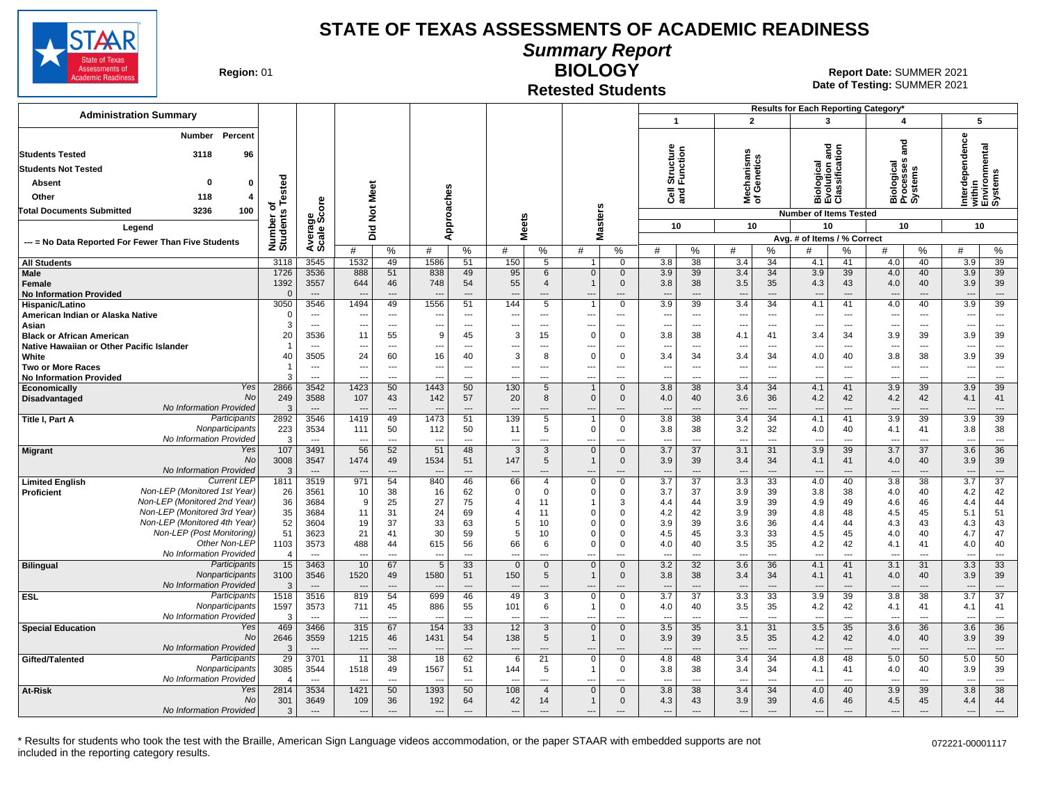# STATE OF TEXAS ASSESSMENTS OF ACADEMIC READINESS

## Summary Report

## BIOLOGY

## Retested Students

**Region:** 01

**Report Date:** SUMMER 2021
**Date of Testing:** SUMMER 2021

**Administration Summary**

| | Number | Percent |
|---|---|---|
| Students Tested | 3118 | 96 |
| Students Not Tested | | |
| Absent | 0 | 0 |
| Other | 118 | 4 |
| Total Documents Submitted | 3236 | 100 |

Legend: --- = No Data Reported For Fewer Than Five Students

Results for Each Reporting Category*: 1 = Cell Structure and Function (10 items); 2 = Mechanisms of Genetics (10 items); 3 = Biological Evolution and Classification (10 items); 4 = Biological Processes and Systems (10 items); 5 = Interdependence within Environmental Systems (10 items). Avg. # of Items / % Correct.

| Group | | Number of Students Tested | Average Scale Score | Did Not Meet # | Did Not Meet % | Approaches # | Approaches % | Meets # | Meets % | Masters # | Masters % | 1 # | 1 % | 2 # | 2 % | 3 # | 3 % | 4 # | 4 % | 5 # | 5 % |
|---|---|---|---|---|---|---|---|---|---|---|---|---|---|---|---|---|---|---|---|---|---|
| All Students | | 3118 | 3545 | 1532 | 49 | 1586 | 51 | 150 | 5 | 1 | 0 | 3.8 | 38 | 3.4 | 34 | 4.1 | 41 | 4.0 | 40 | 3.9 | 39 |
| Male | | 1726 | 3536 | 888 | 51 | 838 | 49 | 95 | 6 | 0 | 0 | 3.9 | 39 | 3.4 | 34 | 3.9 | 39 | 4.0 | 40 | 3.9 | 39 |
| Female | | 1392 | 3557 | 644 | 46 | 748 | 54 | 55 | 4 | 1 | 0 | 3.8 | 38 | 3.5 | 35 | 4.3 | 43 | 4.0 | 40 | 3.9 | 39 |
| No Information Provided | | 0 | --- | --- | --- | --- | --- | --- | --- | --- | --- | --- | --- | --- | --- | --- | --- | --- | --- | --- | --- |
| Hispanic/Latino | | 3050 | 3546 | 1494 | 49 | 1556 | 51 | 144 | 5 | 1 | 0 | 3.9 | 39 | 3.4 | 34 | 4.1 | 41 | 4.0 | 40 | 3.9 | 39 |
| American Indian or Alaska Native | | 0 | --- | --- | --- | --- | --- | --- | --- | --- | --- | --- | --- | --- | --- | --- | --- | --- | --- | --- | --- |
| Asian | | 3 | --- | --- | --- | --- | --- | --- | --- | --- | --- | --- | --- | --- | --- | --- | --- | --- | --- | --- | --- |
| Black or African American | | 20 | 3536 | 11 | 55 | 9 | 45 | 3 | 15 | 0 | 0 | 3.8 | 38 | 4.1 | 41 | 3.4 | 34 | 3.9 | 39 | 3.9 | 39 |
| Native Hawaiian or Other Pacific Islander | | 1 | --- | --- | --- | --- | --- | --- | --- | --- | --- | --- | --- | --- | --- | --- | --- | --- | --- | --- | --- |
| White | | 40 | 3505 | 24 | 60 | 16 | 40 | 3 | 8 | 0 | 0 | 3.4 | 34 | 3.4 | 34 | 4.0 | 40 | 3.8 | 38 | 3.9 | 39 |
| Two or More Races | | 1 | --- | --- | --- | --- | --- | --- | --- | --- | --- | --- | --- | --- | --- | --- | --- | --- | --- | --- | --- |
| No Information Provided | | 3 | --- | --- | --- | --- | --- | --- | --- | --- | --- | --- | --- | --- | --- | --- | --- | --- | --- | --- | --- |
| Economically Disadvantaged | Yes | 2866 | 3542 | 1423 | 50 | 1443 | 50 | 130 | 5 | 1 | 0 | 3.8 | 38 | 3.4 | 34 | 4.1 | 41 | 3.9 | 39 | 3.9 | 39 |
| | No | 249 | 3588 | 107 | 43 | 142 | 57 | 20 | 8 | 0 | 0 | 4.0 | 40 | 3.6 | 36 | 4.2 | 42 | 4.2 | 42 | 4.1 | 41 |
| | No Information Provided | 3 | --- | --- | --- | --- | --- | --- | --- | --- | --- | --- | --- | --- | --- | --- | --- | --- | --- | --- | --- |
| Title I, Part A | Participants | 2892 | 3546 | 1419 | 49 | 1473 | 51 | 139 | 5 | 1 | 0 | 3.8 | 38 | 3.4 | 34 | 4.1 | 41 | 3.9 | 39 | 3.9 | 39 |
| | Nonparticipants | 223 | 3534 | 111 | 50 | 112 | 50 | 11 | 5 | 0 | 0 | 3.8 | 38 | 3.2 | 32 | 4.0 | 40 | 4.1 | 41 | 3.8 | 38 |
| | No Information Provided | 3 | --- | --- | --- | --- | --- | --- | --- | --- | --- | --- | --- | --- | --- | --- | --- | --- | --- | --- | --- |
| Migrant | Yes | 107 | 3491 | 56 | 52 | 51 | 48 | 3 | 3 | 0 | 0 | 3.7 | 37 | 3.1 | 31 | 3.9 | 39 | 3.7 | 37 | 3.6 | 36 |
| | No | 3008 | 3547 | 1474 | 49 | 1534 | 51 | 147 | 5 | 1 | 0 | 3.9 | 39 | 3.4 | 34 | 4.1 | 41 | 4.0 | 40 | 3.9 | 39 |
| | No Information Provided | 3 | --- | --- | --- | --- | --- | --- | --- | --- | --- | --- | --- | --- | --- | --- | --- | --- | --- | --- | --- |
| Limited English Proficient | Current LEP | 1811 | 3519 | 971 | 54 | 840 | 46 | 66 | 4 | 0 | 0 | 3.7 | 37 | 3.3 | 33 | 4.0 | 40 | 3.8 | 38 | 3.7 | 37 |
| | Non-LEP (Monitored 1st Year) | 26 | 3561 | 10 | 38 | 16 | 62 | 0 | 0 | 0 | 0 | 3.7 | 37 | 3.9 | 39 | 3.8 | 38 | 4.0 | 40 | 4.2 | 42 |
| | Non-LEP (Monitored 2nd Year) | 36 | 3684 | 9 | 25 | 27 | 75 | 4 | 11 | 1 | 3 | 4.4 | 44 | 3.9 | 39 | 4.9 | 49 | 4.6 | 46 | 4.4 | 44 |
| | Non-LEP (Monitored 3rd Year) | 35 | 3684 | 11 | 31 | 24 | 69 | 4 | 11 | 0 | 0 | 4.2 | 42 | 3.9 | 39 | 4.8 | 48 | 4.5 | 45 | 5.1 | 51 |
| | Non-LEP (Monitored 4th Year) | 52 | 3604 | 19 | 37 | 33 | 63 | 5 | 10 | 0 | 0 | 3.9 | 39 | 3.6 | 36 | 4.4 | 44 | 4.3 | 43 | 4.3 | 43 |
| | Non-LEP (Post Monitoring) | 51 | 3623 | 21 | 41 | 30 | 59 | 5 | 10 | 0 | 0 | 4.5 | 45 | 3.3 | 33 | 4.5 | 45 | 4.0 | 40 | 4.7 | 47 |
| | Other Non-LEP | 1103 | 3573 | 488 | 44 | 615 | 56 | 66 | 6 | 0 | 0 | 4.0 | 40 | 3.5 | 35 | 4.2 | 42 | 4.1 | 41 | 4.0 | 40 |
| | No Information Provided | 4 | --- | --- | --- | --- | --- | --- | --- | --- | --- | --- | --- | --- | --- | --- | --- | --- | --- | --- | --- |
| Bilingual | Participants | 15 | 3463 | 10 | 67 | 5 | 33 | 0 | 0 | 0 | 0 | 3.2 | 32 | 3.6 | 36 | 4.1 | 41 | 3.1 | 31 | 3.3 | 33 |
| | Nonparticipants | 3100 | 3546 | 1520 | 49 | 1580 | 51 | 150 | 5 | 1 | 0 | 3.8 | 38 | 3.4 | 34 | 4.1 | 41 | 4.0 | 40 | 3.9 | 39 |
| | No Information Provided | 3 | --- | --- | --- | --- | --- | --- | --- | --- | --- | --- | --- | --- | --- | --- | --- | --- | --- | --- | --- |
| ESL | Participants | 1518 | 3516 | 819 | 54 | 699 | 46 | 49 | 3 | 0 | 0 | 3.7 | 37 | 3.3 | 33 | 3.9 | 39 | 3.8 | 38 | 3.7 | 37 |
| | Nonparticipants | 1597 | 3573 | 711 | 45 | 886 | 55 | 101 | 6 | 1 | 0 | 4.0 | 40 | 3.5 | 35 | 4.2 | 42 | 4.1 | 41 | 4.1 | 41 |
| | No Information Provided | 3 | --- | --- | --- | --- | --- | --- | --- | --- | --- | --- | --- | --- | --- | --- | --- | --- | --- | --- | --- |
| Special Education | Yes | 469 | 3466 | 315 | 67 | 154 | 33 | 12 | 3 | 0 | 0 | 3.5 | 35 | 3.1 | 31 | 3.5 | 35 | 3.6 | 36 | 3.6 | 36 |
| | No | 2646 | 3559 | 1215 | 46 | 1431 | 54 | 138 | 5 | 1 | 0 | 3.9 | 39 | 3.5 | 35 | 4.2 | 42 | 4.0 | 40 | 3.9 | 39 |
| | No Information Provided | 3 | --- | --- | --- | --- | --- | --- | --- | --- | --- | --- | --- | --- | --- | --- | --- | --- | --- | --- | --- |
| Gifted/Talented | Participants | 29 | 3701 | 11 | 38 | 18 | 62 | 6 | 21 | 0 | 0 | 4.8 | 48 | 3.4 | 34 | 4.8 | 48 | 5.0 | 50 | 5.0 | 50 |
| | Nonparticipants | 3085 | 3544 | 1518 | 49 | 1567 | 51 | 144 | 5 | 1 | 0 | 3.8 | 38 | 3.4 | 34 | 4.1 | 41 | 4.0 | 40 | 3.9 | 39 |
| | No Information Provided | 4 | --- | --- | --- | --- | --- | --- | --- | --- | --- | --- | --- | --- | --- | --- | --- | --- | --- | --- | --- |
| At-Risk | Yes | 2814 | 3534 | 1421 | 50 | 1393 | 50 | 108 | 4 | 0 | 0 | 3.8 | 38 | 3.4 | 34 | 4.0 | 40 | 3.9 | 39 | 3.8 | 38 |
| | No | 301 | 3649 | 109 | 36 | 192 | 64 | 42 | 14 | 1 | 0 | 4.3 | 43 | 3.9 | 39 | 4.6 | 46 | 4.5 | 45 | 4.4 | 44 |
| | No Information Provided | 3 | --- | --- | --- | --- | --- | --- | --- | --- | --- | --- | --- | --- | --- | --- | --- | --- | --- | --- | --- |

\* Results for students who took the test with the Braille, American Sign Language videos accommodation, or the paper STAAR with embedded supports are not included in the reporting category results.

072221-00001117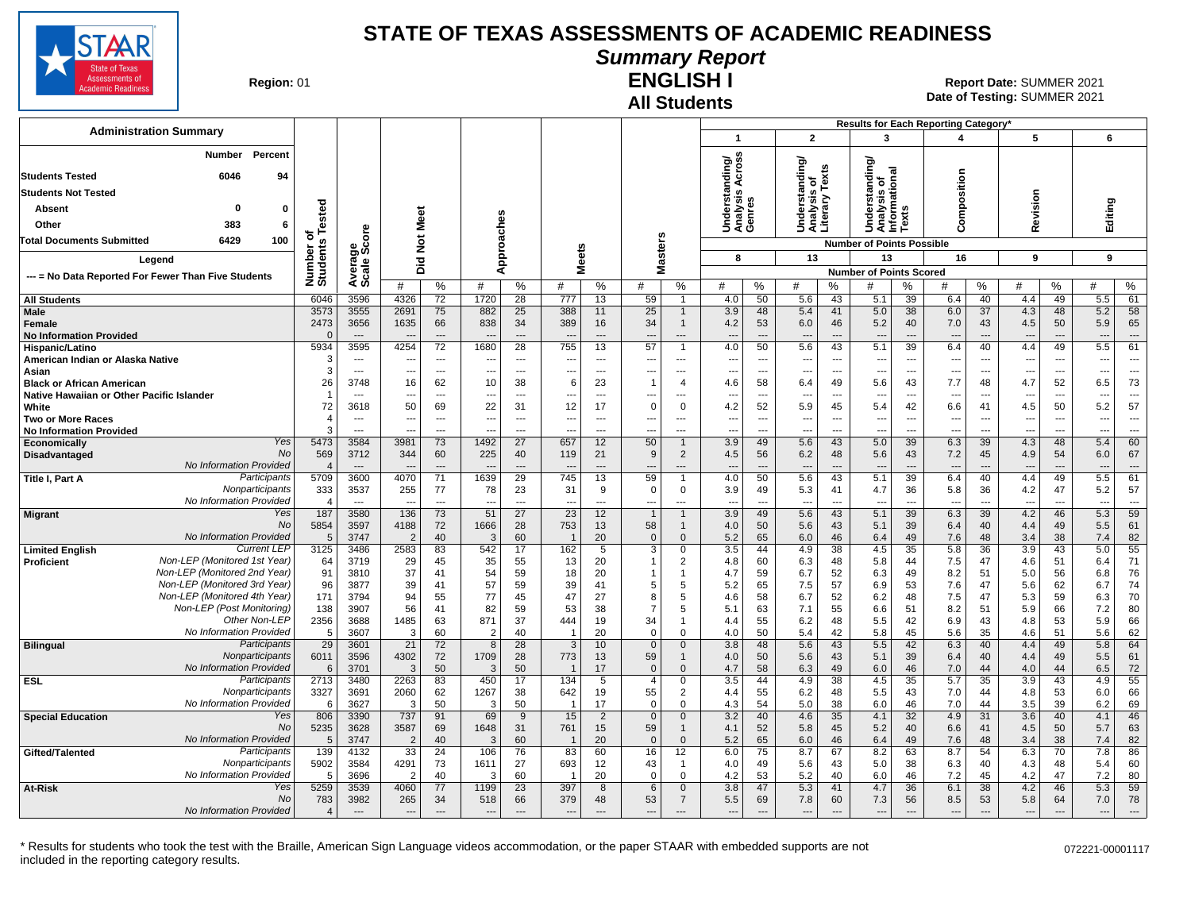# STATE OF TEXAS ASSESSMENTS OF ACADEMIC READINESS

## Summary Report

## ENGLISH I

## All Students

**Region:** 01

**Report Date:** SUMMER 2021
**Date of Testing:** SUMMER 2021

### Administration Summary

| | Number | Percent |
|---|---|---|
| Students Tested | 6046 | 94 |
| Students Not Tested | | |
| Absent | 0 | 0 |
| Other | 383 | 6 |
| Total Documents Submitted | 6429 | 100 |

Legend: --- = No Data Reported For Fewer Than Five Students

Results for Each Reporting Category*: 1 = Understanding/Analysis Across Genres (8 points possible); 2 = Understanding/Analysis of Literary Texts (13); 3 = Understanding/Analysis of Informational Texts (13); 4 = Composition (16); 5 = Revision (9); 6 = Editing (9)

| Group | | Number of Students Tested | Average Scale Score | Did Not Meet # | Did Not Meet % | Approaches # | Approaches % | Meets # | Meets % | Masters # | Masters % | Cat 1 # | Cat 1 % | Cat 2 # | Cat 2 % | Cat 3 # | Cat 3 % | Cat 4 # | Cat 4 % | Cat 5 # | Cat 5 % | Cat 6 # | Cat 6 % |
|---|---|---|---|---|---|---|---|---|---|---|---|---|---|---|---|---|---|---|---|---|---|---|---|
| All Students | | 6046 | 3596 | 4326 | 72 | 1720 | 28 | 777 | 13 | 59 | 1 | 4.0 | 50 | 5.6 | 43 | 5.1 | 39 | 6.4 | 40 | 4.4 | 49 | 5.5 | 61 |
| Male | | 3573 | 3555 | 2691 | 75 | 882 | 25 | 388 | 11 | 25 | 1 | 3.9 | 48 | 5.4 | 41 | 5.0 | 38 | 6.0 | 37 | 4.3 | 48 | 5.2 | 58 |
| Female | | 2473 | 3656 | 1635 | 66 | 838 | 34 | 389 | 16 | 34 | 1 | 4.2 | 53 | 6.0 | 46 | 5.2 | 40 | 7.0 | 43 | 4.5 | 50 | 5.9 | 65 |
| No Information Provided | | 0 | --- | --- | --- | --- | --- | --- | --- | --- | --- | --- | --- | --- | --- | --- | --- | --- | --- | --- | --- | --- | --- |
| Hispanic/Latino | | 5934 | 3595 | 4254 | 72 | 1680 | 28 | 755 | 13 | 57 | 1 | 4.0 | 50 | 5.6 | 43 | 5.1 | 39 | 6.4 | 40 | 4.4 | 49 | 5.5 | 61 |
| American Indian or Alaska Native | | 3 | --- | --- | --- | --- | --- | --- | --- | --- | --- | --- | --- | --- | --- | --- | --- | --- | --- | --- | --- | --- | --- |
| Asian | | 3 | --- | --- | --- | --- | --- | --- | --- | --- | --- | --- | --- | --- | --- | --- | --- | --- | --- | --- | --- | --- | --- |
| Black or African American | | 26 | 3748 | 16 | 62 | 10 | 38 | 6 | 23 | 1 | 4 | 4.6 | 58 | 6.4 | 49 | 5.6 | 43 | 7.7 | 48 | 4.7 | 52 | 6.5 | 73 |
| Native Hawaiian or Other Pacific Islander | | 1 | --- | --- | --- | --- | --- | --- | --- | --- | --- | --- | --- | --- | --- | --- | --- | --- | --- | --- | --- | --- | --- |
| White | | 72 | 3618 | 50 | 69 | 22 | 31 | 12 | 17 | 0 | 0 | 4.2 | 52 | 5.9 | 45 | 5.4 | 42 | 6.6 | 41 | 4.5 | 50 | 5.2 | 57 |
| Two or More Races | | 4 | --- | --- | --- | --- | --- | --- | --- | --- | --- | --- | --- | --- | --- | --- | --- | --- | --- | --- | --- | --- | --- |
| No Information Provided | | 3 | --- | --- | --- | --- | --- | --- | --- | --- | --- | --- | --- | --- | --- | --- | --- | --- | --- | --- | --- | --- | --- |
| Economically Disadvantaged | Yes | 5473 | 3584 | 3981 | 73 | 1492 | 27 | 657 | 12 | 50 | 1 | 3.9 | 49 | 5.6 | 43 | 5.0 | 39 | 6.3 | 39 | 4.3 | 48 | 5.4 | 60 |
| | No | 569 | 3712 | 344 | 60 | 225 | 40 | 119 | 21 | 9 | 2 | 4.5 | 56 | 6.2 | 48 | 5.6 | 43 | 7.2 | 45 | 4.9 | 54 | 6.0 | 67 |
| | No Information Provided | 4 | --- | --- | --- | --- | --- | --- | --- | --- | --- | --- | --- | --- | --- | --- | --- | --- | --- | --- | --- | --- | --- |
| Title I, Part A | Participants | 5709 | 3600 | 4070 | 71 | 1639 | 29 | 745 | 13 | 59 | 1 | 4.0 | 50 | 5.6 | 43 | 5.1 | 39 | 6.4 | 40 | 4.4 | 49 | 5.5 | 61 |
| | Nonparticipants | 333 | 3537 | 255 | 77 | 78 | 23 | 31 | 9 | 0 | 0 | 3.9 | 49 | 5.3 | 41 | 4.7 | 36 | 5.8 | 36 | 4.2 | 47 | 5.2 | 57 |
| | No Information Provided | 4 | --- | --- | --- | --- | --- | --- | --- | --- | --- | --- | --- | --- | --- | --- | --- | --- | --- | --- | --- | --- | --- |
| Migrant | Yes | 187 | 3580 | 136 | 73 | 51 | 27 | 23 | 12 | 1 | 1 | 3.9 | 49 | 5.6 | 43 | 5.1 | 39 | 6.3 | 39 | 4.2 | 46 | 5.3 | 59 |
| | No | 5854 | 3597 | 4188 | 72 | 1666 | 28 | 753 | 13 | 58 | 1 | 4.0 | 50 | 5.6 | 43 | 5.1 | 39 | 6.4 | 40 | 4.4 | 49 | 5.5 | 61 |
| | No Information Provided | 5 | 3747 | 2 | 40 | 3 | 60 | 1 | 20 | 0 | 0 | 5.2 | 65 | 6.0 | 46 | 6.4 | 49 | 7.6 | 48 | 3.4 | 38 | 7.4 | 82 |
| Limited English Proficient | Current LEP | 3125 | 3486 | 2583 | 83 | 542 | 17 | 162 | 5 | 3 | 0 | 3.5 | 44 | 4.9 | 38 | 4.5 | 35 | 5.8 | 36 | 3.9 | 43 | 5.0 | 55 |
| | Non-LEP (Monitored 1st Year) | 64 | 3719 | 29 | 45 | 35 | 55 | 13 | 20 | 1 | 2 | 4.8 | 60 | 6.3 | 48 | 5.8 | 44 | 7.5 | 47 | 4.6 | 51 | 6.4 | 71 |
| | Non-LEP (Monitored 2nd Year) | 91 | 3810 | 37 | 41 | 54 | 59 | 18 | 20 | 1 | 1 | 4.7 | 59 | 6.7 | 52 | 6.3 | 49 | 8.2 | 51 | 5.0 | 56 | 6.8 | 76 |
| | Non-LEP (Monitored 3rd Year) | 96 | 3877 | 39 | 41 | 57 | 59 | 39 | 41 | 5 | 5 | 5.2 | 65 | 7.5 | 57 | 6.9 | 53 | 7.6 | 47 | 5.6 | 62 | 6.7 | 74 |
| | Non-LEP (Monitored 4th Year) | 171 | 3794 | 94 | 55 | 77 | 45 | 47 | 27 | 8 | 5 | 4.6 | 58 | 6.7 | 52 | 6.2 | 48 | 7.5 | 47 | 5.3 | 59 | 6.3 | 70 |
| | Non-LEP (Post Monitoring) | 138 | 3907 | 56 | 41 | 82 | 59 | 53 | 38 | 7 | 5 | 5.1 | 63 | 7.1 | 55 | 6.6 | 51 | 8.2 | 51 | 5.9 | 66 | 7.2 | 80 |
| | Other Non-LEP | 2356 | 3688 | 1485 | 63 | 871 | 37 | 444 | 19 | 34 | 1 | 4.4 | 55 | 6.2 | 48 | 5.5 | 42 | 6.9 | 43 | 4.8 | 53 | 5.9 | 66 |
| | No Information Provided | 5 | 3607 | 3 | 60 | 2 | 40 | 1 | 20 | 0 | 0 | 4.0 | 50 | 5.4 | 42 | 5.8 | 45 | 5.6 | 35 | 4.6 | 51 | 5.6 | 62 |
| Bilingual | Participants | 29 | 3601 | 21 | 72 | 8 | 28 | 3 | 10 | 0 | 0 | 3.8 | 48 | 5.6 | 43 | 5.5 | 42 | 6.3 | 40 | 4.4 | 49 | 5.8 | 64 |
| | Nonparticipants | 6011 | 3596 | 4302 | 72 | 1709 | 28 | 773 | 13 | 59 | 1 | 4.0 | 50 | 5.6 | 43 | 5.1 | 39 | 6.4 | 40 | 4.4 | 49 | 5.5 | 61 |
| | No Information Provided | 6 | 3701 | 3 | 50 | 3 | 50 | 1 | 17 | 0 | 0 | 4.7 | 58 | 6.3 | 49 | 6.0 | 46 | 7.0 | 44 | 4.0 | 44 | 6.5 | 72 |
| ESL | Participants | 2713 | 3480 | 2263 | 83 | 450 | 17 | 134 | 5 | 4 | 0 | 3.5 | 44 | 4.9 | 38 | 4.5 | 35 | 5.7 | 35 | 3.9 | 43 | 4.9 | 55 |
| | Nonparticipants | 3327 | 3691 | 2060 | 62 | 1267 | 38 | 642 | 19 | 55 | 2 | 4.4 | 55 | 6.2 | 48 | 5.5 | 43 | 7.0 | 44 | 4.8 | 53 | 6.0 | 66 |
| | No Information Provided | 6 | 3627 | 3 | 50 | 3 | 50 | 1 | 17 | 0 | 0 | 4.3 | 54 | 5.0 | 38 | 6.0 | 46 | 7.0 | 44 | 3.5 | 39 | 6.2 | 69 |
| Special Education | Yes | 806 | 3390 | 737 | 91 | 69 | 9 | 15 | 2 | 0 | 0 | 3.2 | 40 | 4.6 | 35 | 4.1 | 32 | 4.9 | 31 | 3.6 | 40 | 4.1 | 46 |
| | No | 5235 | 3628 | 3587 | 69 | 1648 | 31 | 761 | 15 | 59 | 1 | 4.1 | 52 | 5.8 | 45 | 5.2 | 40 | 6.6 | 41 | 4.5 | 50 | 5.7 | 63 |
| | No Information Provided | 5 | 3747 | 2 | 40 | 3 | 60 | 1 | 20 | 0 | 0 | 5.2 | 65 | 6.0 | 46 | 6.4 | 49 | 7.6 | 48 | 3.4 | 38 | 7.4 | 82 |
| Gifted/Talented | Participants | 139 | 4132 | 33 | 24 | 106 | 76 | 83 | 60 | 16 | 12 | 6.0 | 75 | 8.7 | 67 | 8.2 | 63 | 8.7 | 54 | 6.3 | 70 | 7.8 | 86 |
| | Nonparticipants | 5902 | 3584 | 4291 | 73 | 1611 | 27 | 693 | 12 | 43 | 1 | 4.0 | 49 | 5.6 | 43 | 5.0 | 38 | 6.3 | 40 | 4.3 | 48 | 5.4 | 60 |
| | No Information Provided | 5 | 3696 | 2 | 40 | 3 | 60 | 1 | 20 | 0 | 0 | 4.2 | 53 | 5.2 | 40 | 6.0 | 46 | 7.2 | 45 | 4.2 | 47 | 7.2 | 80 |
| At-Risk | Yes | 5259 | 3539 | 4060 | 77 | 1199 | 23 | 397 | 8 | 6 | 0 | 3.8 | 47 | 5.3 | 41 | 4.7 | 36 | 6.1 | 38 | 4.2 | 46 | 5.3 | 59 |
| | No | 783 | 3982 | 265 | 34 | 518 | 66 | 379 | 48 | 53 | 7 | 5.5 | 69 | 7.8 | 60 | 7.3 | 56 | 8.5 | 53 | 5.8 | 64 | 7.0 | 78 |
| | No Information Provided | 4 | --- | --- | --- | --- | --- | --- | --- | --- | --- | --- | --- | --- | --- | --- | --- | --- | --- | --- | --- | --- | --- |

\* Results for students who took the test with the Braille, American Sign Language videos accommodation, or the paper STAAR with embedded supports are not included in the reporting category results.

072221-00001117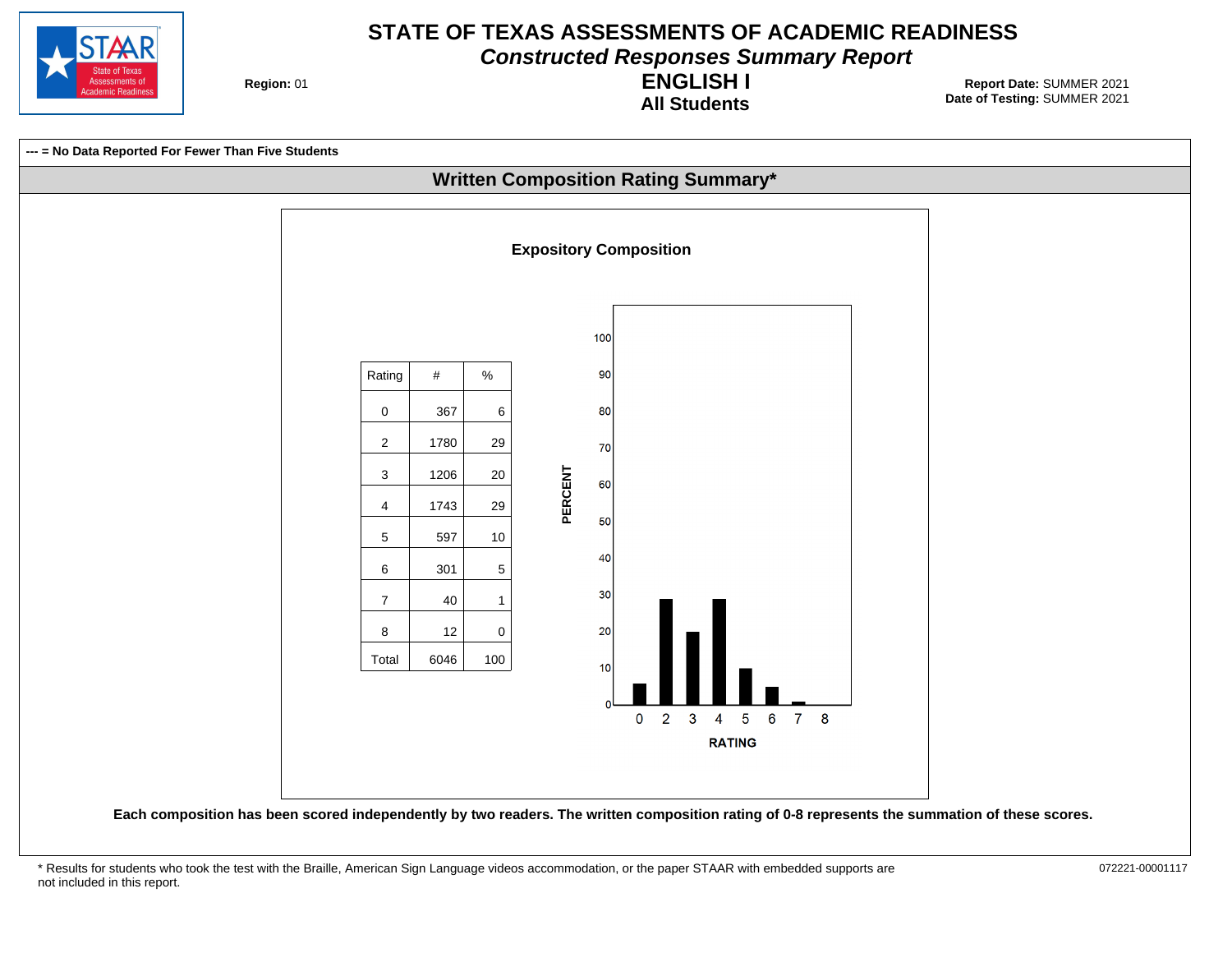# STATE OF TEXAS ASSESSMENTS OF ACADEMIC READINESS

## *Constructed Responses Summary Report*

## ENGLISH I

### All Students

**Region:** 01

**Report Date:** SUMMER 2021
**Date of Testing:** SUMMER 2021

**--- = No Data Reported For Fewer Than Five Students**

## Written Composition Rating Summary*

### Expository Composition

| Rating | # | % |
|---|---|---|
| 0 | 367 | 6 |
| 2 | 1780 | 29 |
| 3 | 1206 | 20 |
| 4 | 1743 | 29 |
| 5 | 597 | 10 |
| 6 | 301 | 5 |
| 7 | 40 | 1 |
| 8 | 12 | 0 |
| Total | 6046 | 100 |

**Each composition has been scored independently by two readers. The written composition rating of 0-8 represents the summation of these scores.**

* Results for students who took the test with the Braille, American Sign Language videos accommodation, or the paper STAAR with embedded supports are not included in this report.

072221-00001117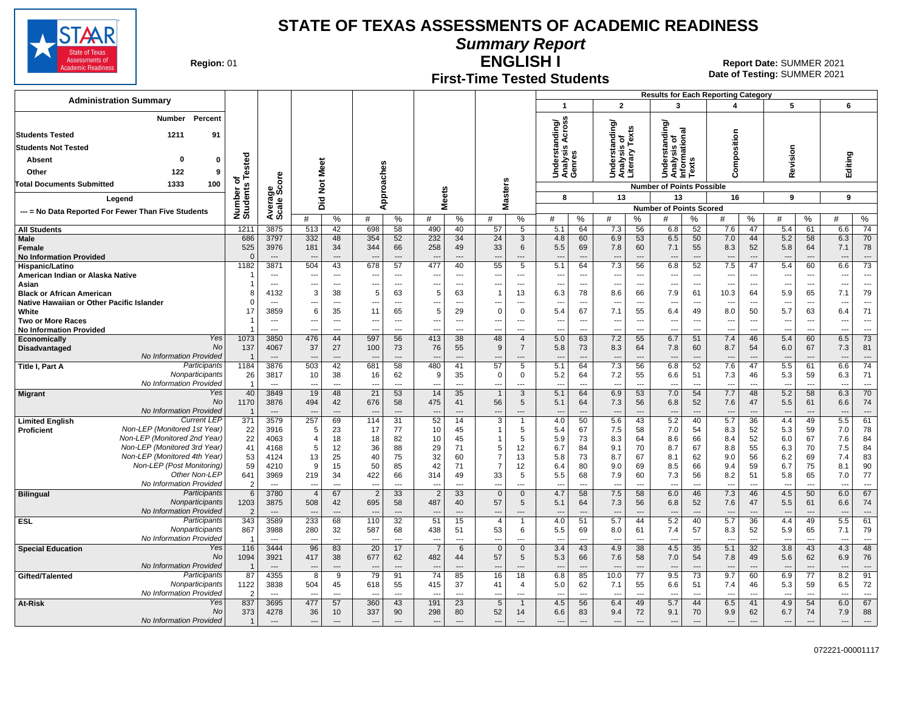# STATE OF TEXAS ASSESSMENTS OF ACADEMIC READINESS

## Summary Report

## ENGLISH I

## First-Time Tested Students

**Region:** 01

**Report Date:** SUMMER 2021
**Date of Testing:** SUMMER 2021

### Administration Summary

| | Number | Percent |
|---|---|---|
| Students Tested | 1211 | 91 |
| Students Not Tested | | |
| Absent | 0 | 0 |
| Other | 122 | 9 |
| Total Documents Submitted | 1333 | 100 |

Legend: --- = No Data Reported For Fewer Than Five Students

Results for Each Reporting Category: 1 = Understanding/Analysis Across Genres (8 points possible); 2 = Understanding/Analysis of Literary Texts (13); 3 = Understanding/Analysis of Informational Texts (13); 4 = Composition (16); 5 = Revision (9); 6 = Editing (9)

| Group | | Number of Students Tested | Average Scale Score | Did Not Meet # | Did Not Meet % | Approaches # | Approaches % | Meets # | Meets % | Masters # | Masters % | 1 # | 1 % | 2 # | 2 % | 3 # | 3 % | 4 # | 4 % | 5 # | 5 % | 6 # | 6 % |
|---|---|---|---|---|---|---|---|---|---|---|---|---|---|---|---|---|---|---|---|---|---|---|---|
| All Students | | 1211 | 3875 | 513 | 42 | 698 | 58 | 490 | 40 | 57 | 5 | 5.1 | 64 | 7.3 | 56 | 6.8 | 52 | 7.6 | 47 | 5.4 | 61 | 6.6 | 74 |
| Male | | 686 | 3797 | 332 | 48 | 354 | 52 | 232 | 34 | 24 | 3 | 4.8 | 60 | 6.9 | 53 | 6.5 | 50 | 7.0 | 44 | 5.2 | 58 | 6.3 | 70 |
| Female | | 525 | 3976 | 181 | 34 | 344 | 66 | 258 | 49 | 33 | 6 | 5.5 | 69 | 7.8 | 60 | 7.1 | 55 | 8.3 | 52 | 5.8 | 64 | 7.1 | 78 |
| No Information Provided | | 0 | --- | --- | --- | --- | --- | --- | --- | --- | --- | --- | --- | --- | --- | --- | --- | --- | --- | --- | --- | --- | --- |
| Hispanic/Latino | | 1182 | 3871 | 504 | 43 | 678 | 57 | 477 | 40 | 55 | 5 | 5.1 | 64 | 7.3 | 56 | 6.8 | 52 | 7.5 | 47 | 5.4 | 60 | 6.6 | 73 |
| American Indian or Alaska Native | | 1 | --- | --- | --- | --- | --- | --- | --- | --- | --- | --- | --- | --- | --- | --- | --- | --- | --- | --- | --- | --- | --- |
| Asian | | 1 | --- | --- | --- | --- | --- | --- | --- | --- | --- | --- | --- | --- | --- | --- | --- | --- | --- | --- | --- | --- | --- |
| Black or African American | | 8 | 4132 | 3 | 38 | 5 | 63 | 5 | 63 | 1 | 13 | 6.3 | 78 | 8.6 | 66 | 7.9 | 61 | 10.3 | 64 | 5.9 | 65 | 7.1 | 79 |
| Native Hawaiian or Other Pacific Islander | | 0 | --- | --- | --- | --- | --- | --- | --- | --- | --- | --- | --- | --- | --- | --- | --- | --- | --- | --- | --- | --- | --- |
| White | | 17 | 3859 | 6 | 35 | 11 | 65 | 5 | 29 | 0 | 0 | 5.4 | 67 | 7.1 | 55 | 6.4 | 49 | 8.0 | 50 | 5.7 | 63 | 6.4 | 71 |
| Two or More Races | | 1 | --- | --- | --- | --- | --- | --- | --- | --- | --- | --- | --- | --- | --- | --- | --- | --- | --- | --- | --- | --- | --- |
| No Information Provided | | 1 | --- | --- | --- | --- | --- | --- | --- | --- | --- | --- | --- | --- | --- | --- | --- | --- | --- | --- | --- | --- | --- |
| Economically Disadvantaged | Yes | 1073 | 3850 | 476 | 44 | 597 | 56 | 413 | 38 | 48 | 4 | 5.0 | 63 | 7.2 | 55 | 6.7 | 51 | 7.4 | 46 | 5.4 | 60 | 6.5 | 73 |
| | No | 137 | 4067 | 37 | 27 | 100 | 73 | 76 | 55 | 9 | 7 | 5.8 | 73 | 8.3 | 64 | 7.8 | 60 | 8.7 | 54 | 6.0 | 67 | 7.3 | 81 |
| | No Information Provided | 1 | --- | --- | --- | --- | --- | --- | --- | --- | --- | --- | --- | --- | --- | --- | --- | --- | --- | --- | --- | --- | --- |
| Title I, Part A | Participants | 1184 | 3876 | 503 | 42 | 681 | 58 | 480 | 41 | 57 | 5 | 5.1 | 64 | 7.3 | 56 | 6.8 | 52 | 7.6 | 47 | 5.5 | 61 | 6.6 | 74 |
| | Nonparticipants | 26 | 3817 | 10 | 38 | 16 | 62 | 9 | 35 | 0 | 0 | 5.2 | 64 | 7.2 | 55 | 6.6 | 51 | 7.3 | 46 | 5.3 | 59 | 6.3 | 71 |
| | No Information Provided | 1 | --- | --- | --- | --- | --- | --- | --- | --- | --- | --- | --- | --- | --- | --- | --- | --- | --- | --- | --- | --- | --- |
| Migrant | Yes | 40 | 3849 | 19 | 48 | 21 | 53 | 14 | 35 | 1 | 3 | 5.1 | 64 | 6.9 | 53 | 7.0 | 54 | 7.7 | 48 | 5.2 | 58 | 6.3 | 70 |
| | No | 1170 | 3876 | 494 | 42 | 676 | 58 | 475 | 41 | 56 | 5 | 5.1 | 64 | 7.3 | 56 | 6.8 | 52 | 7.6 | 47 | 5.5 | 61 | 6.6 | 74 |
| | No Information Provided | 1 | --- | --- | --- | --- | --- | --- | --- | --- | --- | --- | --- | --- | --- | --- | --- | --- | --- | --- | --- | --- | --- |
| Limited English Proficient | Current LEP | 371 | 3579 | 257 | 69 | 114 | 31 | 52 | 14 | 3 | 1 | 4.0 | 50 | 5.6 | 43 | 5.2 | 40 | 5.7 | 36 | 4.4 | 49 | 5.5 | 61 |
| | Non-LEP (Monitored 1st Year) | 22 | 3916 | 5 | 23 | 17 | 77 | 10 | 45 | 1 | 5 | 5.4 | 67 | 7.5 | 58 | 7.0 | 54 | 8.3 | 52 | 5.3 | 59 | 7.0 | 78 |
| | Non-LEP (Monitored 2nd Year) | 22 | 4063 | 4 | 18 | 18 | 82 | 10 | 45 | 1 | 5 | 5.9 | 73 | 8.3 | 64 | 8.6 | 66 | 8.4 | 52 | 6.0 | 67 | 7.6 | 84 |
| | Non-LEP (Monitored 3rd Year) | 41 | 4168 | 5 | 12 | 36 | 88 | 29 | 71 | 5 | 12 | 6.7 | 84 | 9.1 | 70 | 8.7 | 67 | 8.8 | 55 | 6.3 | 70 | 7.5 | 84 |
| | Non-LEP (Monitored 4th Year) | 53 | 4124 | 13 | 25 | 40 | 75 | 32 | 60 | 7 | 13 | 5.8 | 73 | 8.7 | 67 | 8.1 | 62 | 9.0 | 56 | 6.2 | 69 | 7.4 | 83 |
| | Non-LEP (Post Monitoring) | 59 | 4210 | 9 | 15 | 50 | 85 | 42 | 71 | 7 | 12 | 6.4 | 80 | 9.0 | 69 | 8.5 | 66 | 9.4 | 59 | 6.7 | 75 | 8.1 | 90 |
| | Other Non-LEP | 641 | 3969 | 219 | 34 | 422 | 66 | 314 | 49 | 33 | 5 | 5.5 | 68 | 7.9 | 60 | 7.3 | 56 | 8.2 | 51 | 5.8 | 65 | 7.0 | 77 |
| | No Information Provided | 2 | --- | --- | --- | --- | --- | --- | --- | --- | --- | --- | --- | --- | --- | --- | --- | --- | --- | --- | --- | --- | --- |
| Bilingual | Participants | 6 | 3780 | 4 | 67 | 2 | 33 | 2 | 33 | 0 | 0 | 4.7 | 58 | 7.5 | 58 | 6.0 | 46 | 7.3 | 46 | 4.5 | 50 | 6.0 | 67 |
| | Nonparticipants | 1203 | 3875 | 508 | 42 | 695 | 58 | 487 | 40 | 57 | 5 | 5.1 | 64 | 7.3 | 56 | 6.8 | 52 | 7.6 | 47 | 5.5 | 61 | 6.6 | 74 |
| | No Information Provided | 2 | --- | --- | --- | --- | --- | --- | --- | --- | --- | --- | --- | --- | --- | --- | --- | --- | --- | --- | --- | --- | --- |
| ESL | Participants | 343 | 3589 | 233 | 68 | 110 | 32 | 51 | 15 | 4 | 1 | 4.0 | 51 | 5.7 | 44 | 5.2 | 40 | 5.7 | 36 | 4.4 | 49 | 5.5 | 61 |
| | Nonparticipants | 867 | 3988 | 280 | 32 | 587 | 68 | 438 | 51 | 53 | 6 | 5.5 | 69 | 8.0 | 61 | 7.4 | 57 | 8.3 | 52 | 5.9 | 65 | 7.1 | 79 |
| | No Information Provided | 1 | --- | --- | --- | --- | --- | --- | --- | --- | --- | --- | --- | --- | --- | --- | --- | --- | --- | --- | --- | --- | --- |
| Special Education | Yes | 116 | 3444 | 96 | 83 | 20 | 17 | 7 | 6 | 0 | 0 | 3.4 | 43 | 4.9 | 38 | 4.5 | 35 | 5.1 | 32 | 3.8 | 43 | 4.3 | 48 |
| | No | 1094 | 3921 | 417 | 38 | 677 | 62 | 482 | 44 | 57 | 5 | 5.3 | 66 | 7.6 | 58 | 7.0 | 54 | 7.8 | 49 | 5.6 | 62 | 6.9 | 76 |
| | No Information Provided | 1 | --- | --- | --- | --- | --- | --- | --- | --- | --- | --- | --- | --- | --- | --- | --- | --- | --- | --- | --- | --- | --- |
| Gifted/Talented | Participants | 87 | 4355 | 8 | 9 | 79 | 91 | 74 | 85 | 16 | 18 | 6.8 | 85 | 10.0 | 77 | 9.5 | 73 | 9.7 | 60 | 6.9 | 77 | 8.2 | 91 |
| | Nonparticipants | 1122 | 3838 | 504 | 45 | 618 | 55 | 415 | 37 | 41 | 4 | 5.0 | 62 | 7.1 | 55 | 6.6 | 51 | 7.4 | 46 | 5.3 | 59 | 6.5 | 72 |
| | No Information Provided | 2 | --- | --- | --- | --- | --- | --- | --- | --- | --- | --- | --- | --- | --- | --- | --- | --- | --- | --- | --- | --- | --- |
| At-Risk | Yes | 837 | 3695 | 477 | 57 | 360 | 43 | 191 | 23 | 5 | 1 | 4.5 | 56 | 6.4 | 49 | 5.7 | 44 | 6.5 | 41 | 4.9 | 54 | 6.0 | 67 |
| | No | 373 | 4278 | 36 | 10 | 337 | 90 | 298 | 80 | 52 | 14 | 6.6 | 83 | 9.4 | 72 | 9.1 | 70 | 9.9 | 62 | 6.7 | 74 | 7.9 | 88 |
| | No Information Provided | 1 | --- | --- | --- | --- | --- | --- | --- | --- | --- | --- | --- | --- | --- | --- | --- | --- | --- | --- | --- | --- | --- |

072221-00001117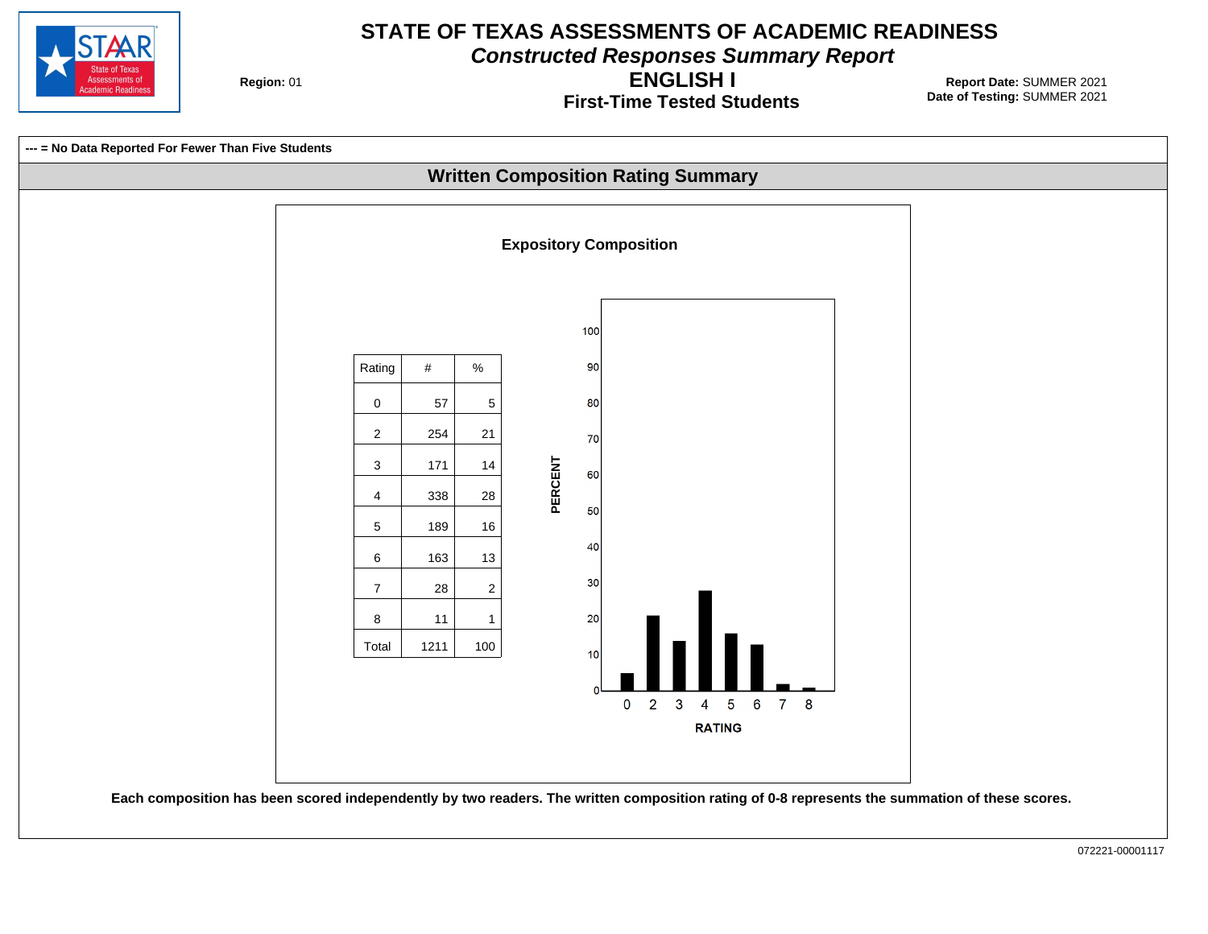# STATE OF TEXAS ASSESSMENTS OF ACADEMIC READINESS

## *Constructed Responses Summary Report*

## ENGLISH I

### First-Time Tested Students

**Region:** 01

**Report Date:** SUMMER 2021
**Date of Testing:** SUMMER 2021

**--- = No Data Reported For Fewer Than Five Students**

## Written Composition Rating Summary

### Expository Composition

| Rating | # | % |
|---|---|---|
| 0 | 57 | 5 |
| 2 | 254 | 21 |
| 3 | 171 | 14 |
| 4 | 338 | 28 |
| 5 | 189 | 16 |
| 6 | 163 | 13 |
| 7 | 28 | 2 |
| 8 | 11 | 1 |
| Total | 1211 | 100 |

**Each composition has been scored independently by two readers. The written composition rating of 0-8 represents the summation of these scores.**

072221-00001117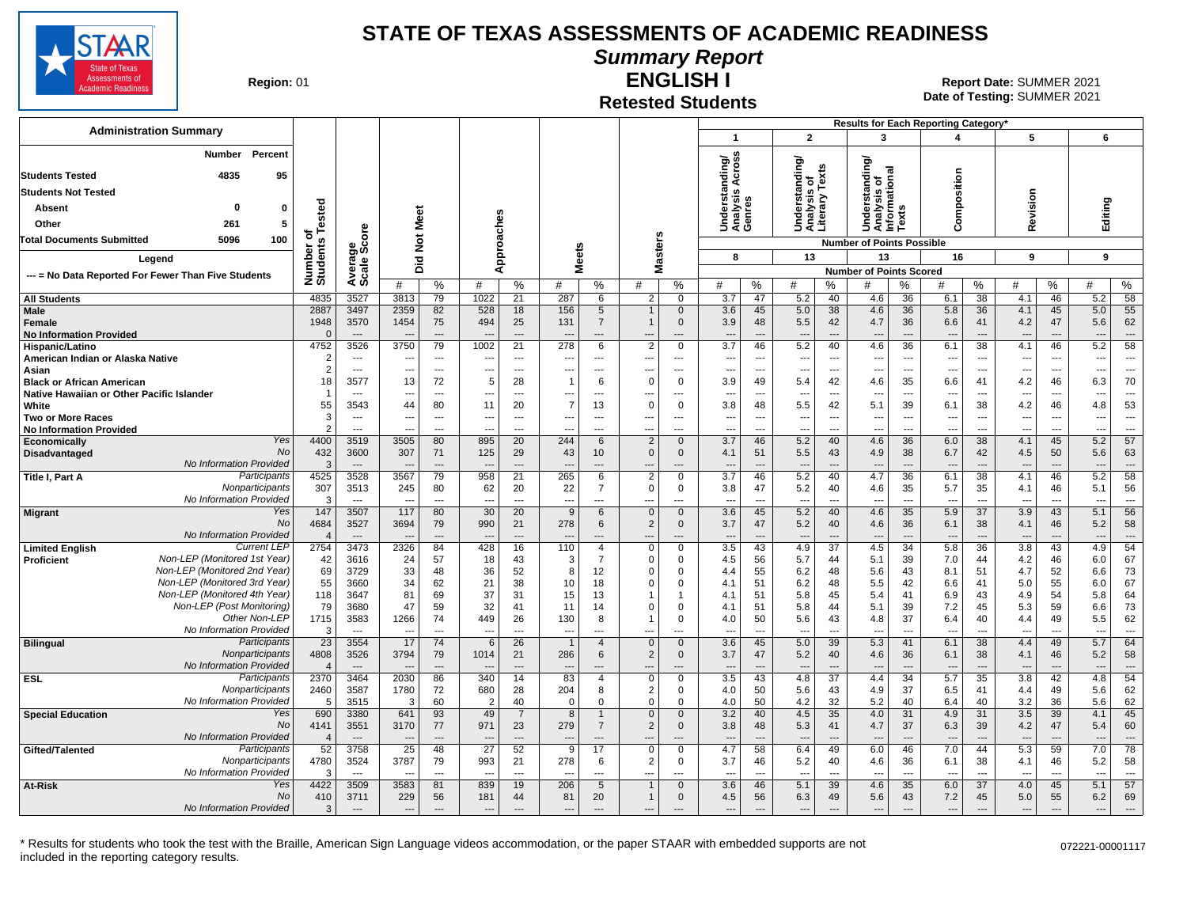# STATE OF TEXAS ASSESSMENTS OF ACADEMIC READINESS

## Summary Report

## ENGLISH I

### Retested Students

**Region:** 01

**Report Date:** SUMMER 2021
**Date of Testing:** SUMMER 2021

| Administration Summary | Number | Percent |
|---|---|---|
| Students Tested | 4835 | 95 |
| Students Not Tested | | |
| Absent | 0 | 0 |
| Other | 261 | 5 |
| Total Documents Submitted | 5096 | 100 |

Legend: --- = No Data Reported For Fewer Than Five Students

Reporting Categories (Number of Points Possible): 1 Understanding/Analysis Across Genres (8); 2 Understanding/Analysis of Literary Texts (13); 3 Understanding/Analysis of Informational Texts (13); 4 Composition (16); 5 Revision (9); 6 Editing (9)

| Group | | Number of Students Tested | Average Scale Score | Did Not Meet # | Did Not Meet % | Approaches # | Approaches % | Meets # | Meets % | Masters # | Masters % | Cat 1 # | Cat 1 % | Cat 2 # | Cat 2 % | Cat 3 # | Cat 3 % | Cat 4 # | Cat 4 % | Cat 5 # | Cat 5 % | Cat 6 # | Cat 6 % |
|---|---|---|---|---|---|---|---|---|---|---|---|---|---|---|---|---|---|---|---|---|---|---|---|
| All Students | | 4835 | 3527 | 3813 | 79 | 1022 | 21 | 287 | 6 | 2 | 0 | 3.7 | 47 | 5.2 | 40 | 4.6 | 36 | 6.1 | 38 | 4.1 | 46 | 5.2 | 58 |
| Male | | 2887 | 3497 | 2359 | 82 | 528 | 18 | 156 | 5 | 1 | 0 | 3.6 | 45 | 5.0 | 38 | 4.6 | 36 | 5.8 | 36 | 4.1 | 45 | 5.0 | 55 |
| Female | | 1948 | 3570 | 1454 | 75 | 494 | 25 | 131 | 7 | 1 | 0 | 3.9 | 48 | 5.5 | 42 | 4.7 | 36 | 6.6 | 41 | 4.2 | 47 | 5.6 | 62 |
| No Information Provided | | 0 | --- | --- | --- | --- | --- | --- | --- | --- | --- | --- | --- | --- | --- | --- | --- | --- | --- | --- | --- | --- | --- |
| Hispanic/Latino | | 4752 | 3526 | 3750 | 79 | 1002 | 21 | 278 | 6 | 2 | 0 | 3.7 | 46 | 5.2 | 40 | 4.6 | 36 | 6.1 | 38 | 4.1 | 46 | 5.2 | 58 |
| American Indian or Alaska Native | | 2 | --- | --- | --- | --- | --- | --- | --- | --- | --- | --- | --- | --- | --- | --- | --- | --- | --- | --- | --- | --- | --- |
| Asian | | 2 | --- | --- | --- | --- | --- | --- | --- | --- | --- | --- | --- | --- | --- | --- | --- | --- | --- | --- | --- | --- | --- |
| Black or African American | | 18 | 3577 | 13 | 72 | 5 | 28 | 1 | 6 | 0 | 0 | 3.9 | 49 | 5.4 | 42 | 4.6 | 35 | 6.6 | 41 | 4.2 | 46 | 6.3 | 70 |
| Native Hawaiian or Other Pacific Islander | | 1 | --- | --- | --- | --- | --- | --- | --- | --- | --- | --- | --- | --- | --- | --- | --- | --- | --- | --- | --- | --- | --- |
| White | | 55 | 3543 | 44 | 80 | 11 | 20 | 7 | 13 | 0 | 0 | 3.8 | 48 | 5.5 | 42 | 5.1 | 39 | 6.1 | 38 | 4.2 | 46 | 4.8 | 53 |
| Two or More Races | | 3 | --- | --- | --- | --- | --- | --- | --- | --- | --- | --- | --- | --- | --- | --- | --- | --- | --- | --- | --- | --- | --- |
| No Information Provided | | 2 | --- | --- | --- | --- | --- | --- | --- | --- | --- | --- | --- | --- | --- | --- | --- | --- | --- | --- | --- | --- | --- |
| Economically Disadvantaged | Yes | 4400 | 3519 | 3505 | 80 | 895 | 20 | 244 | 6 | 2 | 0 | 3.7 | 46 | 5.2 | 40 | 4.6 | 36 | 6.0 | 38 | 4.1 | 45 | 5.2 | 57 |
| | No | 432 | 3600 | 307 | 71 | 125 | 29 | 43 | 10 | 0 | 0 | 4.1 | 51 | 5.5 | 43 | 4.9 | 38 | 6.7 | 42 | 4.5 | 50 | 5.6 | 63 |
| | No Information Provided | 3 | --- | --- | --- | --- | --- | --- | --- | --- | --- | --- | --- | --- | --- | --- | --- | --- | --- | --- | --- | --- | --- |
| Title I, Part A | Participants | 4525 | 3528 | 3567 | 79 | 958 | 21 | 265 | 6 | 2 | 0 | 3.7 | 46 | 5.2 | 40 | 4.7 | 36 | 6.1 | 38 | 4.1 | 46 | 5.2 | 58 |
| | Nonparticipants | 307 | 3513 | 245 | 80 | 62 | 20 | 22 | 7 | 0 | 0 | 3.8 | 47 | 5.2 | 40 | 4.6 | 35 | 5.7 | 35 | 4.1 | 46 | 5.1 | 56 |
| | No Information Provided | 3 | --- | --- | --- | --- | --- | --- | --- | --- | --- | --- | --- | --- | --- | --- | --- | --- | --- | --- | --- | --- | --- |
| Migrant | Yes | 147 | 3507 | 117 | 80 | 30 | 20 | 9 | 6 | 0 | 0 | 3.6 | 45 | 5.2 | 40 | 4.6 | 35 | 5.9 | 37 | 3.9 | 43 | 5.1 | 56 |
| | No | 4684 | 3527 | 3694 | 79 | 990 | 21 | 278 | 6 | 2 | 0 | 3.7 | 47 | 5.2 | 40 | 4.6 | 36 | 6.1 | 38 | 4.1 | 46 | 5.2 | 58 |
| | No Information Provided | 4 | --- | --- | --- | --- | --- | --- | --- | --- | --- | --- | --- | --- | --- | --- | --- | --- | --- | --- | --- | --- | --- |
| Limited English Proficient | Current LEP | 2754 | 3473 | 2326 | 84 | 428 | 16 | 110 | 4 | 0 | 0 | 3.5 | 43 | 4.9 | 37 | 4.5 | 34 | 5.8 | 36 | 3.8 | 43 | 4.9 | 54 |
| | Non-LEP (Monitored 1st Year) | 42 | 3616 | 24 | 57 | 18 | 43 | 3 | 7 | 0 | 0 | 4.5 | 56 | 5.7 | 44 | 5.1 | 39 | 7.0 | 44 | 4.2 | 46 | 6.0 | 67 |
| | Non-LEP (Monitored 2nd Year) | 69 | 3729 | 33 | 48 | 36 | 52 | 8 | 12 | 0 | 0 | 4.4 | 55 | 6.2 | 48 | 5.6 | 43 | 8.1 | 51 | 4.7 | 52 | 6.6 | 73 |
| | Non-LEP (Monitored 3rd Year) | 55 | 3660 | 34 | 62 | 21 | 38 | 10 | 18 | 0 | 0 | 4.1 | 51 | 6.2 | 48 | 5.5 | 42 | 6.6 | 41 | 5.0 | 55 | 6.0 | 67 |
| | Non-LEP (Monitored 4th Year) | 118 | 3647 | 81 | 69 | 37 | 31 | 15 | 13 | 1 | 1 | 4.1 | 51 | 5.8 | 45 | 5.4 | 41 | 6.9 | 43 | 4.9 | 54 | 5.8 | 64 |
| | Non-LEP (Post Monitoring) | 79 | 3680 | 47 | 59 | 32 | 41 | 11 | 14 | 0 | 0 | 4.1 | 51 | 5.8 | 44 | 5.1 | 39 | 7.2 | 45 | 5.3 | 59 | 6.6 | 73 |
| | Other Non-LEP | 1715 | 3583 | 1266 | 74 | 449 | 26 | 130 | 8 | 1 | 0 | 4.0 | 50 | 5.6 | 43 | 4.8 | 37 | 6.4 | 40 | 4.4 | 49 | 5.5 | 62 |
| | No Information Provided | 3 | --- | --- | --- | --- | --- | --- | --- | --- | --- | --- | --- | --- | --- | --- | --- | --- | --- | --- | --- | --- | --- |
| Bilingual | Participants | 23 | 3554 | 17 | 74 | 6 | 26 | 1 | 4 | 0 | 0 | 3.6 | 45 | 5.0 | 39 | 5.3 | 41 | 6.1 | 38 | 4.4 | 49 | 5.7 | 64 |
| | Nonparticipants | 4808 | 3526 | 3794 | 79 | 1014 | 21 | 286 | 6 | 2 | 0 | 3.7 | 47 | 5.2 | 40 | 4.6 | 36 | 6.1 | 38 | 4.1 | 46 | 5.2 | 58 |
| | No Information Provided | 4 | --- | --- | --- | --- | --- | --- | --- | --- | --- | --- | --- | --- | --- | --- | --- | --- | --- | --- | --- | --- | --- |
| ESL | Participants | 2370 | 3464 | 2030 | 86 | 340 | 14 | 83 | 4 | 0 | 0 | 3.5 | 43 | 4.8 | 37 | 4.4 | 34 | 5.7 | 35 | 3.8 | 42 | 4.8 | 54 |
| | Nonparticipants | 2460 | 3587 | 1780 | 72 | 680 | 28 | 204 | 8 | 2 | 0 | 4.0 | 50 | 5.6 | 43 | 4.9 | 37 | 6.5 | 41 | 4.4 | 49 | 5.6 | 62 |
| | No Information Provided | 5 | 3515 | 3 | 60 | 2 | 40 | 0 | 0 | 0 | 0 | 4.0 | 50 | 4.2 | 32 | 5.2 | 40 | 6.4 | 40 | 3.2 | 36 | 5.6 | 62 |
| Special Education | Yes | 690 | 3380 | 641 | 93 | 49 | 7 | 8 | 1 | 0 | 0 | 3.2 | 40 | 4.5 | 35 | 4.0 | 31 | 4.9 | 31 | 3.5 | 39 | 4.1 | 45 |
| | No | 4141 | 3551 | 3170 | 77 | 971 | 23 | 279 | 7 | 2 | 0 | 3.8 | 48 | 5.3 | 41 | 4.7 | 37 | 6.3 | 39 | 4.2 | 47 | 5.4 | 60 |
| | No Information Provided | 4 | --- | --- | --- | --- | --- | --- | --- | --- | --- | --- | --- | --- | --- | --- | --- | --- | --- | --- | --- | --- | --- |
| Gifted/Talented | Participants | 52 | 3758 | 25 | 48 | 27 | 52 | 9 | 17 | 0 | 0 | 4.7 | 58 | 6.4 | 49 | 6.0 | 46 | 7.0 | 44 | 5.3 | 59 | 7.0 | 78 |
| | Nonparticipants | 4780 | 3524 | 3787 | 79 | 993 | 21 | 278 | 6 | 2 | 0 | 3.7 | 46 | 5.2 | 40 | 4.6 | 36 | 6.1 | 38 | 4.1 | 46 | 5.2 | 58 |
| | No Information Provided | 3 | --- | --- | --- | --- | --- | --- | --- | --- | --- | --- | --- | --- | --- | --- | --- | --- | --- | --- | --- | --- | --- |
| At-Risk | Yes | 4422 | 3509 | 3583 | 81 | 839 | 19 | 206 | 5 | 1 | 0 | 3.6 | 46 | 5.1 | 39 | 4.6 | 35 | 6.0 | 37 | 4.0 | 45 | 5.1 | 57 |
| | No | 410 | 3711 | 229 | 56 | 181 | 44 | 81 | 20 | 1 | 0 | 4.5 | 56 | 6.3 | 49 | 5.6 | 43 | 7.2 | 45 | 5.0 | 55 | 6.2 | 69 |
| | No Information Provided | 3 | --- | --- | --- | --- | --- | --- | --- | --- | --- | --- | --- | --- | --- | --- | --- | --- | --- | --- | --- | --- | --- |

\* Results for students who took the test with the Braille, American Sign Language videos accommodation, or the paper STAAR with embedded supports are not included in the reporting category results.

072221-00001117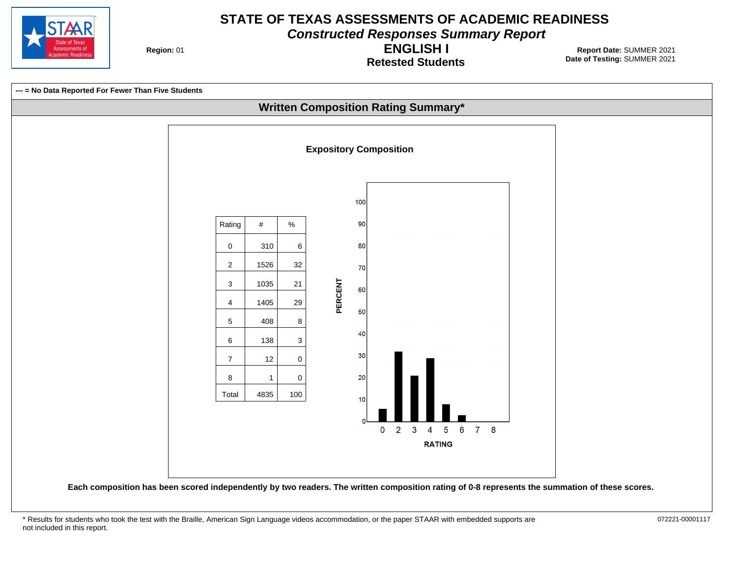# STATE OF TEXAS ASSESSMENTS OF ACADEMIC READINESS

***Constructed Responses Summary Report***

## ENGLISH I

### Retested Students

**Region:** 01

**Report Date:** SUMMER 2021
**Date of Testing:** SUMMER 2021

**--- = No Data Reported For Fewer Than Five Students**

## Written Composition Rating Summary*

### Expository Composition

| Rating | # | % |
|---|---|---|
| 0 | 310 | 6 |
| 2 | 1526 | 32 |
| 3 | 1035 | 21 |
| 4 | 1405 | 29 |
| 5 | 408 | 8 |
| 6 | 138 | 3 |
| 7 | 12 | 0 |
| 8 | 1 | 0 |
| Total | 4835 | 100 |

**Each composition has been scored independently by two readers. The written composition rating of 0-8 represents the summation of these scores.**

* Results for students who took the test with the Braille, American Sign Language videos accommodation, or the paper STAAR with embedded supports are not included in this report.

072221-00001117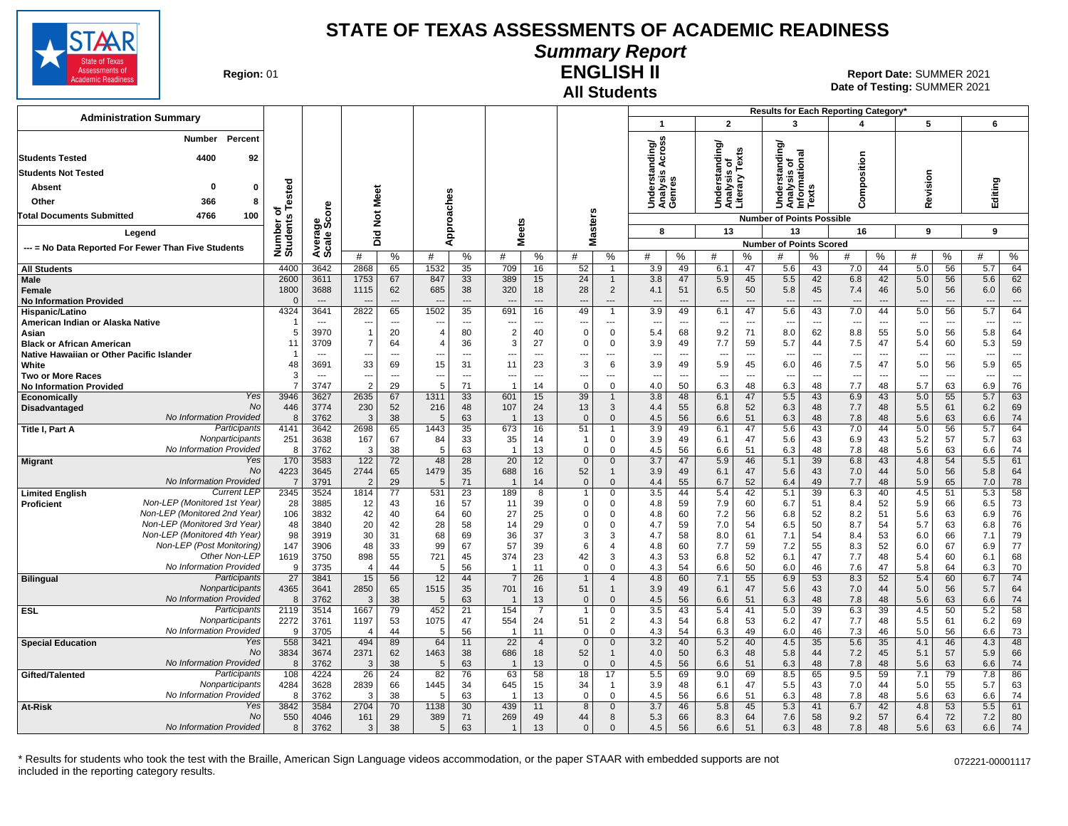# STATE OF TEXAS ASSESSMENTS OF ACADEMIC READINESS

## Summary Report

## ENGLISH II

## All Students

**Region:** 01

**Report Date:** SUMMER 2021
**Date of Testing:** SUMMER 2021

**Administration Summary**

| | Number | Percent |
|---|---|---|
| Students Tested | 4400 | 92 |
| Students Not Tested | | |
| Absent | 0 | 0 |
| Other | 366 | 8 |
| Total Documents Submitted | 4766 | 100 |

Legend
--- = No Data Reported For Fewer Than Five Students

Results for Each Reporting Category*:
1. Understanding/ Analysis Across Genres (Number of Points Possible: 8)
2. Understanding/ Analysis of Literary Texts (Number of Points Possible: 13)
3. Understanding/ Analysis of Informational Texts (Number of Points Possible: 13)
4. Composition (Number of Points Possible: 16)
5. Revision (Number of Points Possible: 9)
6. Editing (Number of Points Possible: 9)

| Group | | Number of Students Tested | Average Scale Score | Did Not Meet # | Did Not Meet % | Approaches # | Approaches % | Meets # | Meets % | Masters # | Masters % | Cat 1 # | Cat 1 % | Cat 2 # | Cat 2 % | Cat 3 # | Cat 3 % | Cat 4 # | Cat 4 % | Cat 5 # | Cat 5 % | Cat 6 # | Cat 6 % |
|---|---|---|---|---|---|---|---|---|---|---|---|---|---|---|---|---|---|---|---|---|---|---|---|
| All Students | | 4400 | 3642 | 2868 | 65 | 1532 | 35 | 709 | 16 | 52 | 1 | 3.9 | 49 | 6.1 | 47 | 5.6 | 43 | 7.0 | 44 | 5.0 | 56 | 5.7 | 64 |
| Male | | 2600 | 3611 | 1753 | 67 | 847 | 33 | 389 | 15 | 24 | 1 | 3.8 | 47 | 5.9 | 45 | 5.5 | 42 | 6.8 | 42 | 5.0 | 56 | 5.6 | 62 |
| Female | | 1800 | 3688 | 1115 | 62 | 685 | 38 | 320 | 18 | 28 | 2 | 4.1 | 51 | 6.5 | 50 | 5.8 | 45 | 7.4 | 46 | 5.0 | 56 | 6.0 | 66 |
| No Information Provided | | 0 | --- | --- | --- | --- | --- | --- | --- | --- | --- | --- | --- | --- | --- | --- | --- | --- | --- | --- | --- | --- | --- |
| Hispanic/Latino | | 4324 | 3641 | 2822 | 65 | 1502 | 35 | 691 | 16 | 49 | 1 | 3.9 | 49 | 6.1 | 47 | 5.6 | 43 | 7.0 | 44 | 5.0 | 56 | 5.7 | 64 |
| American Indian or Alaska Native | | 1 | --- | --- | --- | --- | --- | --- | --- | --- | --- | --- | --- | --- | --- | --- | --- | --- | --- | --- | --- | --- | --- |
| Asian | | 5 | 3970 | 1 | 20 | 4 | 80 | 2 | 40 | 0 | 0 | 5.4 | 68 | 9.2 | 71 | 8.0 | 62 | 8.8 | 55 | 5.0 | 56 | 5.8 | 64 |
| Black or African American | | 11 | 3709 | 7 | 64 | 4 | 36 | 3 | 27 | 0 | 0 | 3.9 | 49 | 7.7 | 59 | 5.7 | 44 | 7.5 | 47 | 5.4 | 60 | 5.3 | 59 |
| Native Hawaiian or Other Pacific Islander | | 1 | --- | --- | --- | --- | --- | --- | --- | --- | --- | --- | --- | --- | --- | --- | --- | --- | --- | --- | --- | --- | --- |
| White | | 48 | 3691 | 33 | 69 | 15 | 31 | 11 | 23 | 3 | 6 | 3.9 | 49 | 5.9 | 45 | 6.0 | 46 | 7.5 | 47 | 5.0 | 56 | 5.9 | 65 |
| Two or More Races | | 3 | --- | --- | --- | --- | --- | --- | --- | --- | --- | --- | --- | --- | --- | --- | --- | --- | --- | --- | --- | --- | --- |
| No Information Provided | | 7 | 3747 | 2 | 29 | 5 | 71 | 1 | 14 | 0 | 0 | 4.0 | 50 | 6.3 | 48 | 6.3 | 48 | 7.7 | 48 | 5.7 | 63 | 6.9 | 76 |
| Economically Disadvantaged | Yes | 3946 | 3627 | 2635 | 67 | 1311 | 33 | 601 | 15 | 39 | 1 | 3.8 | 48 | 6.1 | 47 | 5.5 | 43 | 6.9 | 43 | 5.0 | 55 | 5.7 | 63 |
| | No | 446 | 3774 | 230 | 52 | 216 | 48 | 107 | 24 | 13 | 3 | 4.4 | 55 | 6.8 | 52 | 6.3 | 48 | 7.7 | 48 | 5.5 | 61 | 6.2 | 69 |
| | No Information Provided | 8 | 3762 | 3 | 38 | 5 | 63 | 1 | 13 | 0 | 0 | 4.5 | 56 | 6.6 | 51 | 6.3 | 48 | 7.8 | 48 | 5.6 | 63 | 6.6 | 74 |
| Title I, Part A | Participants | 4141 | 3642 | 2698 | 65 | 1443 | 35 | 673 | 16 | 51 | 1 | 3.9 | 49 | 6.1 | 47 | 5.6 | 43 | 7.0 | 44 | 5.0 | 56 | 5.7 | 64 |
| | Nonparticipants | 251 | 3638 | 167 | 67 | 84 | 33 | 35 | 14 | 1 | 0 | 3.9 | 49 | 6.1 | 47 | 5.6 | 43 | 6.9 | 43 | 5.2 | 57 | 5.7 | 63 |
| | No Information Provided | 8 | 3762 | 3 | 38 | 5 | 63 | 1 | 13 | 0 | 0 | 4.5 | 56 | 6.6 | 51 | 6.3 | 48 | 7.8 | 48 | 5.6 | 63 | 6.6 | 74 |
| Migrant | Yes | 170 | 3583 | 122 | 72 | 48 | 28 | 20 | 12 | 0 | 0 | 3.7 | 47 | 5.9 | 46 | 5.1 | 39 | 6.8 | 43 | 4.8 | 54 | 5.5 | 61 |
| | No | 4223 | 3645 | 2744 | 65 | 1479 | 35 | 688 | 16 | 52 | 1 | 3.9 | 49 | 6.1 | 47 | 5.6 | 43 | 7.0 | 44 | 5.0 | 56 | 5.8 | 64 |
| | No Information Provided | 7 | 3791 | 2 | 29 | 5 | 71 | 1 | 14 | 0 | 0 | 4.4 | 55 | 6.7 | 52 | 6.4 | 49 | 7.7 | 48 | 5.9 | 65 | 7.0 | 78 |
| Limited English Proficient | Current LEP | 2345 | 3524 | 1814 | 77 | 531 | 23 | 189 | 8 | 1 | 0 | 3.5 | 44 | 5.4 | 42 | 5.1 | 39 | 6.3 | 40 | 4.5 | 51 | 5.3 | 58 |
| | Non-LEP (Monitored 1st Year) | 28 | 3885 | 12 | 43 | 16 | 57 | 11 | 39 | 0 | 0 | 4.8 | 59 | 7.9 | 60 | 6.7 | 51 | 8.4 | 52 | 5.9 | 66 | 6.5 | 73 |
| | Non-LEP (Monitored 2nd Year) | 106 | 3832 | 42 | 40 | 64 | 60 | 27 | 25 | 0 | 0 | 4.8 | 60 | 7.2 | 56 | 6.8 | 52 | 8.2 | 51 | 5.6 | 63 | 6.9 | 76 |
| | Non-LEP (Monitored 3rd Year) | 48 | 3840 | 20 | 42 | 28 | 58 | 14 | 29 | 0 | 0 | 4.7 | 59 | 7.0 | 54 | 6.5 | 50 | 8.7 | 54 | 5.7 | 63 | 6.8 | 76 |
| | Non-LEP (Monitored 4th Year) | 98 | 3919 | 30 | 31 | 68 | 69 | 36 | 37 | 3 | 3 | 4.7 | 58 | 8.0 | 61 | 7.1 | 54 | 8.4 | 53 | 6.0 | 66 | 7.1 | 79 |
| | Non-LEP (Post Monitoring) | 147 | 3906 | 48 | 33 | 99 | 67 | 57 | 39 | 6 | 4 | 4.8 | 60 | 7.7 | 59 | 7.2 | 55 | 8.3 | 52 | 6.0 | 67 | 6.9 | 77 |
| | Other Non-LEP | 1619 | 3750 | 898 | 55 | 721 | 45 | 374 | 23 | 42 | 3 | 4.3 | 53 | 6.8 | 52 | 6.1 | 47 | 7.7 | 48 | 5.4 | 60 | 6.1 | 68 |
| | No Information Provided | 9 | 3735 | 4 | 44 | 5 | 56 | 1 | 11 | 0 | 0 | 4.3 | 54 | 6.6 | 50 | 6.0 | 46 | 7.6 | 47 | 5.8 | 64 | 6.3 | 70 |
| Bilingual | Participants | 27 | 3841 | 15 | 56 | 12 | 44 | 7 | 26 | 1 | 4 | 4.8 | 60 | 7.1 | 55 | 6.9 | 53 | 8.3 | 52 | 5.4 | 60 | 6.7 | 74 |
| | Nonparticipants | 4365 | 3641 | 2850 | 65 | 1515 | 35 | 701 | 16 | 51 | 1 | 3.9 | 49 | 6.1 | 47 | 5.6 | 43 | 7.0 | 44 | 5.0 | 56 | 5.7 | 64 |
| | No Information Provided | 8 | 3762 | 3 | 38 | 5 | 63 | 1 | 13 | 0 | 0 | 4.5 | 56 | 6.6 | 51 | 6.3 | 48 | 7.8 | 48 | 5.6 | 63 | 6.6 | 74 |
| ESL | Participants | 2119 | 3514 | 1667 | 79 | 452 | 21 | 154 | 7 | 1 | 0 | 3.5 | 43 | 5.4 | 41 | 5.0 | 39 | 6.3 | 39 | 4.5 | 50 | 5.2 | 58 |
| | Nonparticipants | 2272 | 3761 | 1197 | 53 | 1075 | 47 | 554 | 24 | 51 | 2 | 4.3 | 54 | 6.8 | 53 | 6.2 | 47 | 7.7 | 48 | 5.5 | 61 | 6.2 | 69 |
| | No Information Provided | 9 | 3705 | 4 | 44 | 5 | 56 | 1 | 11 | 0 | 0 | 4.3 | 54 | 6.3 | 49 | 6.0 | 46 | 7.3 | 46 | 5.0 | 56 | 6.6 | 73 |
| Special Education | Yes | 558 | 3421 | 494 | 89 | 64 | 11 | 22 | 4 | 0 | 0 | 3.2 | 40 | 5.2 | 40 | 4.5 | 35 | 5.6 | 35 | 4.1 | 46 | 4.3 | 48 |
| | No | 3834 | 3674 | 2371 | 62 | 1463 | 38 | 686 | 18 | 52 | 1 | 4.0 | 50 | 6.3 | 48 | 5.8 | 44 | 7.2 | 45 | 5.1 | 57 | 5.9 | 66 |
| | No Information Provided | 8 | 3762 | 3 | 38 | 5 | 63 | 1 | 13 | 0 | 0 | 4.5 | 56 | 6.6 | 51 | 6.3 | 48 | 7.8 | 48 | 5.6 | 63 | 6.6 | 74 |
| Gifted/Talented | Participants | 108 | 4224 | 26 | 24 | 82 | 76 | 63 | 58 | 18 | 17 | 5.5 | 69 | 9.0 | 69 | 8.5 | 65 | 9.5 | 59 | 7.1 | 79 | 7.8 | 86 |
| | Nonparticipants | 4284 | 3628 | 2839 | 66 | 1445 | 34 | 645 | 15 | 34 | 1 | 3.9 | 48 | 6.1 | 47 | 5.5 | 43 | 7.0 | 44 | 5.0 | 55 | 5.7 | 63 |
| | No Information Provided | 8 | 3762 | 3 | 38 | 5 | 63 | 1 | 13 | 0 | 0 | 4.5 | 56 | 6.6 | 51 | 6.3 | 48 | 7.8 | 48 | 5.6 | 63 | 6.6 | 74 |
| At-Risk | Yes | 3842 | 3584 | 2704 | 70 | 1138 | 30 | 439 | 11 | 8 | 0 | 3.7 | 46 | 5.8 | 45 | 5.3 | 41 | 6.7 | 42 | 4.8 | 53 | 5.5 | 61 |
| | No | 550 | 4046 | 161 | 29 | 389 | 71 | 269 | 49 | 44 | 8 | 5.3 | 66 | 8.3 | 64 | 7.6 | 58 | 9.2 | 57 | 6.4 | 72 | 7.2 | 80 |
| | No Information Provided | 8 | 3762 | 3 | 38 | 5 | 63 | 1 | 13 | 0 | 0 | 4.5 | 56 | 6.6 | 51 | 6.3 | 48 | 7.8 | 48 | 5.6 | 63 | 6.6 | 74 |

\* Results for students who took the test with the Braille, American Sign Language videos accommodation, or the paper STAAR with embedded supports are not included in the reporting category results.

072221-00001117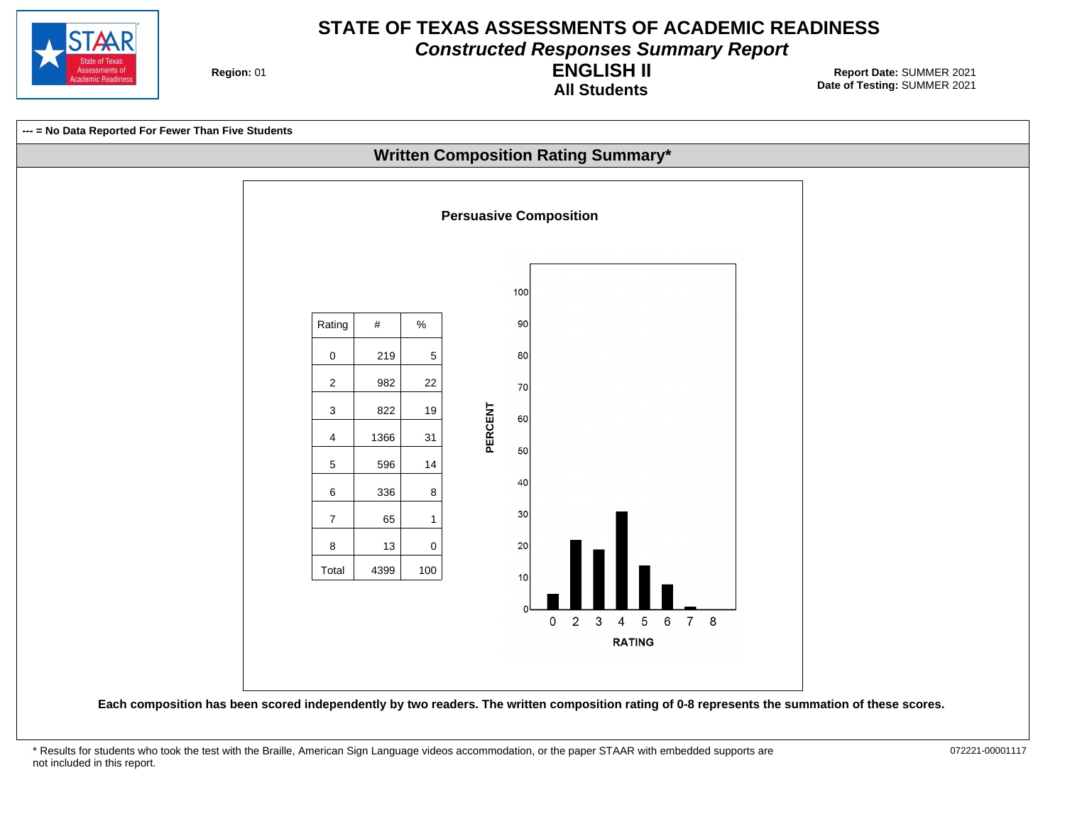# STATE OF TEXAS ASSESSMENTS OF ACADEMIC READINESS

## *Constructed Responses Summary Report*

## ENGLISH II

### All Students

**Region:** 01

**Report Date:** SUMMER 2021
**Date of Testing:** SUMMER 2021

**--- = No Data Reported For Fewer Than Five Students**

## Written Composition Rating Summary*

### Persuasive Composition

| Rating | # | % |
|---|---|---|
| 0 | 219 | 5 |
| 2 | 982 | 22 |
| 3 | 822 | 19 |
| 4 | 1366 | 31 |
| 5 | 596 | 14 |
| 6 | 336 | 8 |
| 7 | 65 | 1 |
| 8 | 13 | 0 |
| Total | 4399 | 100 |

**Each composition has been scored independently by two readers. The written composition rating of 0-8 represents the summation of these scores.**

* Results for students who took the test with the Braille, American Sign Language videos accommodation, or the paper STAAR with embedded supports are not included in this report.

072221-00001117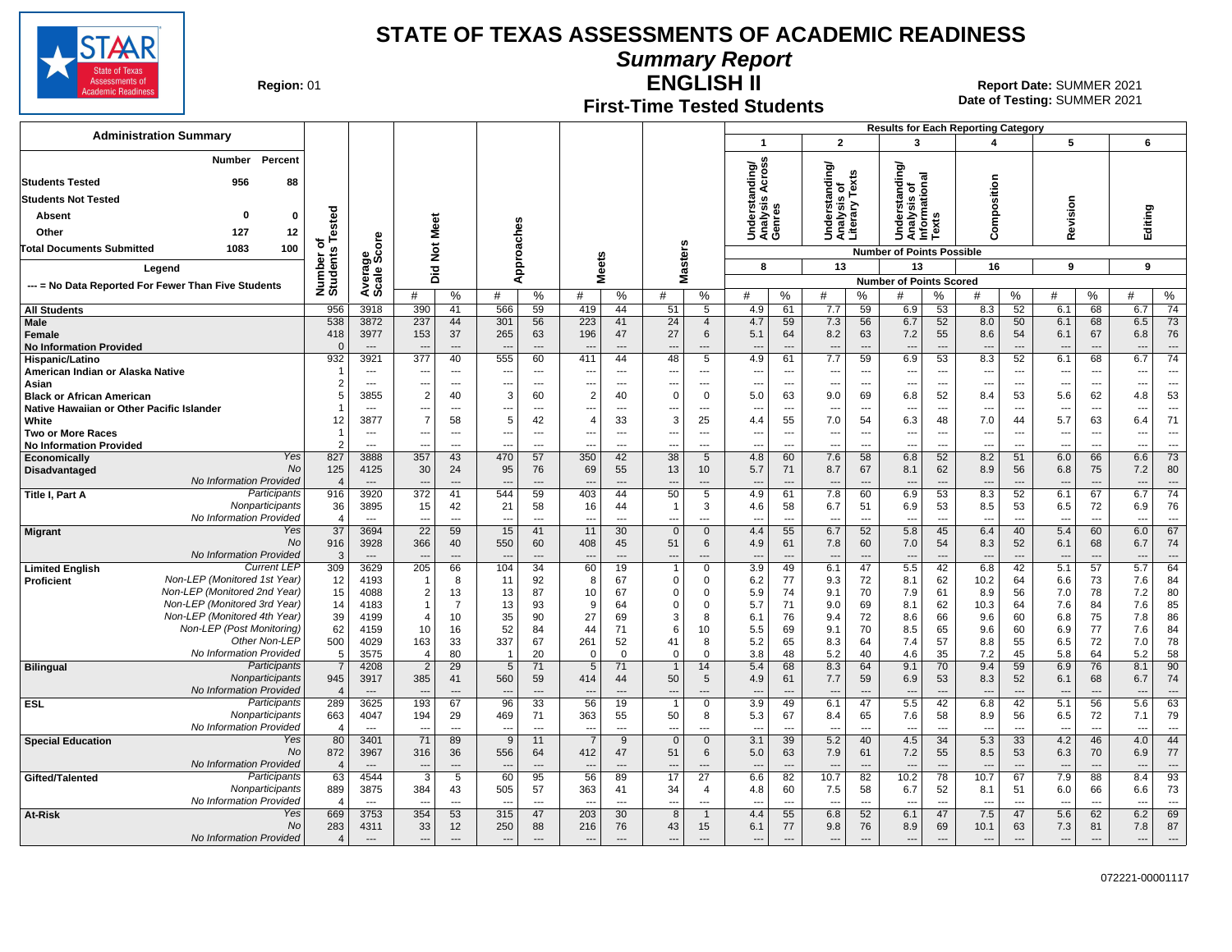# STATE OF TEXAS ASSESSMENTS OF ACADEMIC READINESS

## Summary Report

## ENGLISH II

## First-Time Tested Students

**Region:** 01

**Report Date:** SUMMER 2021
**Date of Testing:** SUMMER 2021

### Administration Summary

| | Number | Percent |
|---|---|---|
| Students Tested | 956 | 88 |
| Students Not Tested | | |
| Absent | 0 | 0 |
| Other | 127 | 12 |
| Total Documents Submitted | 1083 | 100 |

Legend: --- = No Data Reported For Fewer Than Five Students

Results for Each Reporting Category (Number of Points Possible): 1 Understanding/Analysis Across Genres (8); 2 Understanding/Analysis of Literary Texts (13); 3 Understanding/Analysis of Informational Texts (13); 4 Composition (16); 5 Revision (9); 6 Editing (9). Values reported are Number of Points Scored (#) and %.

| Group | | Number of Students Tested | Average Scale Score | Did Not Meet # | Did Not Meet % | Approaches # | Approaches % | Meets # | Meets % | Masters # | Masters % | 1 # | 1 % | 2 # | 2 % | 3 # | 3 % | 4 # | 4 % | 5 # | 5 % | 6 # | 6 % |
|---|---|---|---|---|---|---|---|---|---|---|---|---|---|---|---|---|---|---|---|---|---|---|---|
| All Students | | 956 | 3918 | 390 | 41 | 566 | 59 | 419 | 44 | 51 | 5 | 4.9 | 61 | 7.7 | 59 | 6.9 | 53 | 8.3 | 52 | 6.1 | 68 | 6.7 | 74 |
| Male | | 538 | 3872 | 237 | 44 | 301 | 56 | 223 | 41 | 24 | 4 | 4.7 | 59 | 7.3 | 56 | 6.7 | 52 | 8.0 | 50 | 6.1 | 68 | 6.5 | 73 |
| Female | | 418 | 3977 | 153 | 37 | 265 | 63 | 196 | 47 | 27 | 6 | 5.1 | 64 | 8.2 | 63 | 7.2 | 55 | 8.6 | 54 | 6.1 | 67 | 6.8 | 76 |
| No Information Provided | | 0 | --- | --- | --- | --- | --- | --- | --- | --- | --- | --- | --- | --- | --- | --- | --- | --- | --- | --- | --- | --- | --- |
| Hispanic/Latino | | 932 | 3921 | 377 | 40 | 555 | 60 | 411 | 44 | 48 | 5 | 4.9 | 61 | 7.7 | 59 | 6.9 | 53 | 8.3 | 52 | 6.1 | 68 | 6.7 | 74 |
| American Indian or Alaska Native | | 1 | --- | --- | --- | --- | --- | --- | --- | --- | --- | --- | --- | --- | --- | --- | --- | --- | --- | --- | --- | --- | --- |
| Asian | | 2 | --- | --- | --- | --- | --- | --- | --- | --- | --- | --- | --- | --- | --- | --- | --- | --- | --- | --- | --- | --- | --- |
| Black or African American | | 5 | 3855 | 2 | 40 | 3 | 60 | 2 | 40 | 0 | 0 | 5.0 | 63 | 9.0 | 69 | 6.8 | 52 | 8.4 | 53 | 5.6 | 62 | 4.8 | 53 |
| Native Hawaiian or Other Pacific Islander | | 1 | --- | --- | --- | --- | --- | --- | --- | --- | --- | --- | --- | --- | --- | --- | --- | --- | --- | --- | --- | --- | --- |
| White | | 12 | 3877 | 7 | 58 | 5 | 42 | 4 | 33 | 3 | 25 | 4.4 | 55 | 7.0 | 54 | 6.3 | 48 | 7.0 | 44 | 5.7 | 63 | 6.4 | 71 |
| Two or More Races | | 1 | --- | --- | --- | --- | --- | --- | --- | --- | --- | --- | --- | --- | --- | --- | --- | --- | --- | --- | --- | --- | --- |
| No Information Provided | | 2 | --- | --- | --- | --- | --- | --- | --- | --- | --- | --- | --- | --- | --- | --- | --- | --- | --- | --- | --- | --- | --- |
| Economically Disadvantaged | Yes | 827 | 3888 | 357 | 43 | 470 | 57 | 350 | 42 | 38 | 5 | 4.8 | 60 | 7.6 | 58 | 6.8 | 52 | 8.2 | 51 | 6.0 | 66 | 6.6 | 73 |
| | No | 125 | 4125 | 30 | 24 | 95 | 76 | 69 | 55 | 13 | 10 | 5.7 | 71 | 8.7 | 67 | 8.1 | 62 | 8.9 | 56 | 6.8 | 75 | 7.2 | 80 |
| | No Information Provided | 4 | --- | --- | --- | --- | --- | --- | --- | --- | --- | --- | --- | --- | --- | --- | --- | --- | --- | --- | --- | --- | --- |
| Title I, Part A | Participants | 916 | 3920 | 372 | 41 | 544 | 59 | 403 | 44 | 50 | 5 | 4.9 | 61 | 7.8 | 60 | 6.9 | 53 | 8.3 | 52 | 6.1 | 67 | 6.7 | 74 |
| | Nonparticipants | 36 | 3895 | 15 | 42 | 21 | 58 | 16 | 44 | 1 | 3 | 4.6 | 58 | 6.7 | 51 | 6.9 | 53 | 8.5 | 53 | 6.5 | 72 | 6.9 | 76 |
| | No Information Provided | 4 | --- | --- | --- | --- | --- | --- | --- | --- | --- | --- | --- | --- | --- | --- | --- | --- | --- | --- | --- | --- | --- |
| Migrant | Yes | 37 | 3694 | 22 | 59 | 15 | 41 | 11 | 30 | 0 | 0 | 4.4 | 55 | 6.7 | 52 | 5.8 | 45 | 6.4 | 40 | 5.4 | 60 | 6.0 | 67 |
| | No | 916 | 3928 | 366 | 40 | 550 | 60 | 408 | 45 | 51 | 6 | 4.9 | 61 | 7.8 | 60 | 7.0 | 54 | 8.3 | 52 | 6.1 | 68 | 6.7 | 74 |
| | No Information Provided | 3 | --- | --- | --- | --- | --- | --- | --- | --- | --- | --- | --- | --- | --- | --- | --- | --- | --- | --- | --- | --- | --- |
| Limited English Proficient | Current LEP | 309 | 3629 | 205 | 66 | 104 | 34 | 60 | 19 | 1 | 0 | 3.9 | 49 | 6.1 | 47 | 5.5 | 42 | 6.8 | 42 | 5.1 | 57 | 5.7 | 64 |
| | Non-LEP (Monitored 1st Year) | 12 | 4193 | 1 | 8 | 11 | 92 | 8 | 67 | 0 | 0 | 6.2 | 77 | 9.3 | 72 | 8.1 | 62 | 10.2 | 64 | 6.6 | 73 | 7.6 | 84 |
| | Non-LEP (Monitored 2nd Year) | 15 | 4088 | 2 | 13 | 13 | 87 | 10 | 67 | 0 | 0 | 5.9 | 74 | 9.1 | 70 | 7.9 | 61 | 8.9 | 56 | 7.0 | 78 | 7.2 | 80 |
| | Non-LEP (Monitored 3rd Year) | 14 | 4183 | 1 | 7 | 13 | 93 | 9 | 64 | 0 | 0 | 5.7 | 71 | 9.0 | 69 | 8.1 | 62 | 10.3 | 64 | 7.6 | 84 | 7.6 | 85 |
| | Non-LEP (Monitored 4th Year) | 39 | 4199 | 4 | 10 | 35 | 90 | 27 | 69 | 3 | 8 | 6.1 | 76 | 9.4 | 72 | 8.6 | 66 | 9.6 | 60 | 6.8 | 75 | 7.8 | 86 |
| | Non-LEP (Post Monitoring) | 62 | 4159 | 10 | 16 | 52 | 84 | 44 | 71 | 6 | 10 | 5.5 | 69 | 9.1 | 70 | 8.5 | 65 | 9.6 | 60 | 6.9 | 77 | 7.6 | 84 |
| | Other Non-LEP | 500 | 4029 | 163 | 33 | 337 | 67 | 261 | 52 | 41 | 8 | 5.2 | 65 | 8.3 | 64 | 7.4 | 57 | 8.8 | 55 | 6.5 | 72 | 7.0 | 78 |
| | No Information Provided | 5 | 3575 | 4 | 80 | 1 | 20 | 0 | 0 | 0 | 0 | 3.8 | 48 | 5.2 | 40 | 4.6 | 35 | 7.2 | 45 | 5.8 | 64 | 5.2 | 58 |
| Bilingual | Participants | 7 | 4208 | 2 | 29 | 5 | 71 | 5 | 71 | 1 | 14 | 5.4 | 68 | 8.3 | 64 | 9.1 | 70 | 9.4 | 59 | 6.9 | 76 | 8.1 | 90 |
| | Nonparticipants | 945 | 3917 | 385 | 41 | 560 | 59 | 414 | 44 | 50 | 5 | 4.9 | 61 | 7.7 | 59 | 6.9 | 53 | 8.3 | 52 | 6.1 | 68 | 6.7 | 74 |
| | No Information Provided | 4 | --- | --- | --- | --- | --- | --- | --- | --- | --- | --- | --- | --- | --- | --- | --- | --- | --- | --- | --- | --- | --- |
| ESL | Participants | 289 | 3625 | 193 | 67 | 96 | 33 | 56 | 19 | 1 | 0 | 3.9 | 49 | 6.1 | 47 | 5.5 | 42 | 6.8 | 42 | 5.1 | 56 | 5.6 | 63 |
| | Nonparticipants | 663 | 4047 | 194 | 29 | 469 | 71 | 363 | 55 | 50 | 8 | 5.3 | 67 | 8.4 | 65 | 7.6 | 58 | 8.9 | 56 | 6.5 | 72 | 7.1 | 79 |
| | No Information Provided | 4 | --- | --- | --- | --- | --- | --- | --- | --- | --- | --- | --- | --- | --- | --- | --- | --- | --- | --- | --- | --- | --- |
| Special Education | Yes | 80 | 3401 | 71 | 89 | 9 | 11 | 7 | 9 | 0 | 0 | 3.1 | 39 | 5.2 | 40 | 4.5 | 34 | 5.3 | 33 | 4.2 | 46 | 4.0 | 44 |
| | No | 872 | 3967 | 316 | 36 | 556 | 64 | 412 | 47 | 51 | 6 | 5.0 | 63 | 7.9 | 61 | 7.2 | 55 | 8.5 | 53 | 6.3 | 70 | 6.9 | 77 |
| | No Information Provided | 4 | --- | --- | --- | --- | --- | --- | --- | --- | --- | --- | --- | --- | --- | --- | --- | --- | --- | --- | --- | --- | --- |
| Gifted/Talented | Participants | 63 | 4544 | 3 | 5 | 60 | 95 | 56 | 89 | 17 | 27 | 6.6 | 82 | 10.7 | 82 | 10.2 | 78 | 10.7 | 67 | 7.9 | 88 | 8.4 | 93 |
| | Nonparticipants | 889 | 3875 | 384 | 43 | 505 | 57 | 363 | 41 | 34 | 4 | 4.8 | 60 | 7.5 | 58 | 6.7 | 52 | 8.1 | 51 | 6.0 | 66 | 6.6 | 73 |
| | No Information Provided | 4 | --- | --- | --- | --- | --- | --- | --- | --- | --- | --- | --- | --- | --- | --- | --- | --- | --- | --- | --- | --- | --- |
| At-Risk | Yes | 669 | 3753 | 354 | 53 | 315 | 47 | 203 | 30 | 8 | 1 | 4.4 | 55 | 6.8 | 52 | 6.1 | 47 | 7.5 | 47 | 5.6 | 62 | 6.2 | 69 |
| | No | 283 | 4311 | 33 | 12 | 250 | 88 | 216 | 76 | 43 | 15 | 6.1 | 77 | 9.8 | 76 | 8.9 | 69 | 10.1 | 63 | 7.3 | 81 | 7.8 | 87 |
| | No Information Provided | 4 | --- | --- | --- | --- | --- | --- | --- | --- | --- | --- | --- | --- | --- | --- | --- | --- | --- | --- | --- | --- | --- |

072221-00001117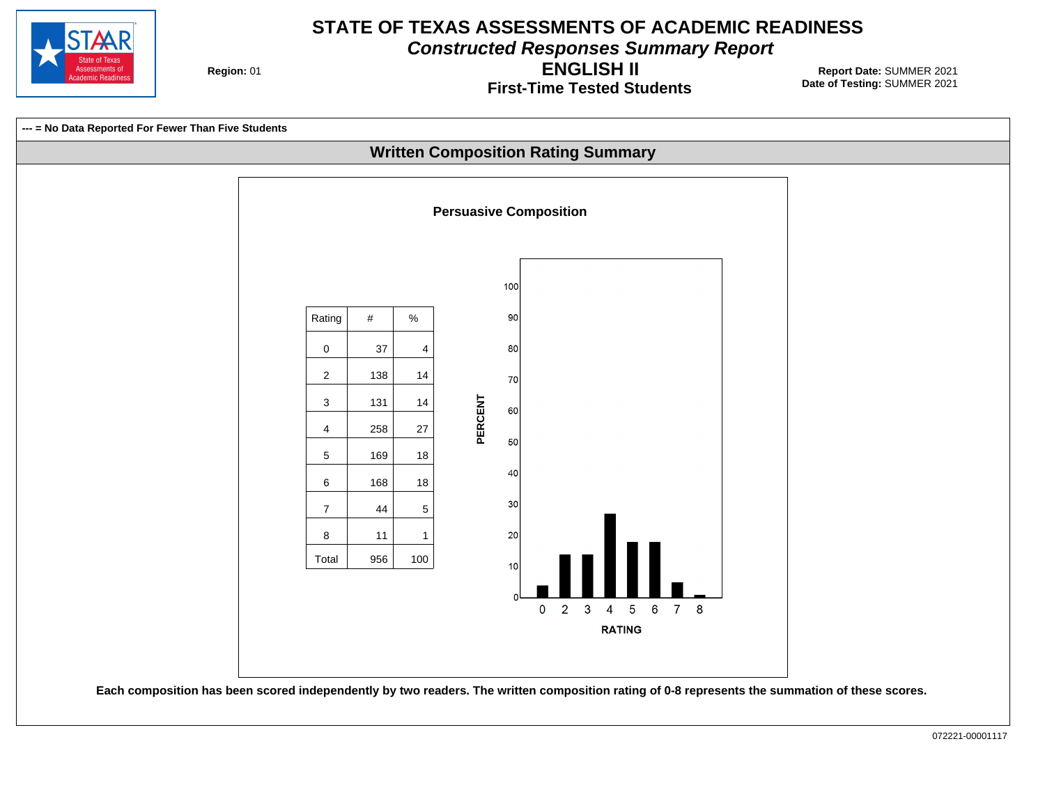# STATE OF TEXAS ASSESSMENTS OF ACADEMIC READINESS

## *Constructed Responses Summary Report*

## ENGLISH II

### First-Time Tested Students

**Region:** 01

**Report Date:** SUMMER 2021
**Date of Testing:** SUMMER 2021

**--- = No Data Reported For Fewer Than Five Students**

## Written Composition Rating Summary

### Persuasive Composition

| Rating | # | % |
|---|---|---|
| 0 | 37 | 4 |
| 2 | 138 | 14 |
| 3 | 131 | 14 |
| 4 | 258 | 27 |
| 5 | 169 | 18 |
| 6 | 168 | 18 |
| 7 | 44 | 5 |
| 8 | 11 | 1 |
| Total | 956 | 100 |

**Each composition has been scored independently by two readers. The written composition rating of 0-8 represents the summation of these scores.**

072221-00001117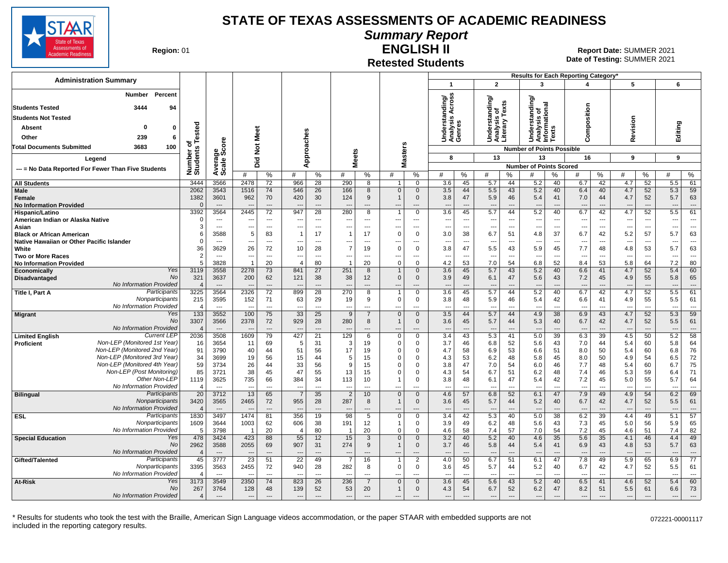# STATE OF TEXAS ASSESSMENTS OF ACADEMIC READINESS

## Summary Report

## ENGLISH II

### Retested Students

**Region:** 01

**Report Date:** SUMMER 2021
**Date of Testing:** SUMMER 2021

| Administration Summary | Number | Percent |
|---|---|---|
| Students Tested | 3444 | 94 |
| Students Not Tested | | |
| Absent | 0 | 0 |
| Other | 239 | 6 |
| Total Documents Submitted | 3683 | 100 |

Legend: --- = No Data Reported For Fewer Than Five Students

Results for Each Reporting Category*:
1. Understanding/Analysis Across Genres (Number of Points Possible: 8)
2. Understanding/Analysis of Literary Texts (13)
3. Understanding/Analysis of Informational Texts (13)
4. Composition (16)
5. Revision (9)
6. Editing (9)

| Group | | Number of Students Tested | Average Scale Score | Did Not Meet # | Did Not Meet % | Approaches # | Approaches % | Meets # | Meets % | Masters # | Masters % | 1 # | 1 % | 2 # | 2 % | 3 # | 3 % | 4 # | 4 % | 5 # | 5 % | 6 # | 6 % |
|---|---|---|---|---|---|---|---|---|---|---|---|---|---|---|---|---|---|---|---|---|---|---|---|
| All Students | | 3444 | 3566 | 2478 | 72 | 966 | 28 | 290 | 8 | 1 | 0 | 3.6 | 45 | 5.7 | 44 | 5.2 | 40 | 6.7 | 42 | 4.7 | 52 | 5.5 | 61 |
| Male | | 2062 | 3543 | 1516 | 74 | 546 | 26 | 166 | 8 | 0 | 0 | 3.5 | 44 | 5.5 | 43 | 5.2 | 40 | 6.4 | 40 | 4.7 | 52 | 5.3 | 59 |
| Female | | 1382 | 3601 | 962 | 70 | 420 | 30 | 124 | 9 | 1 | 0 | 3.8 | 47 | 5.9 | 46 | 5.4 | 41 | 7.0 | 44 | 4.7 | 52 | 5.7 | 63 |
| No Information Provided | | 0 | --- | --- | --- | --- | --- | --- | --- | --- | --- | --- | --- | --- | --- | --- | --- | --- | --- | --- | --- | --- | --- |
| Hispanic/Latino | | 3392 | 3564 | 2445 | 72 | 947 | 28 | 280 | 8 | 1 | 0 | 3.6 | 45 | 5.7 | 44 | 5.2 | 40 | 6.7 | 42 | 4.7 | 52 | 5.5 | 61 |
| American Indian or Alaska Native | | 0 | --- | --- | --- | --- | --- | --- | --- | --- | --- | --- | --- | --- | --- | --- | --- | --- | --- | --- | --- | --- | --- |
| Asian | | 3 | --- | --- | --- | --- | --- | --- | --- | --- | --- | --- | --- | --- | --- | --- | --- | --- | --- | --- | --- | --- | --- |
| Black or African American | | 6 | 3588 | 5 | 83 | 1 | 17 | 1 | 17 | 0 | 0 | 3.0 | 38 | 6.7 | 51 | 4.8 | 37 | 6.7 | 42 | 5.2 | 57 | 5.7 | 63 |
| Native Hawaiian or Other Pacific Islander | | 0 | --- | --- | --- | --- | --- | --- | --- | --- | --- | --- | --- | --- | --- | --- | --- | --- | --- | --- | --- | --- | --- |
| White | | 36 | 3629 | 26 | 72 | 10 | 28 | 7 | 19 | 0 | 0 | 3.8 | 47 | 5.5 | 43 | 5.9 | 45 | 7.7 | 48 | 4.8 | 53 | 5.7 | 63 |
| Two or More Races | | 2 | --- | --- | --- | --- | --- | --- | --- | --- | --- | --- | --- | --- | --- | --- | --- | --- | --- | --- | --- | --- | --- |
| No Information Provided | | 5 | 3828 | 1 | 20 | 4 | 80 | 1 | 20 | 0 | 0 | 4.2 | 53 | 7.0 | 54 | 6.8 | 52 | 8.4 | 53 | 5.8 | 64 | 7.2 | 80 |
| Economically Disadvantaged | Yes | 3119 | 3558 | 2278 | 73 | 841 | 27 | 251 | 8 | 1 | 0 | 3.6 | 45 | 5.7 | 43 | 5.2 | 40 | 6.6 | 41 | 4.7 | 52 | 5.4 | 60 |
| | No | 321 | 3637 | 200 | 62 | 121 | 38 | 38 | 12 | 0 | 0 | 3.9 | 49 | 6.1 | 47 | 5.6 | 43 | 7.2 | 45 | 4.9 | 55 | 5.8 | 65 |
| | No Information Provided | 4 | --- | --- | --- | --- | --- | --- | --- | --- | --- | --- | --- | --- | --- | --- | --- | --- | --- | --- | --- | --- | --- |
| Title I, Part A | Participants | 3225 | 3564 | 2326 | 72 | 899 | 28 | 270 | 8 | 1 | 0 | 3.6 | 45 | 5.7 | 44 | 5.2 | 40 | 6.7 | 42 | 4.7 | 52 | 5.5 | 61 |
| | Nonparticipants | 215 | 3595 | 152 | 71 | 63 | 29 | 19 | 9 | 0 | 0 | 3.8 | 48 | 5.9 | 46 | 5.4 | 42 | 6.6 | 41 | 4.9 | 55 | 5.5 | 61 |
| | No Information Provided | 4 | --- | --- | --- | --- | --- | --- | --- | --- | --- | --- | --- | --- | --- | --- | --- | --- | --- | --- | --- | --- | --- |
| Migrant | Yes | 133 | 3552 | 100 | 75 | 33 | 25 | 9 | 7 | 0 | 0 | 3.5 | 44 | 5.7 | 44 | 4.9 | 38 | 6.9 | 43 | 4.7 | 52 | 5.3 | 59 |
| | No | 3307 | 3566 | 2378 | 72 | 929 | 28 | 280 | 8 | 1 | 0 | 3.6 | 45 | 5.7 | 44 | 5.3 | 40 | 6.7 | 42 | 4.7 | 52 | 5.5 | 61 |
| | No Information Provided | 4 | --- | --- | --- | --- | --- | --- | --- | --- | --- | --- | --- | --- | --- | --- | --- | --- | --- | --- | --- | --- | --- |
| Limited English Proficient | Current LEP | 2036 | 3508 | 1609 | 79 | 427 | 21 | 129 | 6 | 0 | 0 | 3.4 | 43 | 5.3 | 41 | 5.0 | 39 | 6.3 | 39 | 4.5 | 50 | 5.2 | 58 |
| | Non-LEP (Monitored 1st Year) | 16 | 3654 | 11 | 69 | 5 | 31 | 3 | 19 | 0 | 0 | 3.7 | 46 | 6.8 | 52 | 5.6 | 43 | 7.0 | 44 | 5.4 | 60 | 5.8 | 64 |
| | Non-LEP (Monitored 2nd Year) | 91 | 3790 | 40 | 44 | 51 | 56 | 17 | 19 | 0 | 0 | 4.7 | 58 | 6.9 | 53 | 6.6 | 51 | 8.0 | 50 | 5.4 | 60 | 6.8 | 76 |
| | Non-LEP (Monitored 3rd Year) | 34 | 3699 | 19 | 56 | 15 | 44 | 5 | 15 | 0 | 0 | 4.3 | 53 | 6.2 | 48 | 5.8 | 45 | 8.0 | 50 | 4.9 | 54 | 6.5 | 72 |
| | Non-LEP (Monitored 4th Year) | 59 | 3734 | 26 | 44 | 33 | 56 | 9 | 15 | 0 | 0 | 3.8 | 47 | 7.0 | 54 | 6.0 | 46 | 7.7 | 48 | 5.4 | 60 | 6.7 | 75 |
| | Non-LEP (Post Monitoring) | 85 | 3721 | 38 | 45 | 47 | 55 | 13 | 15 | 0 | 0 | 4.3 | 54 | 6.7 | 51 | 6.2 | 48 | 7.4 | 46 | 5.3 | 59 | 6.4 | 71 |
| | Other Non-LEP | 1119 | 3625 | 735 | 66 | 384 | 34 | 113 | 10 | 1 | 0 | 3.8 | 48 | 6.1 | 47 | 5.4 | 42 | 7.2 | 45 | 5.0 | 55 | 5.7 | 64 |
| | No Information Provided | 4 | --- | --- | --- | --- | --- | --- | --- | --- | --- | --- | --- | --- | --- | --- | --- | --- | --- | --- | --- | --- | --- |
| Bilingual | Participants | 20 | 3712 | 13 | 65 | 7 | 35 | 2 | 10 | 0 | 0 | 4.6 | 57 | 6.8 | 52 | 6.1 | 47 | 7.9 | 49 | 4.9 | 54 | 6.2 | 69 |
| | Nonparticipants | 3420 | 3565 | 2465 | 72 | 955 | 28 | 287 | 8 | 1 | 0 | 3.6 | 45 | 5.7 | 44 | 5.2 | 40 | 6.7 | 42 | 4.7 | 52 | 5.5 | 61 |
| | No Information Provided | 4 | --- | --- | --- | --- | --- | --- | --- | --- | --- | --- | --- | --- | --- | --- | --- | --- | --- | --- | --- | --- | --- |
| ESL | Participants | 1830 | 3497 | 1474 | 81 | 356 | 19 | 98 | 5 | 0 | 0 | 3.4 | 42 | 5.3 | 40 | 5.0 | 38 | 6.2 | 39 | 4.4 | 49 | 5.1 | 57 |
| | Nonparticipants | 1609 | 3644 | 1003 | 62 | 606 | 38 | 191 | 12 | 1 | 0 | 3.9 | 49 | 6.2 | 48 | 5.6 | 43 | 7.3 | 45 | 5.0 | 56 | 5.9 | 65 |
| | No Information Provided | 5 | 3798 | 1 | 20 | 4 | 80 | 1 | 20 | 0 | 0 | 4.6 | 58 | 7.4 | 57 | 7.0 | 54 | 7.2 | 45 | 4.6 | 51 | 7.4 | 82 |
| Special Education | Yes | 478 | 3424 | 423 | 88 | 55 | 12 | 15 | 3 | 0 | 0 | 3.2 | 40 | 5.2 | 40 | 4.6 | 35 | 5.6 | 35 | 4.1 | 46 | 4.4 | 49 |
| | No | 2962 | 3588 | 2055 | 69 | 907 | 31 | 274 | 9 | 1 | 0 | 3.7 | 46 | 5.8 | 44 | 5.4 | 41 | 6.9 | 43 | 4.8 | 53 | 5.7 | 63 |
| | No Information Provided | 4 | --- | --- | --- | --- | --- | --- | --- | --- | --- | --- | --- | --- | --- | --- | --- | --- | --- | --- | --- | --- | --- |
| Gifted/Talented | Participants | 45 | 3777 | 23 | 51 | 22 | 49 | 7 | 16 | 1 | 2 | 4.0 | 50 | 6.7 | 51 | 6.1 | 47 | 7.8 | 49 | 5.9 | 65 | 6.9 | 77 |
| | Nonparticipants | 3395 | 3563 | 2455 | 72 | 940 | 28 | 282 | 8 | 0 | 0 | 3.6 | 45 | 5.7 | 44 | 5.2 | 40 | 6.7 | 42 | 4.7 | 52 | 5.5 | 61 |
| | No Information Provided | 4 | --- | --- | --- | --- | --- | --- | --- | --- | --- | --- | --- | --- | --- | --- | --- | --- | --- | --- | --- | --- | --- |
| At-Risk | Yes | 3173 | 3549 | 2350 | 74 | 823 | 26 | 236 | 7 | 0 | 0 | 3.6 | 45 | 5.6 | 43 | 5.2 | 40 | 6.5 | 41 | 4.6 | 52 | 5.4 | 60 |
| | No | 267 | 3764 | 128 | 48 | 139 | 52 | 53 | 20 | 1 | 0 | 4.3 | 54 | 6.7 | 52 | 6.2 | 47 | 8.2 | 51 | 5.5 | 61 | 6.6 | 73 |
| | No Information Provided | 4 | --- | --- | --- | --- | --- | --- | --- | --- | --- | --- | --- | --- | --- | --- | --- | --- | --- | --- | --- | --- | --- |

\* Results for students who took the test with the Braille, American Sign Language videos accommodation, or the paper STAAR with embedded supports are not included in the reporting category results.

072221-00001117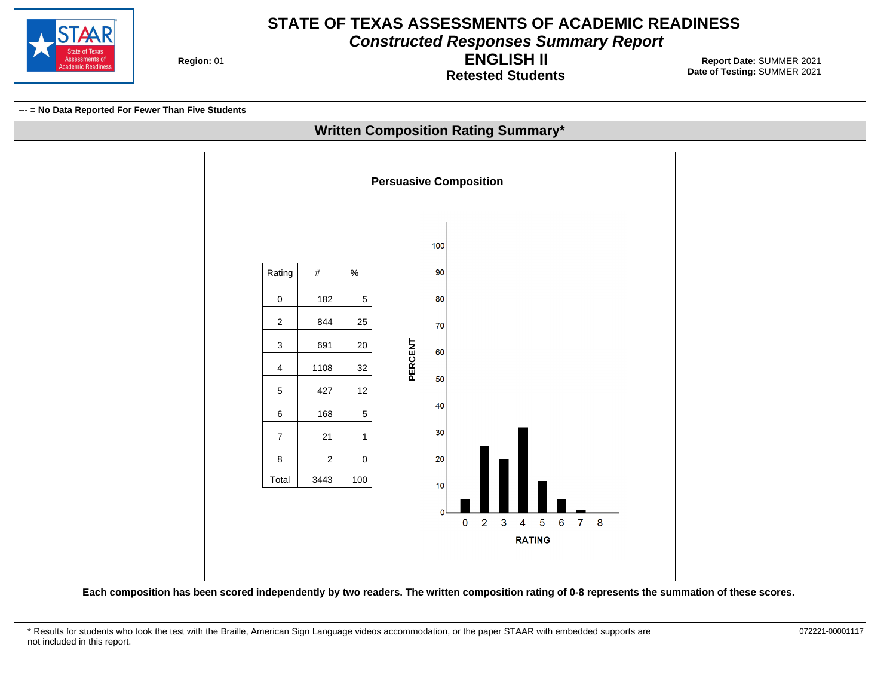# STATE OF TEXAS ASSESSMENTS OF ACADEMIC READINESS

## *Constructed Responses Summary Report*

## ENGLISH II

### Retested Students

**Region:** 01

**Report Date:** SUMMER 2021
**Date of Testing:** SUMMER 2021

**--- = No Data Reported For Fewer Than Five Students**

## Written Composition Rating Summary*

### Persuasive Composition

| Rating | # | % |
|---|---|---|
| 0 | 182 | 5 |
| 2 | 844 | 25 |
| 3 | 691 | 20 |
| 4 | 1108 | 32 |
| 5 | 427 | 12 |
| 6 | 168 | 5 |
| 7 | 21 | 1 |
| 8 | 2 | 0 |
| Total | 3443 | 100 |

**Each composition has been scored independently by two readers. The written composition rating of 0-8 represents the summation of these scores.**

\* Results for students who took the test with the Braille, American Sign Language videos accommodation, or the paper STAAR with embedded supports are not included in this report.

072221-00001117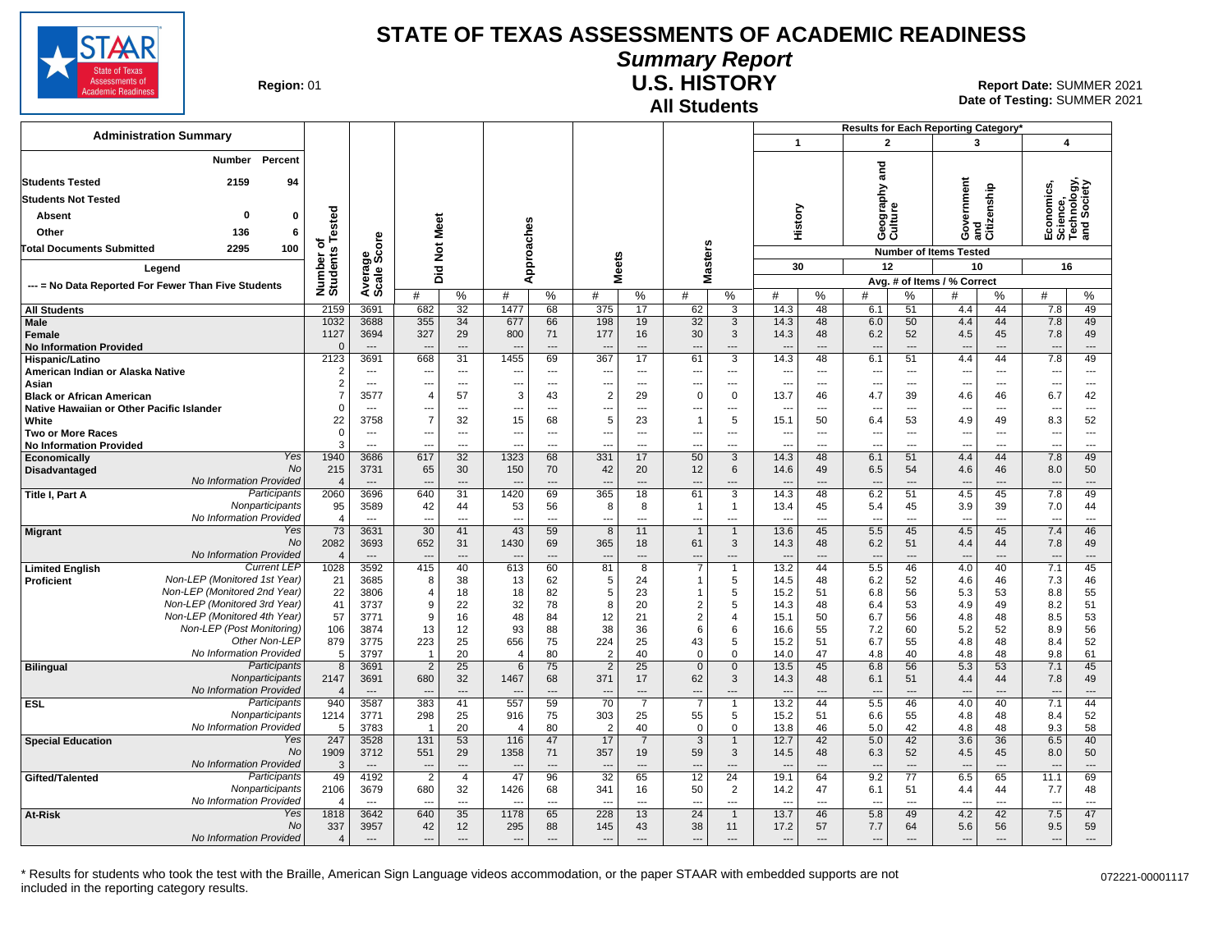# STATE OF TEXAS ASSESSMENTS OF ACADEMIC READINESS

## Summary Report

## U.S. HISTORY

### All Students

**Region:** 01

**Report Date:** SUMMER 2021
**Date of Testing:** SUMMER 2021

| Administration Summary | Number | Percent |
|---|---|---|
| Students Tested | 2159 | 94 |
| Students Not Tested | | |
| Absent | 0 | 0 |
| Other | 136 | 6 |
| Total Documents Submitted | 2295 | 100 |

Legend: --- = No Data Reported For Fewer Than Five Students

Results for Each Reporting Category*: 1 = History (30 items); 2 = Geography and Culture (12 items); 3 = Government and Citizenship (10 items); 4 = Economics, Science, Technology, and Society (16 items). Avg. # of Items / % Correct.

| Group | Subgroup | Number of Students Tested | Average Scale Score | Did Not Meet # | Did Not Meet % | Approaches # | Approaches % | Meets # | Meets % | Masters # | Masters % | History # | History % | Geography and Culture # | Geography and Culture % | Government and Citizenship # | Government and Citizenship % | Economics, Science, Technology, and Society # | Economics, Science, Technology, and Society % |
|---|---|---|---|---|---|---|---|---|---|---|---|---|---|---|---|---|---|---|---|
| All Students | | 2159 | 3691 | 682 | 32 | 1477 | 68 | 375 | 17 | 62 | 3 | 14.3 | 48 | 6.1 | 51 | 4.4 | 44 | 7.8 | 49 |
| Male | | 1032 | 3688 | 355 | 34 | 677 | 66 | 198 | 19 | 32 | 3 | 14.3 | 48 | 6.0 | 50 | 4.4 | 44 | 7.8 | 49 |
| Female | | 1127 | 3694 | 327 | 29 | 800 | 71 | 177 | 16 | 30 | 3 | 14.3 | 48 | 6.2 | 52 | 4.5 | 45 | 7.8 | 49 |
| No Information Provided | | 0 | --- | --- | --- | --- | --- | --- | --- | --- | --- | --- | --- | --- | --- | --- | --- | --- | --- |
| Hispanic/Latino | | 2123 | 3691 | 668 | 31 | 1455 | 69 | 367 | 17 | 61 | 3 | 14.3 | 48 | 6.1 | 51 | 4.4 | 44 | 7.8 | 49 |
| American Indian or Alaska Native | | 2 | --- | --- | --- | --- | --- | --- | --- | --- | --- | --- | --- | --- | --- | --- | --- | --- | --- |
| Asian | | 2 | --- | --- | --- | --- | --- | --- | --- | --- | --- | --- | --- | --- | --- | --- | --- | --- | --- |
| Black or African American | | 7 | 3577 | 4 | 57 | 3 | 43 | 2 | 29 | 0 | 0 | 13.7 | 46 | 4.7 | 39 | 4.6 | 46 | 6.7 | 42 |
| Native Hawaiian or Other Pacific Islander | | 0 | --- | --- | --- | --- | --- | --- | --- | --- | --- | --- | --- | --- | --- | --- | --- | --- | --- |
| White | | 22 | 3758 | 7 | 32 | 15 | 68 | 5 | 23 | 1 | 5 | 15.1 | 50 | 6.4 | 53 | 4.9 | 49 | 8.3 | 52 |
| Two or More Races | | 0 | --- | --- | --- | --- | --- | --- | --- | --- | --- | --- | --- | --- | --- | --- | --- | --- | --- |
| No Information Provided | | 3 | --- | --- | --- | --- | --- | --- | --- | --- | --- | --- | --- | --- | --- | --- | --- | --- | --- |
| Economically Disadvantaged | Yes | 1940 | 3686 | 617 | 32 | 1323 | 68 | 331 | 17 | 50 | 3 | 14.3 | 48 | 6.1 | 51 | 4.4 | 44 | 7.8 | 49 |
| | No | 215 | 3731 | 65 | 30 | 150 | 70 | 42 | 20 | 12 | 6 | 14.6 | 49 | 6.5 | 54 | 4.6 | 46 | 8.0 | 50 |
| | No Information Provided | 4 | --- | --- | --- | --- | --- | --- | --- | --- | --- | --- | --- | --- | --- | --- | --- | --- | --- |
| Title I, Part A | Participants | 2060 | 3696 | 640 | 31 | 1420 | 69 | 365 | 18 | 61 | 3 | 14.3 | 48 | 6.2 | 51 | 4.5 | 45 | 7.8 | 49 |
| | Nonparticipants | 95 | 3589 | 42 | 44 | 53 | 56 | 8 | 8 | 1 | 1 | 13.4 | 45 | 5.4 | 45 | 3.9 | 39 | 7.0 | 44 |
| | No Information Provided | 4 | --- | --- | --- | --- | --- | --- | --- | --- | --- | --- | --- | --- | --- | --- | --- | --- | --- |
| Migrant | Yes | 73 | 3631 | 30 | 41 | 43 | 59 | 8 | 11 | 1 | 1 | 13.6 | 45 | 5.5 | 45 | 4.5 | 45 | 7.4 | 46 |
| | No | 2082 | 3693 | 652 | 31 | 1430 | 69 | 365 | 18 | 61 | 3 | 14.3 | 48 | 6.2 | 51 | 4.4 | 44 | 7.8 | 49 |
| | No Information Provided | 4 | --- | --- | --- | --- | --- | --- | --- | --- | --- | --- | --- | --- | --- | --- | --- | --- | --- |
| Limited English Proficient | Current LEP | 1028 | 3592 | 415 | 40 | 613 | 60 | 81 | 8 | 7 | 1 | 13.2 | 44 | 5.5 | 46 | 4.0 | 40 | 7.1 | 45 |
| | Non-LEP (Monitored 1st Year) | 21 | 3685 | 8 | 38 | 13 | 62 | 5 | 24 | 1 | 5 | 14.5 | 48 | 6.2 | 52 | 4.6 | 46 | 7.3 | 46 |
| | Non-LEP (Monitored 2nd Year) | 22 | 3806 | 4 | 18 | 18 | 82 | 5 | 23 | 1 | 5 | 15.2 | 51 | 6.8 | 56 | 5.3 | 53 | 8.8 | 55 |
| | Non-LEP (Monitored 3rd Year) | 41 | 3737 | 9 | 22 | 32 | 78 | 8 | 20 | 2 | 5 | 14.3 | 48 | 6.4 | 53 | 4.9 | 49 | 8.2 | 51 |
| | Non-LEP (Monitored 4th Year) | 57 | 3771 | 9 | 16 | 48 | 84 | 12 | 21 | 2 | 4 | 15.1 | 50 | 6.7 | 56 | 4.8 | 48 | 8.5 | 53 |
| | Non-LEP (Post Monitoring) | 106 | 3874 | 13 | 12 | 93 | 88 | 38 | 36 | 6 | 6 | 16.6 | 55 | 7.2 | 60 | 5.2 | 52 | 8.9 | 56 |
| | Other Non-LEP | 879 | 3775 | 223 | 25 | 656 | 75 | 224 | 25 | 43 | 5 | 15.2 | 51 | 6.7 | 55 | 4.8 | 48 | 8.4 | 52 |
| | No Information Provided | 5 | 3797 | 1 | 20 | 4 | 80 | 2 | 40 | 0 | 0 | 14.0 | 47 | 4.8 | 40 | 4.8 | 48 | 9.8 | 61 |
| Bilingual | Participants | 8 | 3691 | 2 | 25 | 6 | 75 | 2 | 25 | 0 | 0 | 13.5 | 45 | 6.8 | 56 | 5.3 | 53 | 7.1 | 45 |
| | Nonparticipants | 2147 | 3691 | 680 | 32 | 1467 | 68 | 371 | 17 | 62 | 3 | 14.3 | 48 | 6.1 | 51 | 4.4 | 44 | 7.8 | 49 |
| | No Information Provided | 4 | --- | --- | --- | --- | --- | --- | --- | --- | --- | --- | --- | --- | --- | --- | --- | --- | --- |
| ESL | Participants | 940 | 3587 | 383 | 41 | 557 | 59 | 70 | 7 | 7 | 1 | 13.2 | 44 | 5.5 | 46 | 4.0 | 40 | 7.1 | 44 |
| | Nonparticipants | 1214 | 3771 | 298 | 25 | 916 | 75 | 303 | 25 | 55 | 5 | 15.2 | 51 | 6.6 | 55 | 4.8 | 48 | 8.4 | 52 |
| | No Information Provided | 5 | 3783 | 1 | 20 | 4 | 80 | 2 | 40 | 0 | 0 | 13.8 | 46 | 5.0 | 42 | 4.8 | 48 | 9.3 | 58 |
| Special Education | Yes | 247 | 3528 | 131 | 53 | 116 | 47 | 17 | 7 | 3 | 1 | 12.7 | 42 | 5.0 | 42 | 3.6 | 36 | 6.5 | 40 |
| | No | 1909 | 3712 | 551 | 29 | 1358 | 71 | 357 | 19 | 59 | 3 | 14.5 | 48 | 6.3 | 52 | 4.5 | 45 | 8.0 | 50 |
| | No Information Provided | 3 | --- | --- | --- | --- | --- | --- | --- | --- | --- | --- | --- | --- | --- | --- | --- | --- | --- |
| Gifted/Talented | Participants | 49 | 4192 | 2 | 4 | 47 | 96 | 32 | 65 | 12 | 24 | 19.1 | 64 | 9.2 | 77 | 6.5 | 65 | 11.1 | 69 |
| | Nonparticipants | 2106 | 3679 | 680 | 32 | 1426 | 68 | 341 | 16 | 50 | 2 | 14.2 | 47 | 6.1 | 51 | 4.4 | 44 | 7.7 | 48 |
| | No Information Provided | 4 | --- | --- | --- | --- | --- | --- | --- | --- | --- | --- | --- | --- | --- | --- | --- | --- | --- |
| At-Risk | Yes | 1818 | 3642 | 640 | 35 | 1178 | 65 | 228 | 13 | 24 | 1 | 13.7 | 46 | 5.8 | 49 | 4.2 | 42 | 7.5 | 47 |
| | No | 337 | 3957 | 42 | 12 | 295 | 88 | 145 | 43 | 38 | 11 | 17.2 | 57 | 7.7 | 64 | 5.6 | 56 | 9.5 | 59 |
| | No Information Provided | 4 | --- | --- | --- | --- | --- | --- | --- | --- | --- | --- | --- | --- | --- | --- | --- | --- | --- |

\* Results for students who took the test with the Braille, American Sign Language videos accommodation, or the paper STAAR with embedded supports are not included in the reporting category results.

072221-00001117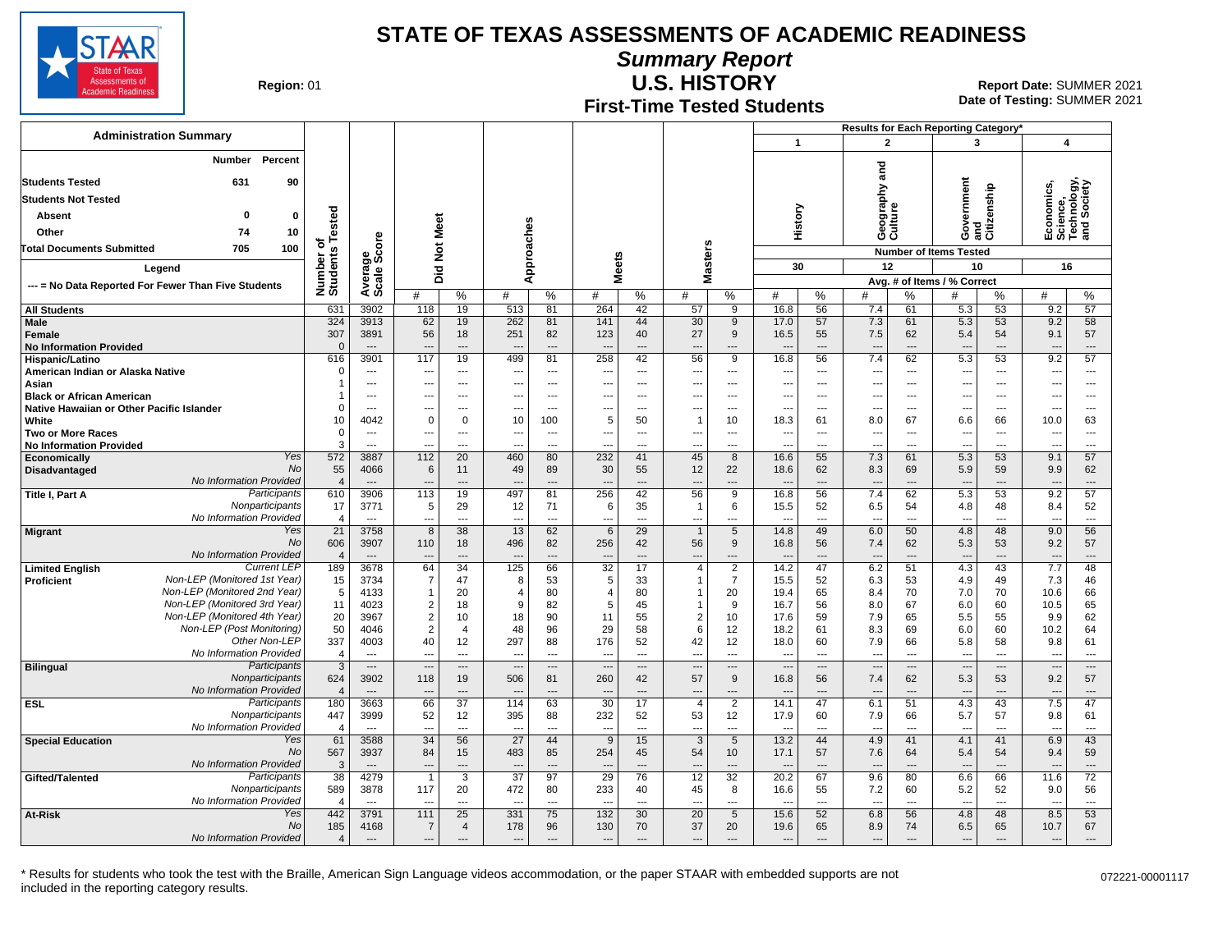# STATE OF TEXAS ASSESSMENTS OF ACADEMIC READINESS

## Summary Report

## U.S. HISTORY

### First-Time Tested Students

**Region:** 01

**Report Date:** SUMMER 2021
**Date of Testing:** SUMMER 2021

**Administration Summary**

| | Number | Percent |
|---|---|---|
| Students Tested | 631 | 90 |
| Students Not Tested | | |
| Absent | 0 | 0 |
| Other | 74 | 10 |
| Total Documents Submitted | 705 | 100 |

Legend
--- = No Data Reported For Fewer Than Five Students

Results for Each Reporting Category*: 1 = History (Number of Items Tested: 30); 2 = Geography and Culture (12); 3 = Government and Citizenship (10); 4 = Economics, Science, Technology, and Society (16). Avg. # of Items / % Correct.

| Group | | Number of Students Tested | Average Scale Score | Did Not Meet # | Did Not Meet % | Approaches # | Approaches % | Meets # | Meets % | Masters # | Masters % | History # | History % | Geography and Culture # | Geography and Culture % | Government and Citizenship # | Government and Citizenship % | Economics, Science, Technology, and Society # | Economics, Science, Technology, and Society % |
|---|---|---|---|---|---|---|---|---|---|---|---|---|---|---|---|---|---|---|---|
| All Students | | 631 | 3902 | 118 | 19 | 513 | 81 | 264 | 42 | 57 | 9 | 16.8 | 56 | 7.4 | 61 | 5.3 | 53 | 9.2 | 57 |
| Male | | 324 | 3913 | 62 | 19 | 262 | 81 | 141 | 44 | 30 | 9 | 17.0 | 57 | 7.3 | 61 | 5.3 | 53 | 9.2 | 58 |
| Female | | 307 | 3891 | 56 | 18 | 251 | 82 | 123 | 40 | 27 | 9 | 16.5 | 55 | 7.5 | 62 | 5.4 | 54 | 9.1 | 57 |
| No Information Provided | | 0 | --- | --- | --- | --- | --- | --- | --- | --- | --- | --- | --- | --- | --- | --- | --- | --- | --- |
| Hispanic/Latino | | 616 | 3901 | 117 | 19 | 499 | 81 | 258 | 42 | 56 | 9 | 16.8 | 56 | 7.4 | 62 | 5.3 | 53 | 9.2 | 57 |
| American Indian or Alaska Native | | 0 | --- | --- | --- | --- | --- | --- | --- | --- | --- | --- | --- | --- | --- | --- | --- | --- | --- |
| Asian | | 1 | --- | --- | --- | --- | --- | --- | --- | --- | --- | --- | --- | --- | --- | --- | --- | --- | --- |
| Black or African American | | 1 | --- | --- | --- | --- | --- | --- | --- | --- | --- | --- | --- | --- | --- | --- | --- | --- | --- |
| Native Hawaiian or Other Pacific Islander | | 0 | --- | --- | --- | --- | --- | --- | --- | --- | --- | --- | --- | --- | --- | --- | --- | --- | --- |
| White | | 10 | 4042 | 0 | 0 | 10 | 100 | 5 | 50 | 1 | 10 | 18.3 | 61 | 8.0 | 67 | 6.6 | 66 | 10.0 | 63 |
| Two or More Races | | 0 | --- | --- | --- | --- | --- | --- | --- | --- | --- | --- | --- | --- | --- | --- | --- | --- | --- |
| No Information Provided | | 3 | --- | --- | --- | --- | --- | --- | --- | --- | --- | --- | --- | --- | --- | --- | --- | --- | --- |
| Economically Disadvantaged | Yes | 572 | 3887 | 112 | 20 | 460 | 80 | 232 | 41 | 45 | 8 | 16.6 | 55 | 7.3 | 61 | 5.3 | 53 | 9.1 | 57 |
| | No | 55 | 4066 | 6 | 11 | 49 | 89 | 30 | 55 | 12 | 22 | 18.6 | 62 | 8.3 | 69 | 5.9 | 59 | 9.9 | 62 |
| | No Information Provided | 4 | --- | --- | --- | --- | --- | --- | --- | --- | --- | --- | --- | --- | --- | --- | --- | --- | --- |
| Title I, Part A | Participants | 610 | 3906 | 113 | 19 | 497 | 81 | 256 | 42 | 56 | 9 | 16.8 | 56 | 7.4 | 62 | 5.3 | 53 | 9.2 | 57 |
| | Nonparticipants | 17 | 3771 | 5 | 29 | 12 | 71 | 6 | 35 | 1 | 6 | 15.5 | 52 | 6.5 | 54 | 4.8 | 48 | 8.4 | 52 |
| | No Information Provided | 4 | --- | --- | --- | --- | --- | --- | --- | --- | --- | --- | --- | --- | --- | --- | --- | --- | --- |
| Migrant | Yes | 21 | 3758 | 8 | 38 | 13 | 62 | 6 | 29 | 1 | 5 | 14.8 | 49 | 6.0 | 50 | 4.8 | 48 | 9.0 | 56 |
| | No | 606 | 3907 | 110 | 18 | 496 | 82 | 256 | 42 | 56 | 9 | 16.8 | 56 | 7.4 | 62 | 5.3 | 53 | 9.2 | 57 |
| | No Information Provided | 4 | --- | --- | --- | --- | --- | --- | --- | --- | --- | --- | --- | --- | --- | --- | --- | --- | --- |
| Limited English Proficient | Current LEP | 189 | 3678 | 64 | 34 | 125 | 66 | 32 | 17 | 4 | 2 | 14.2 | 47 | 6.2 | 51 | 4.3 | 43 | 7.7 | 48 |
| | Non-LEP (Monitored 1st Year) | 15 | 3734 | 7 | 47 | 8 | 53 | 5 | 33 | 1 | 7 | 15.5 | 52 | 6.3 | 53 | 4.9 | 49 | 7.3 | 46 |
| | Non-LEP (Monitored 2nd Year) | 5 | 4133 | 1 | 20 | 4 | 80 | 4 | 80 | 1 | 20 | 19.4 | 65 | 8.4 | 70 | 7.0 | 70 | 10.6 | 66 |
| | Non-LEP (Monitored 3rd Year) | 11 | 4023 | 2 | 18 | 9 | 82 | 5 | 45 | 1 | 9 | 16.7 | 56 | 8.0 | 67 | 6.0 | 60 | 10.5 | 65 |
| | Non-LEP (Monitored 4th Year) | 20 | 3967 | 2 | 10 | 18 | 90 | 11 | 55 | 2 | 10 | 17.6 | 59 | 7.9 | 65 | 5.5 | 55 | 9.9 | 62 |
| | Non-LEP (Post Monitoring) | 50 | 4046 | 2 | 4 | 48 | 96 | 29 | 58 | 6 | 12 | 18.2 | 61 | 8.3 | 69 | 6.0 | 60 | 10.2 | 64 |
| | Other Non-LEP | 337 | 4003 | 40 | 12 | 297 | 88 | 176 | 52 | 42 | 12 | 18.0 | 60 | 7.9 | 66 | 5.8 | 58 | 9.8 | 61 |
| | No Information Provided | 4 | --- | --- | --- | --- | --- | --- | --- | --- | --- | --- | --- | --- | --- | --- | --- | --- | --- |
| Bilingual | Participants | 3 | --- | --- | --- | --- | --- | --- | --- | --- | --- | --- | --- | --- | --- | --- | --- | --- | --- |
| | Nonparticipants | 624 | 3902 | 118 | 19 | 506 | 81 | 260 | 42 | 57 | 9 | 16.8 | 56 | 7.4 | 62 | 5.3 | 53 | 9.2 | 57 |
| | No Information Provided | 4 | --- | --- | --- | --- | --- | --- | --- | --- | --- | --- | --- | --- | --- | --- | --- | --- | --- |
| ESL | Participants | 180 | 3663 | 66 | 37 | 114 | 63 | 30 | 17 | 4 | 2 | 14.1 | 47 | 6.1 | 51 | 4.3 | 43 | 7.5 | 47 |
| | Nonparticipants | 447 | 3999 | 52 | 12 | 395 | 88 | 232 | 52 | 53 | 12 | 17.9 | 60 | 7.9 | 66 | 5.7 | 57 | 9.8 | 61 |
| | No Information Provided | 4 | --- | --- | --- | --- | --- | --- | --- | --- | --- | --- | --- | --- | --- | --- | --- | --- | --- |
| Special Education | Yes | 61 | 3588 | 34 | 56 | 27 | 44 | 9 | 15 | 3 | 5 | 13.2 | 44 | 4.9 | 41 | 4.1 | 41 | 6.9 | 43 |
| | No | 567 | 3937 | 84 | 15 | 483 | 85 | 254 | 45 | 54 | 10 | 17.1 | 57 | 7.6 | 64 | 5.4 | 54 | 9.4 | 59 |
| | No Information Provided | 3 | --- | --- | --- | --- | --- | --- | --- | --- | --- | --- | --- | --- | --- | --- | --- | --- | --- |
| Gifted/Talented | Participants | 38 | 4279 | 1 | 3 | 37 | 97 | 29 | 76 | 12 | 32 | 20.2 | 67 | 9.6 | 80 | 6.6 | 66 | 11.6 | 72 |
| | Nonparticipants | 589 | 3878 | 117 | 20 | 472 | 80 | 233 | 40 | 45 | 8 | 16.6 | 55 | 7.2 | 60 | 5.2 | 52 | 9.0 | 56 |
| | No Information Provided | 4 | --- | --- | --- | --- | --- | --- | --- | --- | --- | --- | --- | --- | --- | --- | --- | --- | --- |
| At-Risk | Yes | 442 | 3791 | 111 | 25 | 331 | 75 | 132 | 30 | 20 | 5 | 15.6 | 52 | 6.8 | 56 | 4.8 | 48 | 8.5 | 53 |
| | No | 185 | 4168 | 7 | 4 | 178 | 96 | 130 | 70 | 37 | 20 | 19.6 | 65 | 8.9 | 74 | 6.5 | 65 | 10.7 | 67 |
| | No Information Provided | 4 | --- | --- | --- | --- | --- | --- | --- | --- | --- | --- | --- | --- | --- | --- | --- | --- | --- |

\* Results for students who took the test with the Braille, American Sign Language videos accommodation, or the paper STAAR with embedded supports are not included in the reporting category results.

072221-00001117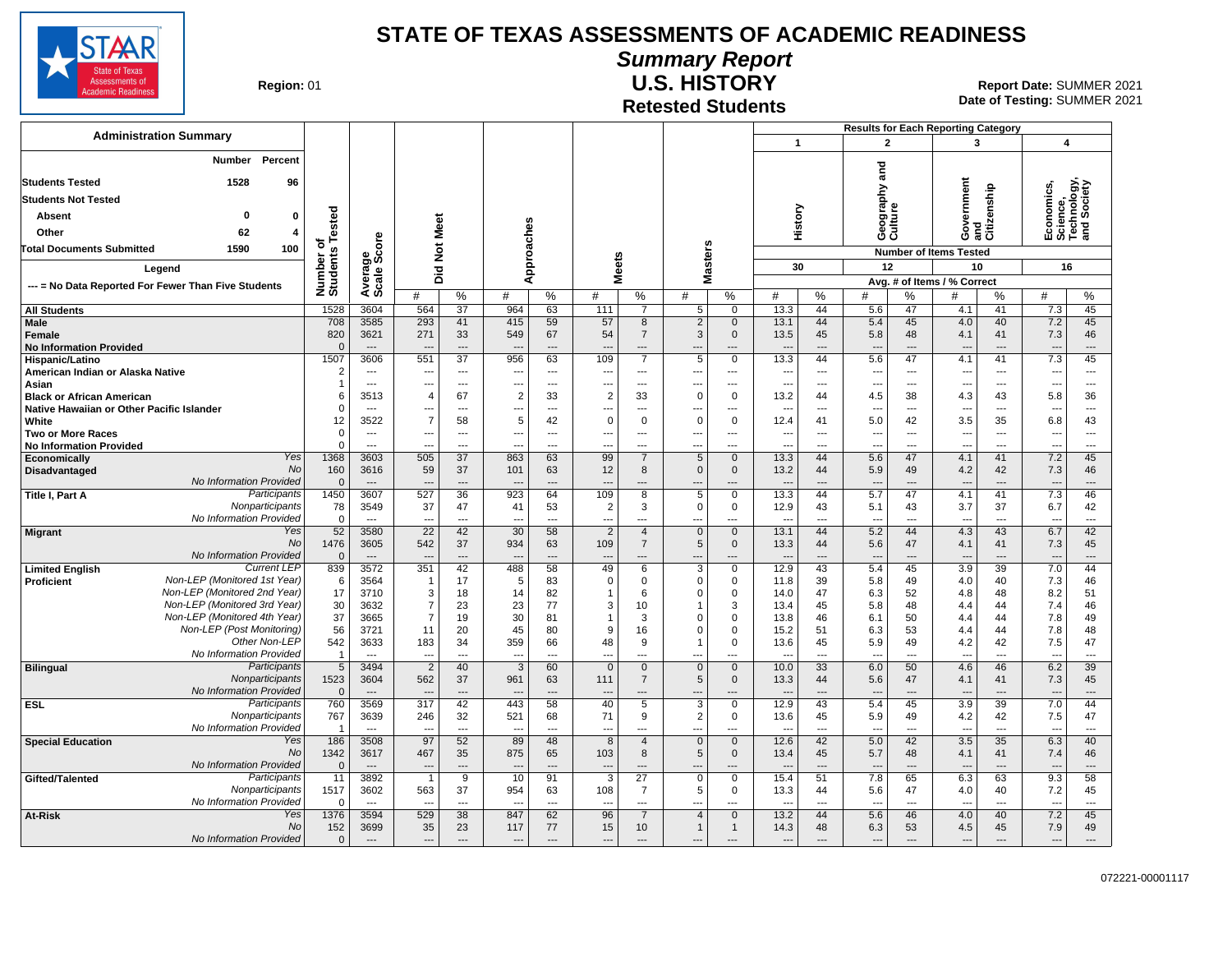# STATE OF TEXAS ASSESSMENTS OF ACADEMIC READINESS

## Summary Report

## U.S. HISTORY

## Retested Students

**Region:** 01

**Report Date:** SUMMER 2021
**Date of Testing:** SUMMER 2021

### Administration Summary

| | Number | Percent |
|---|---|---|
| Students Tested | 1528 | 96 |
| Students Not Tested | | |
| Absent | 0 | 0 |
| Other | 62 | 4 |
| Total Documents Submitted | 1590 | 100 |

Legend
--- = No Data Reported For Fewer Than Five Students

| | | Number of Students Tested | Average Scale Score | Did Not Meet # | Did Not Meet % | Approaches # | Approaches % | Meets # | Meets % | Masters # | Masters % | 1 History (30 items) # | 1 History % | 2 Geography and Culture (12 items) # | 2 Geography and Culture % | 3 Government and Citizenship (10 items) # | 3 Government and Citizenship % | 4 Economics, Science, Technology, and Society (16 items) # | 4 Economics, Science, Technology, and Society % |
|---|---|---|---|---|---|---|---|---|---|---|---|---|---|---|---|---|---|---|---|
| All Students | | 1528 | 3604 | 564 | 37 | 964 | 63 | 111 | 7 | 5 | 0 | 13.3 | 44 | 5.6 | 47 | 4.1 | 41 | 7.3 | 45 |
| Male | | 708 | 3585 | 293 | 41 | 415 | 59 | 57 | 8 | 2 | 0 | 13.1 | 44 | 5.4 | 45 | 4.0 | 40 | 7.2 | 45 |
| Female | | 820 | 3621 | 271 | 33 | 549 | 67 | 54 | 7 | 3 | 0 | 13.5 | 45 | 5.8 | 48 | 4.1 | 41 | 7.3 | 46 |
| No Information Provided | | 0 | --- | --- | --- | --- | --- | --- | --- | --- | --- | --- | --- | --- | --- | --- | --- | --- | --- |
| Hispanic/Latino | | 1507 | 3606 | 551 | 37 | 956 | 63 | 109 | 7 | 5 | 0 | 13.3 | 44 | 5.6 | 47 | 4.1 | 41 | 7.3 | 45 |
| American Indian or Alaska Native | | 2 | --- | --- | --- | --- | --- | --- | --- | --- | --- | --- | --- | --- | --- | --- | --- | --- | --- |
| Asian | | 1 | --- | --- | --- | --- | --- | --- | --- | --- | --- | --- | --- | --- | --- | --- | --- | --- | --- |
| Black or African American | | 6 | 3513 | 4 | 67 | 2 | 33 | 2 | 33 | 0 | 0 | 13.2 | 44 | 4.5 | 38 | 4.3 | 43 | 5.8 | 36 |
| Native Hawaiian or Other Pacific Islander | | 0 | --- | --- | --- | --- | --- | --- | --- | --- | --- | --- | --- | --- | --- | --- | --- | --- | --- |
| White | | 12 | 3522 | 7 | 58 | 5 | 42 | 0 | 0 | 0 | 0 | 12.4 | 41 | 5.0 | 42 | 3.5 | 35 | 6.8 | 43 |
| Two or More Races | | 0 | --- | --- | --- | --- | --- | --- | --- | --- | --- | --- | --- | --- | --- | --- | --- | --- | --- |
| No Information Provided | | 0 | --- | --- | --- | --- | --- | --- | --- | --- | --- | --- | --- | --- | --- | --- | --- | --- | --- |
| Economically Disadvantaged | Yes | 1368 | 3603 | 505 | 37 | 863 | 63 | 99 | 7 | 5 | 0 | 13.3 | 44 | 5.6 | 47 | 4.1 | 41 | 7.2 | 45 |
| | No | 160 | 3616 | 59 | 37 | 101 | 63 | 12 | 8 | 0 | 0 | 13.2 | 44 | 5.9 | 49 | 4.2 | 42 | 7.3 | 46 |
| | No Information Provided | 0 | --- | --- | --- | --- | --- | --- | --- | --- | --- | --- | --- | --- | --- | --- | --- | --- | --- |
| Title I, Part A | Participants | 1450 | 3607 | 527 | 36 | 923 | 64 | 109 | 8 | 5 | 0 | 13.3 | 44 | 5.7 | 47 | 4.1 | 41 | 7.3 | 46 |
| | Nonparticipants | 78 | 3549 | 37 | 47 | 41 | 53 | 2 | 3 | 0 | 0 | 12.9 | 43 | 5.1 | 43 | 3.7 | 37 | 6.7 | 42 |
| | No Information Provided | 0 | --- | --- | --- | --- | --- | --- | --- | --- | --- | --- | --- | --- | --- | --- | --- | --- | --- |
| Migrant | Yes | 52 | 3580 | 22 | 42 | 30 | 58 | 2 | 4 | 0 | 0 | 13.1 | 44 | 5.2 | 44 | 4.3 | 43 | 6.7 | 42 |
| | No | 1476 | 3605 | 542 | 37 | 934 | 63 | 109 | 7 | 5 | 0 | 13.3 | 44 | 5.6 | 47 | 4.1 | 41 | 7.3 | 45 |
| | No Information Provided | 0 | --- | --- | --- | --- | --- | --- | --- | --- | --- | --- | --- | --- | --- | --- | --- | --- | --- |
| Limited English Proficient | Current LEP | 839 | 3572 | 351 | 42 | 488 | 58 | 49 | 6 | 3 | 0 | 12.9 | 43 | 5.4 | 45 | 3.9 | 39 | 7.0 | 44 |
| | Non-LEP (Monitored 1st Year) | 6 | 3564 | 1 | 17 | 5 | 83 | 0 | 0 | 0 | 0 | 11.8 | 39 | 5.8 | 49 | 4.0 | 40 | 7.3 | 46 |
| | Non-LEP (Monitored 2nd Year) | 17 | 3710 | 3 | 18 | 14 | 82 | 1 | 6 | 0 | 0 | 14.0 | 47 | 6.3 | 52 | 4.8 | 48 | 8.2 | 51 |
| | Non-LEP (Monitored 3rd Year) | 30 | 3632 | 7 | 23 | 23 | 77 | 3 | 10 | 1 | 3 | 13.4 | 45 | 5.8 | 48 | 4.4 | 44 | 7.4 | 46 |
| | Non-LEP (Monitored 4th Year) | 37 | 3665 | 7 | 19 | 30 | 81 | 1 | 3 | 0 | 0 | 13.8 | 46 | 6.1 | 50 | 4.4 | 44 | 7.8 | 49 |
| | Non-LEP (Post Monitoring) | 56 | 3721 | 11 | 20 | 45 | 80 | 9 | 16 | 0 | 0 | 15.2 | 51 | 6.3 | 53 | 4.4 | 44 | 7.8 | 48 |
| | Other Non-LEP | 542 | 3633 | 183 | 34 | 359 | 66 | 48 | 9 | 1 | 0 | 13.6 | 45 | 5.9 | 49 | 4.2 | 42 | 7.5 | 47 |
| | No Information Provided | 1 | --- | --- | --- | --- | --- | --- | --- | --- | --- | --- | --- | --- | --- | --- | --- | --- | --- |
| Bilingual | Participants | 5 | 3494 | 2 | 40 | 3 | 60 | 0 | 0 | 0 | 0 | 10.0 | 33 | 6.0 | 50 | 4.6 | 46 | 6.2 | 39 |
| | Nonparticipants | 1523 | 3604 | 562 | 37 | 961 | 63 | 111 | 7 | 5 | 0 | 13.3 | 44 | 5.6 | 47 | 4.1 | 41 | 7.3 | 45 |
| | No Information Provided | 0 | --- | --- | --- | --- | --- | --- | --- | --- | --- | --- | --- | --- | --- | --- | --- | --- | --- |
| ESL | Participants | 760 | 3569 | 317 | 42 | 443 | 58 | 40 | 5 | 3 | 0 | 12.9 | 43 | 5.4 | 45 | 3.9 | 39 | 7.0 | 44 |
| | Nonparticipants | 767 | 3639 | 246 | 32 | 521 | 68 | 71 | 9 | 2 | 0 | 13.6 | 45 | 5.9 | 49 | 4.2 | 42 | 7.5 | 47 |
| | No Information Provided | 1 | --- | --- | --- | --- | --- | --- | --- | --- | --- | --- | --- | --- | --- | --- | --- | --- | --- |
| Special Education | Yes | 186 | 3508 | 97 | 52 | 89 | 48 | 8 | 4 | 0 | 0 | 12.6 | 42 | 5.0 | 42 | 3.5 | 35 | 6.3 | 40 |
| | No | 1342 | 3617 | 467 | 35 | 875 | 65 | 103 | 8 | 5 | 0 | 13.4 | 45 | 5.7 | 48 | 4.1 | 41 | 7.4 | 46 |
| | No Information Provided | 0 | --- | --- | --- | --- | --- | --- | --- | --- | --- | --- | --- | --- | --- | --- | --- | --- | --- |
| Gifted/Talented | Participants | 11 | 3892 | 1 | 9 | 10 | 91 | 3 | 27 | 0 | 0 | 15.4 | 51 | 7.8 | 65 | 6.3 | 63 | 9.3 | 58 |
| | Nonparticipants | 1517 | 3602 | 563 | 37 | 954 | 63 | 108 | 7 | 5 | 0 | 13.3 | 44 | 5.6 | 47 | 4.0 | 40 | 7.2 | 45 |
| | No Information Provided | 0 | --- | --- | --- | --- | --- | --- | --- | --- | --- | --- | --- | --- | --- | --- | --- | --- | --- |
| At-Risk | Yes | 1376 | 3594 | 529 | 38 | 847 | 62 | 96 | 7 | 4 | 0 | 13.2 | 44 | 5.6 | 46 | 4.0 | 40 | 7.2 | 45 |
| | No | 152 | 3699 | 35 | 23 | 117 | 77 | 15 | 10 | 1 | 1 | 14.3 | 48 | 6.3 | 53 | 4.5 | 45 | 7.9 | 49 |
| | No Information Provided | 0 | --- | --- | --- | --- | --- | --- | --- | --- | --- | --- | --- | --- | --- | --- | --- | --- | --- |

072221-00001117